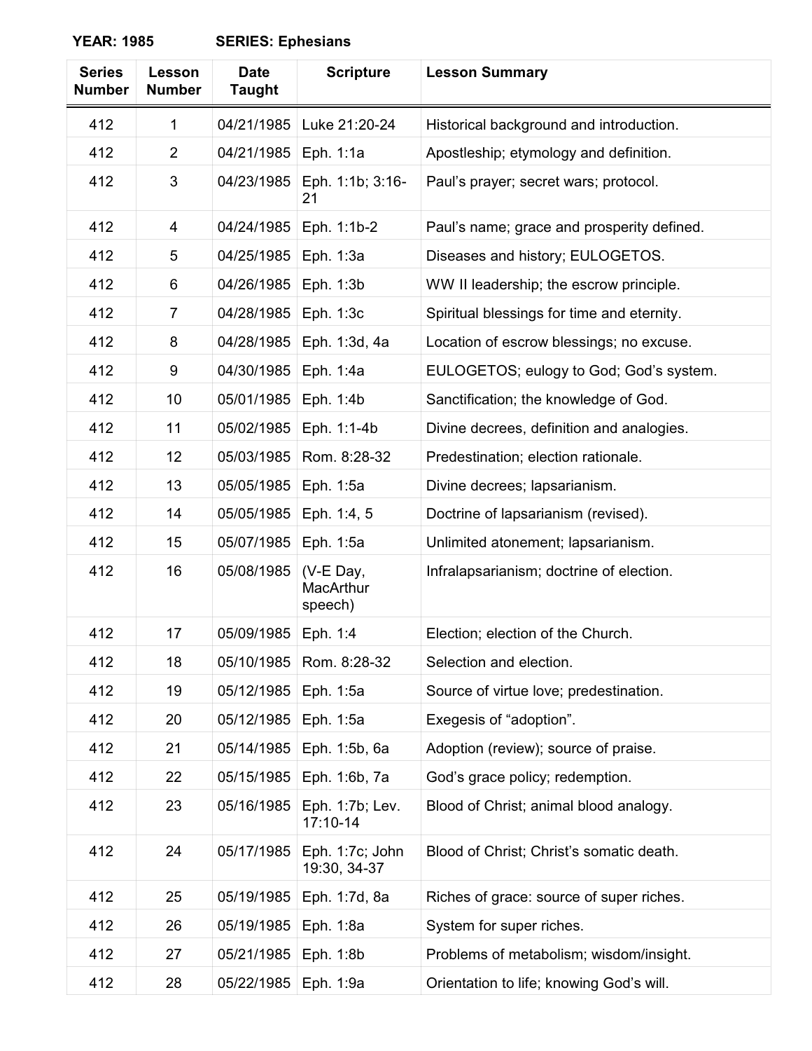**YEAR: 1985 SERIES: Ephesians**

| Series Number | Lesson Number | Date Taught | Scripture | Lesson Summary |
|---|---|---|---|---|
| 412 | 1 | 04/21/1985 | Luke 21:20-24 | Historical background and introduction. |
| 412 | 2 | 04/21/1985 | Eph. 1:1a | Apostleship; etymology and definition. |
| 412 | 3 | 04/23/1985 | Eph. 1:1b; 3:16-21 | Paul's prayer; secret wars; protocol. |
| 412 | 4 | 04/24/1985 | Eph. 1:1b-2 | Paul's name; grace and prosperity defined. |
| 412 | 5 | 04/25/1985 | Eph. 1:3a | Diseases and history; EULOGETOS. |
| 412 | 6 | 04/26/1985 | Eph. 1:3b | WW II leadership; the escrow principle. |
| 412 | 7 | 04/28/1985 | Eph. 1:3c | Spiritual blessings for time and eternity. |
| 412 | 8 | 04/28/1985 | Eph. 1:3d, 4a | Location of escrow blessings; no excuse. |
| 412 | 9 | 04/30/1985 | Eph. 1:4a | EULOGETOS; eulogy to God; God's system. |
| 412 | 10 | 05/01/1985 | Eph. 1:4b | Sanctification; the knowledge of God. |
| 412 | 11 | 05/02/1985 | Eph. 1:1-4b | Divine decrees, definition and analogies. |
| 412 | 12 | 05/03/1985 | Rom. 8:28-32 | Predestination; election rationale. |
| 412 | 13 | 05/05/1985 | Eph. 1:5a | Divine decrees; lapsarianism. |
| 412 | 14 | 05/05/1985 | Eph. 1:4, 5 | Doctrine of lapsarianism (revised). |
| 412 | 15 | 05/07/1985 | Eph. 1:5a | Unlimited atonement; lapsarianism. |
| 412 | 16 | 05/08/1985 | (V-E Day, MacArthur speech) | Infralapsarianism; doctrine of election. |
| 412 | 17 | 05/09/1985 | Eph. 1:4 | Election; election of the Church. |
| 412 | 18 | 05/10/1985 | Rom. 8:28-32 | Selection and election. |
| 412 | 19 | 05/12/1985 | Eph. 1:5a | Source of virtue love; predestination. |
| 412 | 20 | 05/12/1985 | Eph. 1:5a | Exegesis of "adoption". |
| 412 | 21 | 05/14/1985 | Eph. 1:5b, 6a | Adoption (review); source of praise. |
| 412 | 22 | 05/15/1985 | Eph. 1:6b, 7a | God's grace policy; redemption. |
| 412 | 23 | 05/16/1985 | Eph. 1:7b; Lev. 17:10-14 | Blood of Christ; animal blood analogy. |
| 412 | 24 | 05/17/1985 | Eph. 1:7c; John 19:30, 34-37 | Blood of Christ; Christ's somatic death. |
| 412 | 25 | 05/19/1985 | Eph. 1:7d, 8a | Riches of grace: source of super riches. |
| 412 | 26 | 05/19/1985 | Eph. 1:8a | System for super riches. |
| 412 | 27 | 05/21/1985 | Eph. 1:8b | Problems of metabolism; wisdom/insight. |
| 412 | 28 | 05/22/1985 | Eph. 1:9a | Orientation to life; knowing God's will. |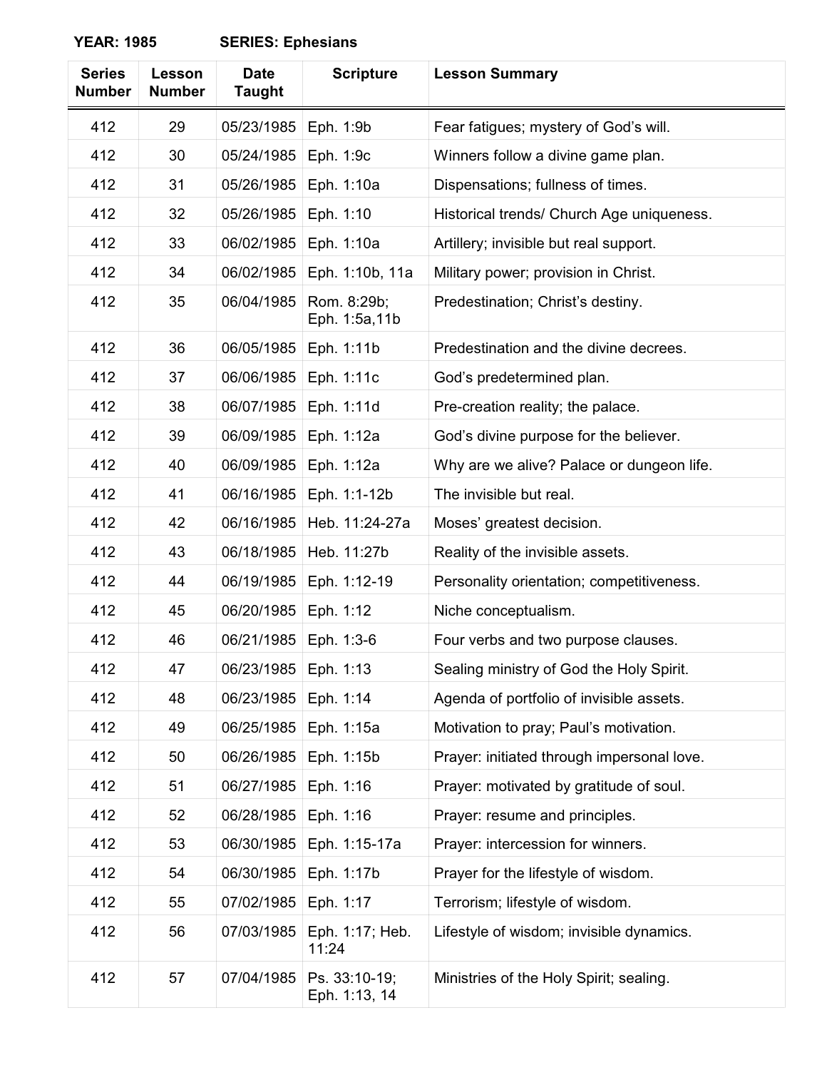**YEAR: 1985 SERIES: Ephesians**

| Series Number | Lesson Number | Date Taught | Scripture | Lesson Summary |
|---|---|---|---|---|
| 412 | 29 | 05/23/1985 | Eph. 1:9b | Fear fatigues; mystery of God's will. |
| 412 | 30 | 05/24/1985 | Eph. 1:9c | Winners follow a divine game plan. |
| 412 | 31 | 05/26/1985 | Eph. 1:10a | Dispensations; fullness of times. |
| 412 | 32 | 05/26/1985 | Eph. 1:10 | Historical trends/ Church Age uniqueness. |
| 412 | 33 | 06/02/1985 | Eph. 1:10a | Artillery; invisible but real support. |
| 412 | 34 | 06/02/1985 | Eph. 1:10b, 11a | Military power; provision in Christ. |
| 412 | 35 | 06/04/1985 | Rom. 8:29b; Eph. 1:5a,11b | Predestination; Christ's destiny. |
| 412 | 36 | 06/05/1985 | Eph. 1:11b | Predestination and the divine decrees. |
| 412 | 37 | 06/06/1985 | Eph. 1:11c | God's predetermined plan. |
| 412 | 38 | 06/07/1985 | Eph. 1:11d | Pre-creation reality; the palace. |
| 412 | 39 | 06/09/1985 | Eph. 1:12a | God's divine purpose for the believer. |
| 412 | 40 | 06/09/1985 | Eph. 1:12a | Why are we alive? Palace or dungeon life. |
| 412 | 41 | 06/16/1985 | Eph. 1:1-12b | The invisible but real. |
| 412 | 42 | 06/16/1985 | Heb. 11:24-27a | Moses' greatest decision. |
| 412 | 43 | 06/18/1985 | Heb. 11:27b | Reality of the invisible assets. |
| 412 | 44 | 06/19/1985 | Eph. 1:12-19 | Personality orientation; competitiveness. |
| 412 | 45 | 06/20/1985 | Eph. 1:12 | Niche conceptualism. |
| 412 | 46 | 06/21/1985 | Eph. 1:3-6 | Four verbs and two purpose clauses. |
| 412 | 47 | 06/23/1985 | Eph. 1:13 | Sealing ministry of God the Holy Spirit. |
| 412 | 48 | 06/23/1985 | Eph. 1:14 | Agenda of portfolio of invisible assets. |
| 412 | 49 | 06/25/1985 | Eph. 1:15a | Motivation to pray; Paul's motivation. |
| 412 | 50 | 06/26/1985 | Eph. 1:15b | Prayer: initiated through impersonal love. |
| 412 | 51 | 06/27/1985 | Eph. 1:16 | Prayer: motivated by gratitude of soul. |
| 412 | 52 | 06/28/1985 | Eph. 1:16 | Prayer: resume and principles. |
| 412 | 53 | 06/30/1985 | Eph. 1:15-17a | Prayer: intercession for winners. |
| 412 | 54 | 06/30/1985 | Eph. 1:17b | Prayer for the lifestyle of wisdom. |
| 412 | 55 | 07/02/1985 | Eph. 1:17 | Terrorism; lifestyle of wisdom. |
| 412 | 56 | 07/03/1985 | Eph. 1:17; Heb. 11:24 | Lifestyle of wisdom; invisible dynamics. |
| 412 | 57 | 07/04/1985 | Ps. 33:10-19; Eph. 1:13, 14 | Ministries of the Holy Spirit; sealing. |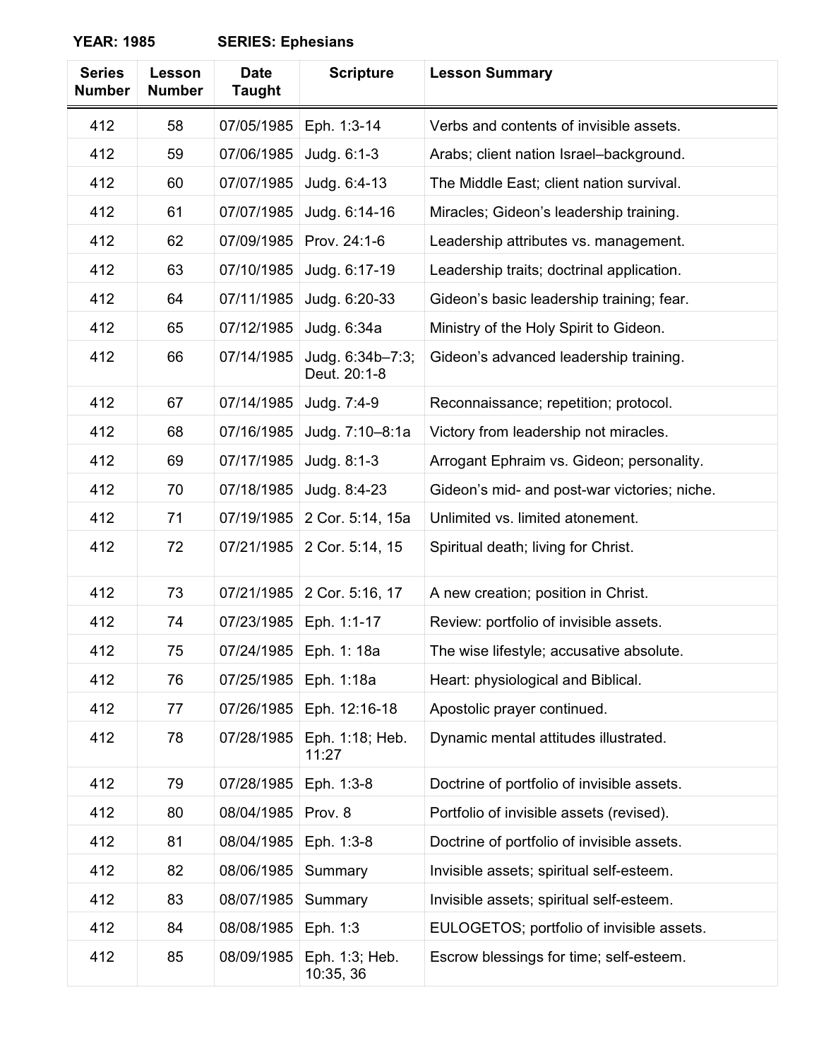**YEAR: 1985 SERIES: Ephesians**

| Series Number | Lesson Number | Date Taught | Scripture | Lesson Summary |
|---|---|---|---|---|
| 412 | 58 | 07/05/1985 | Eph. 1:3-14 | Verbs and contents of invisible assets. |
| 412 | 59 | 07/06/1985 | Judg. 6:1-3 | Arabs; client nation Israel–background. |
| 412 | 60 | 07/07/1985 | Judg. 6:4-13 | The Middle East; client nation survival. |
| 412 | 61 | 07/07/1985 | Judg. 6:14-16 | Miracles; Gideon's leadership training. |
| 412 | 62 | 07/09/1985 | Prov. 24:1-6 | Leadership attributes vs. management. |
| 412 | 63 | 07/10/1985 | Judg. 6:17-19 | Leadership traits; doctrinal application. |
| 412 | 64 | 07/11/1985 | Judg. 6:20-33 | Gideon's basic leadership training; fear. |
| 412 | 65 | 07/12/1985 | Judg. 6:34a | Ministry of the Holy Spirit to Gideon. |
| 412 | 66 | 07/14/1985 | Judg. 6:34b–7:3; Deut. 20:1-8 | Gideon's advanced leadership training. |
| 412 | 67 | 07/14/1985 | Judg. 7:4-9 | Reconnaissance; repetition; protocol. |
| 412 | 68 | 07/16/1985 | Judg. 7:10–8:1a | Victory from leadership not miracles. |
| 412 | 69 | 07/17/1985 | Judg. 8:1-3 | Arrogant Ephraim vs. Gideon; personality. |
| 412 | 70 | 07/18/1985 | Judg. 8:4-23 | Gideon's mid- and post-war victories; niche. |
| 412 | 71 | 07/19/1985 | 2 Cor. 5:14, 15a | Unlimited vs. limited atonement. |
| 412 | 72 | 07/21/1985 | 2 Cor. 5:14, 15 | Spiritual death; living for Christ. |
| 412 | 73 | 07/21/1985 | 2 Cor. 5:16, 17 | A new creation; position in Christ. |
| 412 | 74 | 07/23/1985 | Eph. 1:1-17 | Review: portfolio of invisible assets. |
| 412 | 75 | 07/24/1985 | Eph. 1: 18a | The wise lifestyle; accusative absolute. |
| 412 | 76 | 07/25/1985 | Eph. 1:18a | Heart: physiological and Biblical. |
| 412 | 77 | 07/26/1985 | Eph. 12:16-18 | Apostolic prayer continued. |
| 412 | 78 | 07/28/1985 | Eph. 1:18; Heb. 11:27 | Dynamic mental attitudes illustrated. |
| 412 | 79 | 07/28/1985 | Eph. 1:3-8 | Doctrine of portfolio of invisible assets. |
| 412 | 80 | 08/04/1985 | Prov. 8 | Portfolio of invisible assets (revised). |
| 412 | 81 | 08/04/1985 | Eph. 1:3-8 | Doctrine of portfolio of invisible assets. |
| 412 | 82 | 08/06/1985 | Summary | Invisible assets; spiritual self-esteem. |
| 412 | 83 | 08/07/1985 | Summary | Invisible assets; spiritual self-esteem. |
| 412 | 84 | 08/08/1985 | Eph. 1:3 | EULOGETOS; portfolio of invisible assets. |
| 412 | 85 | 08/09/1985 | Eph. 1:3; Heb. 10:35, 36 | Escrow blessings for time; self-esteem. |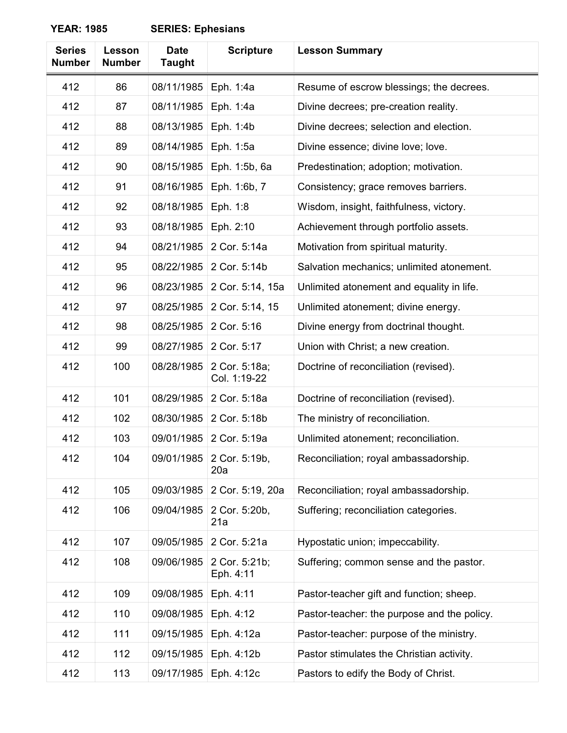**YEAR: 1985 SERIES: Ephesians**

| Series Number | Lesson Number | Date Taught | Scripture | Lesson Summary |
|---|---|---|---|---|
| 412 | 86 | 08/11/1985 | Eph. 1:4a | Resume of escrow blessings; the decrees. |
| 412 | 87 | 08/11/1985 | Eph. 1:4a | Divine decrees; pre-creation reality. |
| 412 | 88 | 08/13/1985 | Eph. 1:4b | Divine decrees; selection and election. |
| 412 | 89 | 08/14/1985 | Eph. 1:5a | Divine essence; divine love; love. |
| 412 | 90 | 08/15/1985 | Eph. 1:5b, 6a | Predestination; adoption; motivation. |
| 412 | 91 | 08/16/1985 | Eph. 1:6b, 7 | Consistency; grace removes barriers. |
| 412 | 92 | 08/18/1985 | Eph. 1:8 | Wisdom, insight, faithfulness, victory. |
| 412 | 93 | 08/18/1985 | Eph. 2:10 | Achievement through portfolio assets. |
| 412 | 94 | 08/21/1985 | 2 Cor. 5:14a | Motivation from spiritual maturity. |
| 412 | 95 | 08/22/1985 | 2 Cor. 5:14b | Salvation mechanics; unlimited atonement. |
| 412 | 96 | 08/23/1985 | 2 Cor. 5:14, 15a | Unlimited atonement and equality in life. |
| 412 | 97 | 08/25/1985 | 2 Cor. 5:14, 15 | Unlimited atonement; divine energy. |
| 412 | 98 | 08/25/1985 | 2 Cor. 5:16 | Divine energy from doctrinal thought. |
| 412 | 99 | 08/27/1985 | 2 Cor. 5:17 | Union with Christ; a new creation. |
| 412 | 100 | 08/28/1985 | 2 Cor. 5:18a; Col. 1:19-22 | Doctrine of reconciliation (revised). |
| 412 | 101 | 08/29/1985 | 2 Cor. 5:18a | Doctrine of reconciliation (revised). |
| 412 | 102 | 08/30/1985 | 2 Cor. 5:18b | The ministry of reconciliation. |
| 412 | 103 | 09/01/1985 | 2 Cor. 5:19a | Unlimited atonement; reconciliation. |
| 412 | 104 | 09/01/1985 | 2 Cor. 5:19b, 20a | Reconciliation; royal ambassadorship. |
| 412 | 105 | 09/03/1985 | 2 Cor. 5:19, 20a | Reconciliation; royal ambassadorship. |
| 412 | 106 | 09/04/1985 | 2 Cor. 5:20b, 21a | Suffering; reconciliation categories. |
| 412 | 107 | 09/05/1985 | 2 Cor. 5:21a | Hypostatic union; impeccability. |
| 412 | 108 | 09/06/1985 | 2 Cor. 5:21b; Eph. 4:11 | Suffering; common sense and the pastor. |
| 412 | 109 | 09/08/1985 | Eph. 4:11 | Pastor-teacher gift and function; sheep. |
| 412 | 110 | 09/08/1985 | Eph. 4:12 | Pastor-teacher: the purpose and the policy. |
| 412 | 111 | 09/15/1985 | Eph. 4:12a | Pastor-teacher: purpose of the ministry. |
| 412 | 112 | 09/15/1985 | Eph. 4:12b | Pastor stimulates the Christian activity. |
| 412 | 113 | 09/17/1985 | Eph. 4:12c | Pastors to edify the Body of Christ. |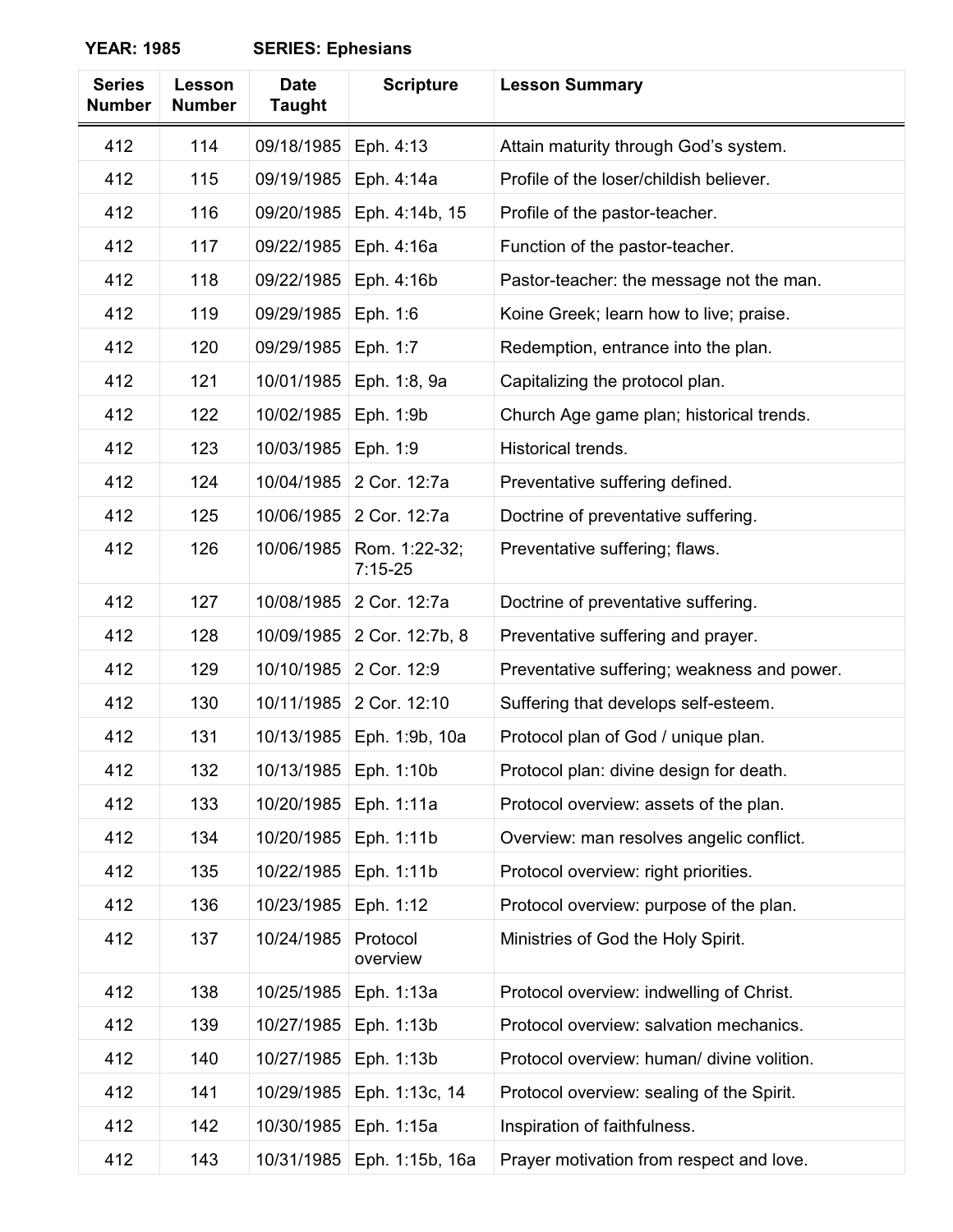**YEAR: 1985 SERIES: Ephesians**

| Series Number | Lesson Number | Date Taught | Scripture | Lesson Summary |
|---|---|---|---|---|
| 412 | 114 | 09/18/1985 | Eph. 4:13 | Attain maturity through God's system. |
| 412 | 115 | 09/19/1985 | Eph. 4:14a | Profile of the loser/childish believer. |
| 412 | 116 | 09/20/1985 | Eph. 4:14b, 15 | Profile of the pastor-teacher. |
| 412 | 117 | 09/22/1985 | Eph. 4:16a | Function of the pastor-teacher. |
| 412 | 118 | 09/22/1985 | Eph. 4:16b | Pastor-teacher: the message not the man. |
| 412 | 119 | 09/29/1985 | Eph. 1:6 | Koine Greek; learn how to live; praise. |
| 412 | 120 | 09/29/1985 | Eph. 1:7 | Redemption, entrance into the plan. |
| 412 | 121 | 10/01/1985 | Eph. 1:8, 9a | Capitalizing the protocol plan. |
| 412 | 122 | 10/02/1985 | Eph. 1:9b | Church Age game plan; historical trends. |
| 412 | 123 | 10/03/1985 | Eph. 1:9 | Historical trends. |
| 412 | 124 | 10/04/1985 | 2 Cor. 12:7a | Preventative suffering defined. |
| 412 | 125 | 10/06/1985 | 2 Cor. 12:7a | Doctrine of preventative suffering. |
| 412 | 126 | 10/06/1985 | Rom. 1:22-32; 7:15-25 | Preventative suffering; flaws. |
| 412 | 127 | 10/08/1985 | 2 Cor. 12:7a | Doctrine of preventative suffering. |
| 412 | 128 | 10/09/1985 | 2 Cor. 12:7b, 8 | Preventative suffering and prayer. |
| 412 | 129 | 10/10/1985 | 2 Cor. 12:9 | Preventative suffering; weakness and power. |
| 412 | 130 | 10/11/1985 | 2 Cor. 12:10 | Suffering that develops self-esteem. |
| 412 | 131 | 10/13/1985 | Eph. 1:9b, 10a | Protocol plan of God / unique plan. |
| 412 | 132 | 10/13/1985 | Eph. 1:10b | Protocol plan: divine design for death. |
| 412 | 133 | 10/20/1985 | Eph. 1:11a | Protocol overview: assets of the plan. |
| 412 | 134 | 10/20/1985 | Eph. 1:11b | Overview: man resolves angelic conflict. |
| 412 | 135 | 10/22/1985 | Eph. 1:11b | Protocol overview: right priorities. |
| 412 | 136 | 10/23/1985 | Eph. 1:12 | Protocol overview: purpose of the plan. |
| 412 | 137 | 10/24/1985 | Protocol overview | Ministries of God the Holy Spirit. |
| 412 | 138 | 10/25/1985 | Eph. 1:13a | Protocol overview: indwelling of Christ. |
| 412 | 139 | 10/27/1985 | Eph. 1:13b | Protocol overview: salvation mechanics. |
| 412 | 140 | 10/27/1985 | Eph. 1:13b | Protocol overview: human/ divine volition. |
| 412 | 141 | 10/29/1985 | Eph. 1:13c, 14 | Protocol overview: sealing of the Spirit. |
| 412 | 142 | 10/30/1985 | Eph. 1:15a | Inspiration of faithfulness. |
| 412 | 143 | 10/31/1985 | Eph. 1:15b, 16a | Prayer motivation from respect and love. |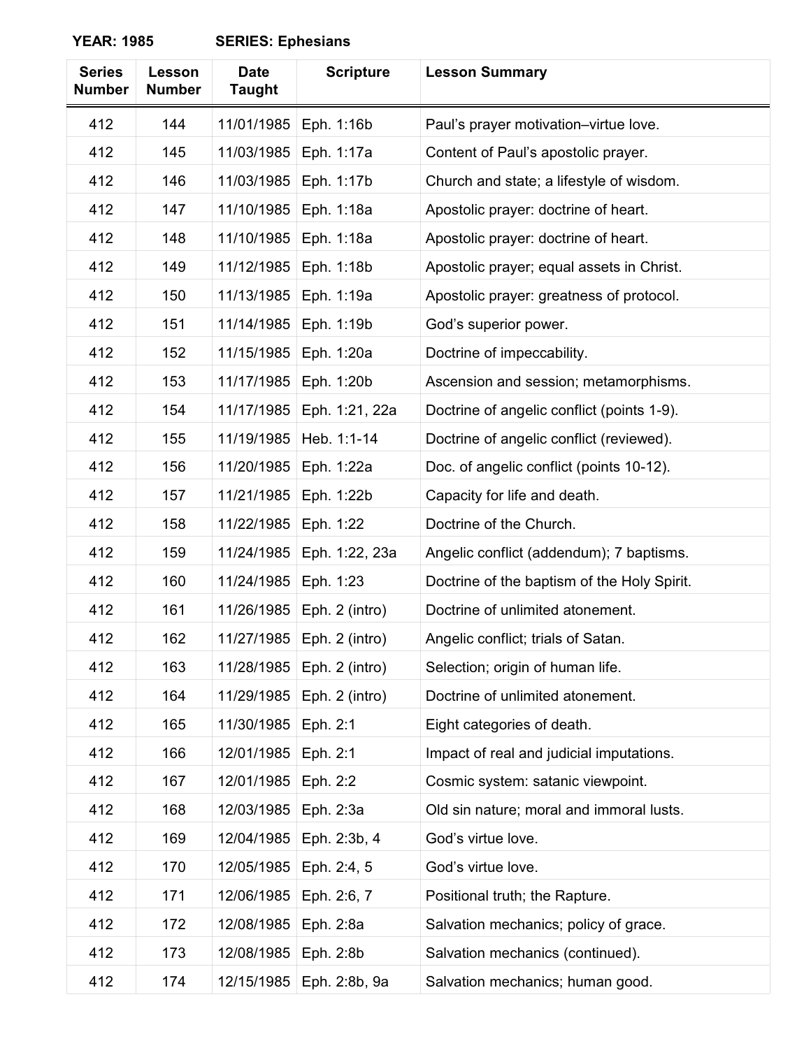**YEAR: 1985 SERIES: Ephesians**

| Series Number | Lesson Number | Date Taught | Scripture | Lesson Summary |
|---|---|---|---|---|
| 412 | 144 | 11/01/1985 | Eph. 1:16b | Paul's prayer motivation–virtue love. |
| 412 | 145 | 11/03/1985 | Eph. 1:17a | Content of Paul's apostolic prayer. |
| 412 | 146 | 11/03/1985 | Eph. 1:17b | Church and state; a lifestyle of wisdom. |
| 412 | 147 | 11/10/1985 | Eph. 1:18a | Apostolic prayer: doctrine of heart. |
| 412 | 148 | 11/10/1985 | Eph. 1:18a | Apostolic prayer: doctrine of heart. |
| 412 | 149 | 11/12/1985 | Eph. 1:18b | Apostolic prayer; equal assets in Christ. |
| 412 | 150 | 11/13/1985 | Eph. 1:19a | Apostolic prayer: greatness of protocol. |
| 412 | 151 | 11/14/1985 | Eph. 1:19b | God's superior power. |
| 412 | 152 | 11/15/1985 | Eph. 1:20a | Doctrine of impeccability. |
| 412 | 153 | 11/17/1985 | Eph. 1:20b | Ascension and session; metamorphisms. |
| 412 | 154 | 11/17/1985 | Eph. 1:21, 22a | Doctrine of angelic conflict (points 1-9). |
| 412 | 155 | 11/19/1985 | Heb. 1:1-14 | Doctrine of angelic conflict (reviewed). |
| 412 | 156 | 11/20/1985 | Eph. 1:22a | Doc. of angelic conflict (points 10-12). |
| 412 | 157 | 11/21/1985 | Eph. 1:22b | Capacity for life and death. |
| 412 | 158 | 11/22/1985 | Eph. 1:22 | Doctrine of the Church. |
| 412 | 159 | 11/24/1985 | Eph. 1:22, 23a | Angelic conflict (addendum); 7 baptisms. |
| 412 | 160 | 11/24/1985 | Eph. 1:23 | Doctrine of the baptism of the Holy Spirit. |
| 412 | 161 | 11/26/1985 | Eph. 2 (intro) | Doctrine of unlimited atonement. |
| 412 | 162 | 11/27/1985 | Eph. 2 (intro) | Angelic conflict; trials of Satan. |
| 412 | 163 | 11/28/1985 | Eph. 2 (intro) | Selection; origin of human life. |
| 412 | 164 | 11/29/1985 | Eph. 2 (intro) | Doctrine of unlimited atonement. |
| 412 | 165 | 11/30/1985 | Eph. 2:1 | Eight categories of death. |
| 412 | 166 | 12/01/1985 | Eph. 2:1 | Impact of real and judicial imputations. |
| 412 | 167 | 12/01/1985 | Eph. 2:2 | Cosmic system: satanic viewpoint. |
| 412 | 168 | 12/03/1985 | Eph. 2:3a | Old sin nature; moral and immoral lusts. |
| 412 | 169 | 12/04/1985 | Eph. 2:3b, 4 | God's virtue love. |
| 412 | 170 | 12/05/1985 | Eph. 2:4, 5 | God's virtue love. |
| 412 | 171 | 12/06/1985 | Eph. 2:6, 7 | Positional truth; the Rapture. |
| 412 | 172 | 12/08/1985 | Eph. 2:8a | Salvation mechanics; policy of grace. |
| 412 | 173 | 12/08/1985 | Eph. 2:8b | Salvation mechanics (continued). |
| 412 | 174 | 12/15/1985 | Eph. 2:8b, 9a | Salvation mechanics; human good. |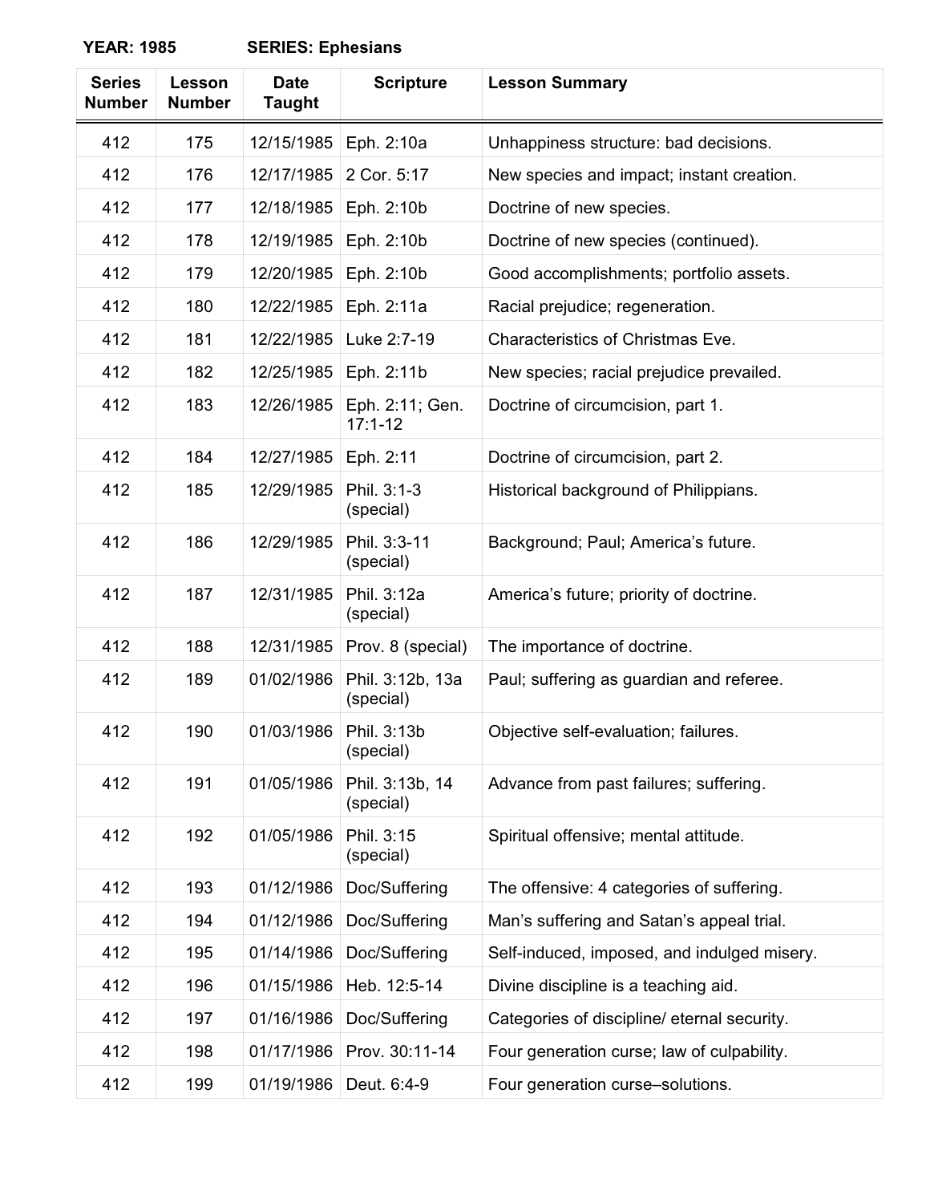**YEAR: 1985 SERIES: Ephesians**

| Series Number | Lesson Number | Date Taught | Scripture | Lesson Summary |
|---|---|---|---|---|
| 412 | 175 | 12/15/1985 | Eph. 2:10a | Unhappiness structure: bad decisions. |
| 412 | 176 | 12/17/1985 | 2 Cor. 5:17 | New species and impact; instant creation. |
| 412 | 177 | 12/18/1985 | Eph. 2:10b | Doctrine of new species. |
| 412 | 178 | 12/19/1985 | Eph. 2:10b | Doctrine of new species (continued). |
| 412 | 179 | 12/20/1985 | Eph. 2:10b | Good accomplishments; portfolio assets. |
| 412 | 180 | 12/22/1985 | Eph. 2:11a | Racial prejudice; regeneration. |
| 412 | 181 | 12/22/1985 | Luke 2:7-19 | Characteristics of Christmas Eve. |
| 412 | 182 | 12/25/1985 | Eph. 2:11b | New species; racial prejudice prevailed. |
| 412 | 183 | 12/26/1985 | Eph. 2:11; Gen. 17:1-12 | Doctrine of circumcision, part 1. |
| 412 | 184 | 12/27/1985 | Eph. 2:11 | Doctrine of circumcision, part 2. |
| 412 | 185 | 12/29/1985 | Phil. 3:1-3 (special) | Historical background of Philippians. |
| 412 | 186 | 12/29/1985 | Phil. 3:3-11 (special) | Background; Paul; America's future. |
| 412 | 187 | 12/31/1985 | Phil. 3:12a (special) | America's future; priority of doctrine. |
| 412 | 188 | 12/31/1985 | Prov. 8 (special) | The importance of doctrine. |
| 412 | 189 | 01/02/1986 | Phil. 3:12b, 13a (special) | Paul; suffering as guardian and referee. |
| 412 | 190 | 01/03/1986 | Phil. 3:13b (special) | Objective self-evaluation; failures. |
| 412 | 191 | 01/05/1986 | Phil. 3:13b, 14 (special) | Advance from past failures; suffering. |
| 412 | 192 | 01/05/1986 | Phil. 3:15 (special) | Spiritual offensive; mental attitude. |
| 412 | 193 | 01/12/1986 | Doc/Suffering | The offensive: 4 categories of suffering. |
| 412 | 194 | 01/12/1986 | Doc/Suffering | Man's suffering and Satan's appeal trial. |
| 412 | 195 | 01/14/1986 | Doc/Suffering | Self-induced, imposed, and indulged misery. |
| 412 | 196 | 01/15/1986 | Heb. 12:5-14 | Divine discipline is a teaching aid. |
| 412 | 197 | 01/16/1986 | Doc/Suffering | Categories of discipline/ eternal security. |
| 412 | 198 | 01/17/1986 | Prov. 30:11-14 | Four generation curse; law of culpability. |
| 412 | 199 | 01/19/1986 | Deut. 6:4-9 | Four generation curse–solutions. |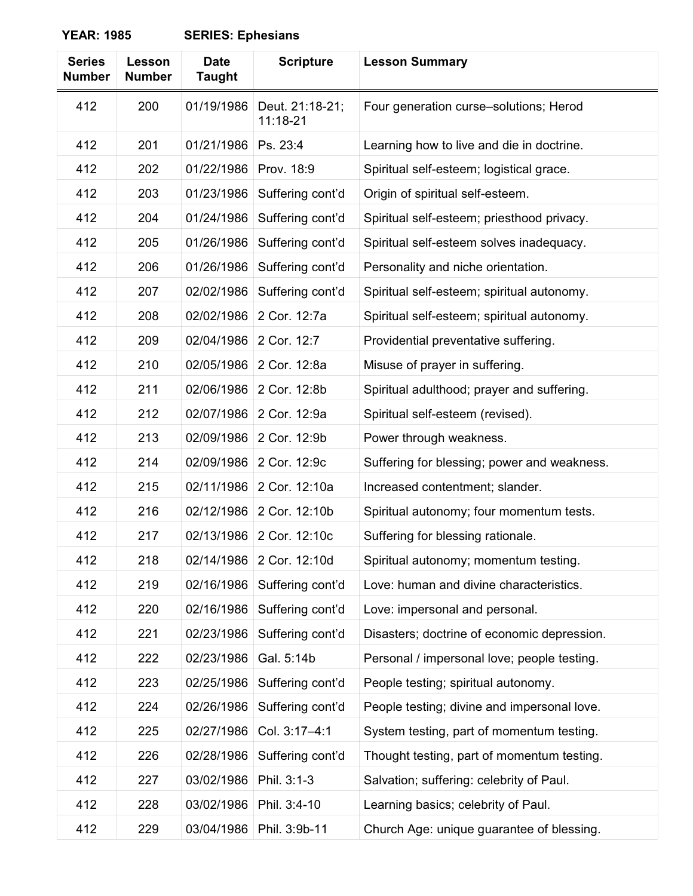**YEAR: 1985 SERIES: Ephesians**

| Series Number | Lesson Number | Date Taught | Scripture | Lesson Summary |
|---|---|---|---|---|
| 412 | 200 | 01/19/1986 | Deut. 21:18-21; 11:18-21 | Four generation curse–solutions; Herod |
| 412 | 201 | 01/21/1986 | Ps. 23:4 | Learning how to live and die in doctrine. |
| 412 | 202 | 01/22/1986 | Prov. 18:9 | Spiritual self-esteem; logistical grace. |
| 412 | 203 | 01/23/1986 | Suffering cont'd | Origin of spiritual self-esteem. |
| 412 | 204 | 01/24/1986 | Suffering cont'd | Spiritual self-esteem; priesthood privacy. |
| 412 | 205 | 01/26/1986 | Suffering cont'd | Spiritual self-esteem solves inadequacy. |
| 412 | 206 | 01/26/1986 | Suffering cont'd | Personality and niche orientation. |
| 412 | 207 | 02/02/1986 | Suffering cont'd | Spiritual self-esteem; spiritual autonomy. |
| 412 | 208 | 02/02/1986 | 2 Cor. 12:7a | Spiritual self-esteem; spiritual autonomy. |
| 412 | 209 | 02/04/1986 | 2 Cor. 12:7 | Providential preventative suffering. |
| 412 | 210 | 02/05/1986 | 2 Cor. 12:8a | Misuse of prayer in suffering. |
| 412 | 211 | 02/06/1986 | 2 Cor. 12:8b | Spiritual adulthood; prayer and suffering. |
| 412 | 212 | 02/07/1986 | 2 Cor. 12:9a | Spiritual self-esteem (revised). |
| 412 | 213 | 02/09/1986 | 2 Cor. 12:9b | Power through weakness. |
| 412 | 214 | 02/09/1986 | 2 Cor. 12:9c | Suffering for blessing; power and weakness. |
| 412 | 215 | 02/11/1986 | 2 Cor. 12:10a | Increased contentment; slander. |
| 412 | 216 | 02/12/1986 | 2 Cor. 12:10b | Spiritual autonomy; four momentum tests. |
| 412 | 217 | 02/13/1986 | 2 Cor. 12:10c | Suffering for blessing rationale. |
| 412 | 218 | 02/14/1986 | 2 Cor. 12:10d | Spiritual autonomy; momentum testing. |
| 412 | 219 | 02/16/1986 | Suffering cont'd | Love: human and divine characteristics. |
| 412 | 220 | 02/16/1986 | Suffering cont'd | Love: impersonal and personal. |
| 412 | 221 | 02/23/1986 | Suffering cont'd | Disasters; doctrine of economic depression. |
| 412 | 222 | 02/23/1986 | Gal. 5:14b | Personal / impersonal love; people testing. |
| 412 | 223 | 02/25/1986 | Suffering cont'd | People testing; spiritual autonomy. |
| 412 | 224 | 02/26/1986 | Suffering cont'd | People testing; divine and impersonal love. |
| 412 | 225 | 02/27/1986 | Col. 3:17–4:1 | System testing, part of momentum testing. |
| 412 | 226 | 02/28/1986 | Suffering cont'd | Thought testing, part of momentum testing. |
| 412 | 227 | 03/02/1986 | Phil. 3:1-3 | Salvation; suffering: celebrity of Paul. |
| 412 | 228 | 03/02/1986 | Phil. 3:4-10 | Learning basics; celebrity of Paul. |
| 412 | 229 | 03/04/1986 | Phil. 3:9b-11 | Church Age: unique guarantee of blessing. |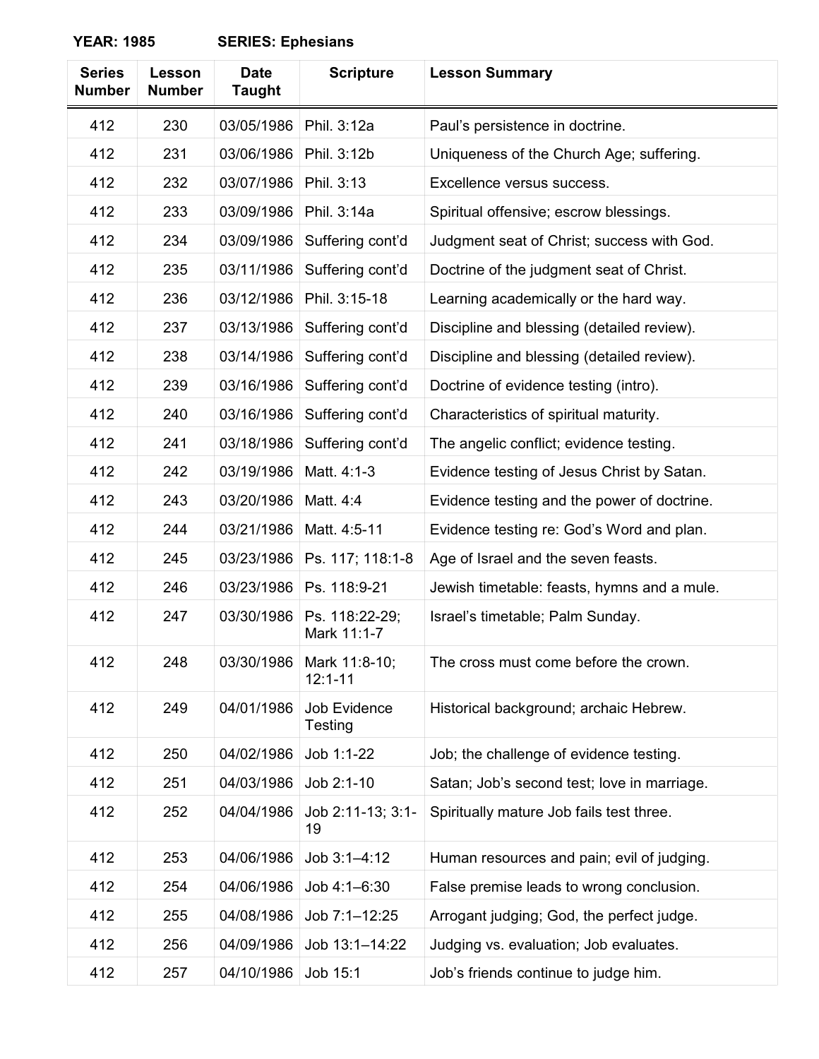**YEAR: 1985 SERIES: Ephesians**

| Series Number | Lesson Number | Date Taught | Scripture | Lesson Summary |
|---|---|---|---|---|
| 412 | 230 | 03/05/1986 | Phil. 3:12a | Paul's persistence in doctrine. |
| 412 | 231 | 03/06/1986 | Phil. 3:12b | Uniqueness of the Church Age; suffering. |
| 412 | 232 | 03/07/1986 | Phil. 3:13 | Excellence versus success. |
| 412 | 233 | 03/09/1986 | Phil. 3:14a | Spiritual offensive; escrow blessings. |
| 412 | 234 | 03/09/1986 | Suffering cont'd | Judgment seat of Christ; success with God. |
| 412 | 235 | 03/11/1986 | Suffering cont'd | Doctrine of the judgment seat of Christ. |
| 412 | 236 | 03/12/1986 | Phil. 3:15-18 | Learning academically or the hard way. |
| 412 | 237 | 03/13/1986 | Suffering cont'd | Discipline and blessing (detailed review). |
| 412 | 238 | 03/14/1986 | Suffering cont'd | Discipline and blessing (detailed review). |
| 412 | 239 | 03/16/1986 | Suffering cont'd | Doctrine of evidence testing (intro). |
| 412 | 240 | 03/16/1986 | Suffering cont'd | Characteristics of spiritual maturity. |
| 412 | 241 | 03/18/1986 | Suffering cont'd | The angelic conflict; evidence testing. |
| 412 | 242 | 03/19/1986 | Matt. 4:1-3 | Evidence testing of Jesus Christ by Satan. |
| 412 | 243 | 03/20/1986 | Matt. 4:4 | Evidence testing and the power of doctrine. |
| 412 | 244 | 03/21/1986 | Matt. 4:5-11 | Evidence testing re: God's Word and plan. |
| 412 | 245 | 03/23/1986 | Ps. 117; 118:1-8 | Age of Israel and the seven feasts. |
| 412 | 246 | 03/23/1986 | Ps. 118:9-21 | Jewish timetable: feasts, hymns and a mule. |
| 412 | 247 | 03/30/1986 | Ps. 118:22-29; Mark 11:1-7 | Israel's timetable; Palm Sunday. |
| 412 | 248 | 03/30/1986 | Mark 11:8-10; 12:1-11 | The cross must come before the crown. |
| 412 | 249 | 04/01/1986 | Job Evidence Testing | Historical background; archaic Hebrew. |
| 412 | 250 | 04/02/1986 | Job 1:1-22 | Job; the challenge of evidence testing. |
| 412 | 251 | 04/03/1986 | Job 2:1-10 | Satan; Job's second test; love in marriage. |
| 412 | 252 | 04/04/1986 | Job 2:11-13; 3:1-19 | Spiritually mature Job fails test three. |
| 412 | 253 | 04/06/1986 | Job 3:1–4:12 | Human resources and pain; evil of judging. |
| 412 | 254 | 04/06/1986 | Job 4:1–6:30 | False premise leads to wrong conclusion. |
| 412 | 255 | 04/08/1986 | Job 7:1–12:25 | Arrogant judging; God, the perfect judge. |
| 412 | 256 | 04/09/1986 | Job 13:1–14:22 | Judging vs. evaluation; Job evaluates. |
| 412 | 257 | 04/10/1986 | Job 15:1 | Job's friends continue to judge him. |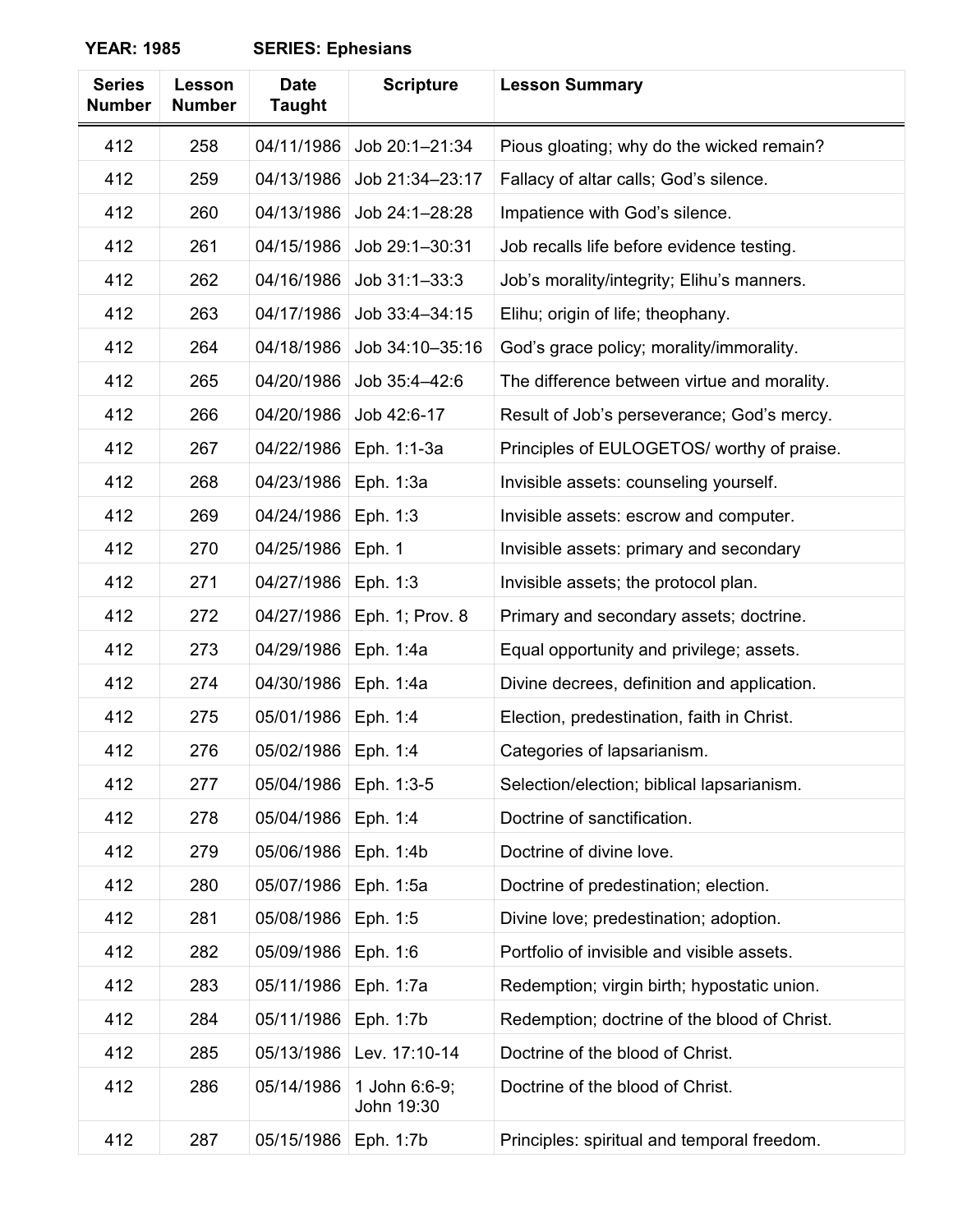**YEAR: 1985 SERIES: Ephesians**

| Series Number | Lesson Number | Date Taught | Scripture | Lesson Summary |
|---|---|---|---|---|
| 412 | 258 | 04/11/1986 | Job 20:1–21:34 | Pious gloating; why do the wicked remain? |
| 412 | 259 | 04/13/1986 | Job 21:34–23:17 | Fallacy of altar calls; God's silence. |
| 412 | 260 | 04/13/1986 | Job 24:1–28:28 | Impatience with God's silence. |
| 412 | 261 | 04/15/1986 | Job 29:1–30:31 | Job recalls life before evidence testing. |
| 412 | 262 | 04/16/1986 | Job 31:1–33:3 | Job's morality/integrity; Elihu's manners. |
| 412 | 263 | 04/17/1986 | Job 33:4–34:15 | Elihu; origin of life; theophany. |
| 412 | 264 | 04/18/1986 | Job 34:10–35:16 | God's grace policy; morality/immorality. |
| 412 | 265 | 04/20/1986 | Job 35:4–42:6 | The difference between virtue and morality. |
| 412 | 266 | 04/20/1986 | Job 42:6-17 | Result of Job's perseverance; God's mercy. |
| 412 | 267 | 04/22/1986 | Eph. 1:1-3a | Principles of EULOGETOS/ worthy of praise. |
| 412 | 268 | 04/23/1986 | Eph. 1:3a | Invisible assets: counseling yourself. |
| 412 | 269 | 04/24/1986 | Eph. 1:3 | Invisible assets: escrow and computer. |
| 412 | 270 | 04/25/1986 | Eph. 1 | Invisible assets: primary and secondary |
| 412 | 271 | 04/27/1986 | Eph. 1:3 | Invisible assets; the protocol plan. |
| 412 | 272 | 04/27/1986 | Eph. 1; Prov. 8 | Primary and secondary assets; doctrine. |
| 412 | 273 | 04/29/1986 | Eph. 1:4a | Equal opportunity and privilege; assets. |
| 412 | 274 | 04/30/1986 | Eph. 1:4a | Divine decrees, definition and application. |
| 412 | 275 | 05/01/1986 | Eph. 1:4 | Election, predestination, faith in Christ. |
| 412 | 276 | 05/02/1986 | Eph. 1:4 | Categories of lapsarianism. |
| 412 | 277 | 05/04/1986 | Eph. 1:3-5 | Selection/election; biblical lapsarianism. |
| 412 | 278 | 05/04/1986 | Eph. 1:4 | Doctrine of sanctification. |
| 412 | 279 | 05/06/1986 | Eph. 1:4b | Doctrine of divine love. |
| 412 | 280 | 05/07/1986 | Eph. 1:5a | Doctrine of predestination; election. |
| 412 | 281 | 05/08/1986 | Eph. 1:5 | Divine love; predestination; adoption. |
| 412 | 282 | 05/09/1986 | Eph. 1:6 | Portfolio of invisible and visible assets. |
| 412 | 283 | 05/11/1986 | Eph. 1:7a | Redemption; virgin birth; hypostatic union. |
| 412 | 284 | 05/11/1986 | Eph. 1:7b | Redemption; doctrine of the blood of Christ. |
| 412 | 285 | 05/13/1986 | Lev. 17:10-14 | Doctrine of the blood of Christ. |
| 412 | 286 | 05/14/1986 | 1 John 6:6-9; John 19:30 | Doctrine of the blood of Christ. |
| 412 | 287 | 05/15/1986 | Eph. 1:7b | Principles: spiritual and temporal freedom. |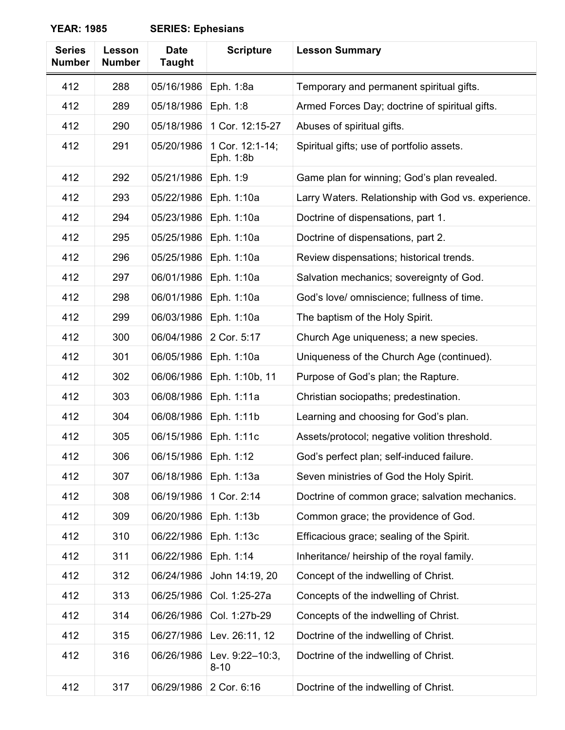**YEAR: 1985 SERIES: Ephesians**

| Series Number | Lesson Number | Date Taught | Scripture | Lesson Summary |
|---|---|---|---|---|
| 412 | 288 | 05/16/1986 | Eph. 1:8a | Temporary and permanent spiritual gifts. |
| 412 | 289 | 05/18/1986 | Eph. 1:8 | Armed Forces Day; doctrine of spiritual gifts. |
| 412 | 290 | 05/18/1986 | 1 Cor. 12:15-27 | Abuses of spiritual gifts. |
| 412 | 291 | 05/20/1986 | 1 Cor. 12:1-14; Eph. 1:8b | Spiritual gifts; use of portfolio assets. |
| 412 | 292 | 05/21/1986 | Eph. 1:9 | Game plan for winning; God's plan revealed. |
| 412 | 293 | 05/22/1986 | Eph. 1:10a | Larry Waters. Relationship with God vs. experience. |
| 412 | 294 | 05/23/1986 | Eph. 1:10a | Doctrine of dispensations, part 1. |
| 412 | 295 | 05/25/1986 | Eph. 1:10a | Doctrine of dispensations, part 2. |
| 412 | 296 | 05/25/1986 | Eph. 1:10a | Review dispensations; historical trends. |
| 412 | 297 | 06/01/1986 | Eph. 1:10a | Salvation mechanics; sovereignty of God. |
| 412 | 298 | 06/01/1986 | Eph. 1:10a | God's love/ omniscience; fullness of time. |
| 412 | 299 | 06/03/1986 | Eph. 1:10a | The baptism of the Holy Spirit. |
| 412 | 300 | 06/04/1986 | 2 Cor. 5:17 | Church Age uniqueness; a new species. |
| 412 | 301 | 06/05/1986 | Eph. 1:10a | Uniqueness of the Church Age (continued). |
| 412 | 302 | 06/06/1986 | Eph. 1:10b, 11 | Purpose of God's plan; the Rapture. |
| 412 | 303 | 06/08/1986 | Eph. 1:11a | Christian sociopaths; predestination. |
| 412 | 304 | 06/08/1986 | Eph. 1:11b | Learning and choosing for God's plan. |
| 412 | 305 | 06/15/1986 | Eph. 1:11c | Assets/protocol; negative volition threshold. |
| 412 | 306 | 06/15/1986 | Eph. 1:12 | God's perfect plan; self-induced failure. |
| 412 | 307 | 06/18/1986 | Eph. 1:13a | Seven ministries of God the Holy Spirit. |
| 412 | 308 | 06/19/1986 | 1 Cor. 2:14 | Doctrine of common grace; salvation mechanics. |
| 412 | 309 | 06/20/1986 | Eph. 1:13b | Common grace; the providence of God. |
| 412 | 310 | 06/22/1986 | Eph. 1:13c | Efficacious grace; sealing of the Spirit. |
| 412 | 311 | 06/22/1986 | Eph. 1:14 | Inheritance/ heirship of the royal family. |
| 412 | 312 | 06/24/1986 | John 14:19, 20 | Concept of the indwelling of Christ. |
| 412 | 313 | 06/25/1986 | Col. 1:25-27a | Concepts of the indwelling of Christ. |
| 412 | 314 | 06/26/1986 | Col. 1:27b-29 | Concepts of the indwelling of Christ. |
| 412 | 315 | 06/27/1986 | Lev. 26:11, 12 | Doctrine of the indwelling of Christ. |
| 412 | 316 | 06/26/1986 | Lev. 9:22–10:3, 8-10 | Doctrine of the indwelling of Christ. |
| 412 | 317 | 06/29/1986 | 2 Cor. 6:16 | Doctrine of the indwelling of Christ. |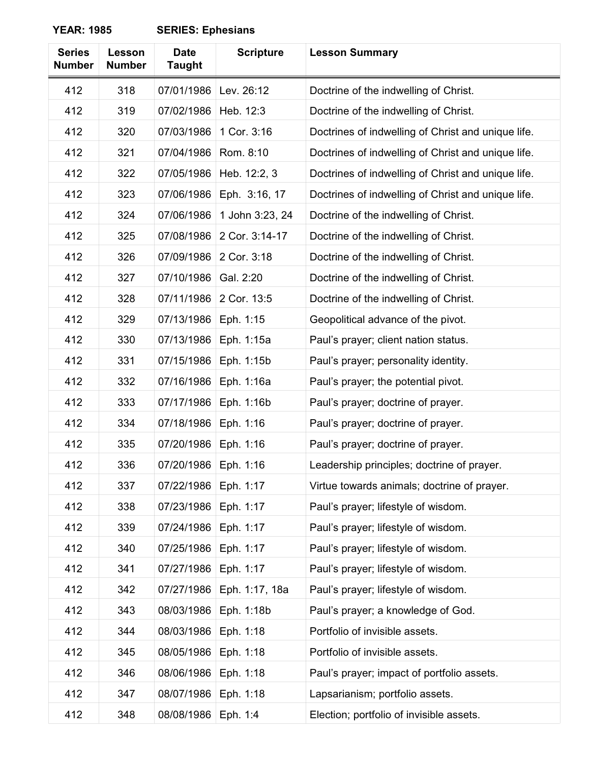**YEAR: 1985 SERIES: Ephesians**

| Series Number | Lesson Number | Date Taught | Scripture | Lesson Summary |
|---|---|---|---|---|
| 412 | 318 | 07/01/1986 | Lev. 26:12 | Doctrine of the indwelling of Christ. |
| 412 | 319 | 07/02/1986 | Heb. 12:3 | Doctrine of the indwelling of Christ. |
| 412 | 320 | 07/03/1986 | 1 Cor. 3:16 | Doctrines of indwelling of Christ and unique life. |
| 412 | 321 | 07/04/1986 | Rom. 8:10 | Doctrines of indwelling of Christ and unique life. |
| 412 | 322 | 07/05/1986 | Heb. 12:2, 3 | Doctrines of indwelling of Christ and unique life. |
| 412 | 323 | 07/06/1986 | Eph. 3:16, 17 | Doctrines of indwelling of Christ and unique life. |
| 412 | 324 | 07/06/1986 | 1 John 3:23, 24 | Doctrine of the indwelling of Christ. |
| 412 | 325 | 07/08/1986 | 2 Cor. 3:14-17 | Doctrine of the indwelling of Christ. |
| 412 | 326 | 07/09/1986 | 2 Cor. 3:18 | Doctrine of the indwelling of Christ. |
| 412 | 327 | 07/10/1986 | Gal. 2:20 | Doctrine of the indwelling of Christ. |
| 412 | 328 | 07/11/1986 | 2 Cor. 13:5 | Doctrine of the indwelling of Christ. |
| 412 | 329 | 07/13/1986 | Eph. 1:15 | Geopolitical advance of the pivot. |
| 412 | 330 | 07/13/1986 | Eph. 1:15a | Paul's prayer; client nation status. |
| 412 | 331 | 07/15/1986 | Eph. 1:15b | Paul's prayer; personality identity. |
| 412 | 332 | 07/16/1986 | Eph. 1:16a | Paul's prayer; the potential pivot. |
| 412 | 333 | 07/17/1986 | Eph. 1:16b | Paul's prayer; doctrine of prayer. |
| 412 | 334 | 07/18/1986 | Eph. 1:16 | Paul's prayer; doctrine of prayer. |
| 412 | 335 | 07/20/1986 | Eph. 1:16 | Paul's prayer; doctrine of prayer. |
| 412 | 336 | 07/20/1986 | Eph. 1:16 | Leadership principles; doctrine of prayer. |
| 412 | 337 | 07/22/1986 | Eph. 1:17 | Virtue towards animals; doctrine of prayer. |
| 412 | 338 | 07/23/1986 | Eph. 1:17 | Paul's prayer; lifestyle of wisdom. |
| 412 | 339 | 07/24/1986 | Eph. 1:17 | Paul's prayer; lifestyle of wisdom. |
| 412 | 340 | 07/25/1986 | Eph. 1:17 | Paul's prayer; lifestyle of wisdom. |
| 412 | 341 | 07/27/1986 | Eph. 1:17 | Paul's prayer; lifestyle of wisdom. |
| 412 | 342 | 07/27/1986 | Eph. 1:17, 18a | Paul's prayer; lifestyle of wisdom. |
| 412 | 343 | 08/03/1986 | Eph. 1:18b | Paul's prayer; a knowledge of God. |
| 412 | 344 | 08/03/1986 | Eph. 1:18 | Portfolio of invisible assets. |
| 412 | 345 | 08/05/1986 | Eph. 1:18 | Portfolio of invisible assets. |
| 412 | 346 | 08/06/1986 | Eph. 1:18 | Paul's prayer; impact of portfolio assets. |
| 412 | 347 | 08/07/1986 | Eph. 1:18 | Lapsarianism; portfolio assets. |
| 412 | 348 | 08/08/1986 | Eph. 1:4 | Election; portfolio of invisible assets. |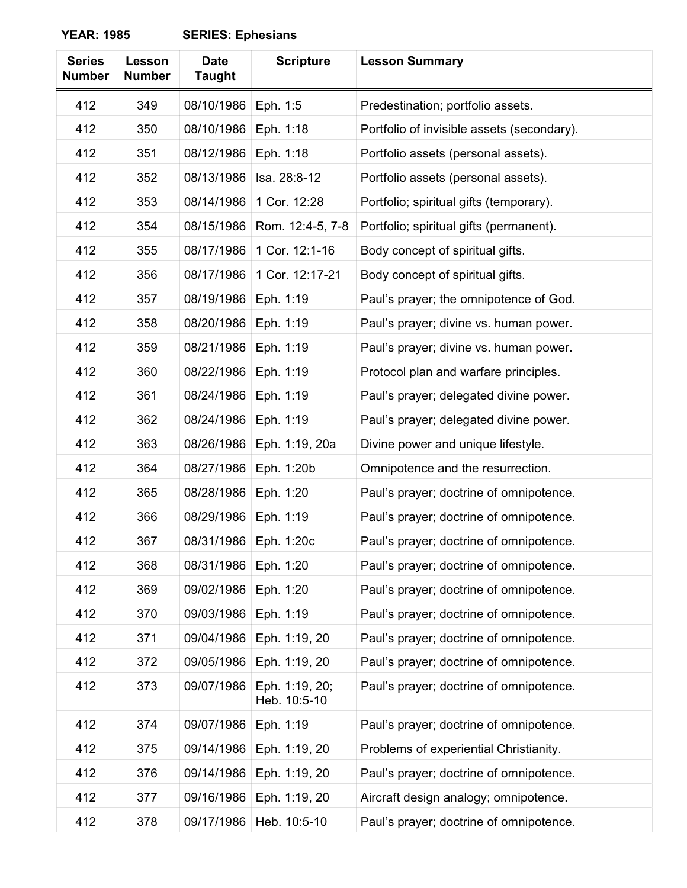**YEAR: 1985 SERIES: Ephesians**

| Series Number | Lesson Number | Date Taught | Scripture | Lesson Summary |
|---|---|---|---|---|
| 412 | 349 | 08/10/1986 | Eph. 1:5 | Predestination; portfolio assets. |
| 412 | 350 | 08/10/1986 | Eph. 1:18 | Portfolio of invisible assets (secondary). |
| 412 | 351 | 08/12/1986 | Eph. 1:18 | Portfolio assets (personal assets). |
| 412 | 352 | 08/13/1986 | Isa. 28:8-12 | Portfolio assets (personal assets). |
| 412 | 353 | 08/14/1986 | 1 Cor. 12:28 | Portfolio; spiritual gifts (temporary). |
| 412 | 354 | 08/15/1986 | Rom. 12:4-5, 7-8 | Portfolio; spiritual gifts (permanent). |
| 412 | 355 | 08/17/1986 | 1 Cor. 12:1-16 | Body concept of spiritual gifts. |
| 412 | 356 | 08/17/1986 | 1 Cor. 12:17-21 | Body concept of spiritual gifts. |
| 412 | 357 | 08/19/1986 | Eph. 1:19 | Paul's prayer; the omnipotence of God. |
| 412 | 358 | 08/20/1986 | Eph. 1:19 | Paul's prayer; divine vs. human power. |
| 412 | 359 | 08/21/1986 | Eph. 1:19 | Paul's prayer; divine vs. human power. |
| 412 | 360 | 08/22/1986 | Eph. 1:19 | Protocol plan and warfare principles. |
| 412 | 361 | 08/24/1986 | Eph. 1:19 | Paul's prayer; delegated divine power. |
| 412 | 362 | 08/24/1986 | Eph. 1:19 | Paul's prayer; delegated divine power. |
| 412 | 363 | 08/26/1986 | Eph. 1:19, 20a | Divine power and unique lifestyle. |
| 412 | 364 | 08/27/1986 | Eph. 1:20b | Omnipotence and the resurrection. |
| 412 | 365 | 08/28/1986 | Eph. 1:20 | Paul's prayer; doctrine of omnipotence. |
| 412 | 366 | 08/29/1986 | Eph. 1:19 | Paul's prayer; doctrine of omnipotence. |
| 412 | 367 | 08/31/1986 | Eph. 1:20c | Paul's prayer; doctrine of omnipotence. |
| 412 | 368 | 08/31/1986 | Eph. 1:20 | Paul's prayer; doctrine of omnipotence. |
| 412 | 369 | 09/02/1986 | Eph. 1:20 | Paul's prayer; doctrine of omnipotence. |
| 412 | 370 | 09/03/1986 | Eph. 1:19 | Paul's prayer; doctrine of omnipotence. |
| 412 | 371 | 09/04/1986 | Eph. 1:19, 20 | Paul's prayer; doctrine of omnipotence. |
| 412 | 372 | 09/05/1986 | Eph. 1:19, 20 | Paul's prayer; doctrine of omnipotence. |
| 412 | 373 | 09/07/1986 | Eph. 1:19, 20; Heb. 10:5-10 | Paul's prayer; doctrine of omnipotence. |
| 412 | 374 | 09/07/1986 | Eph. 1:19 | Paul's prayer; doctrine of omnipotence. |
| 412 | 375 | 09/14/1986 | Eph. 1:19, 20 | Problems of experiential Christianity. |
| 412 | 376 | 09/14/1986 | Eph. 1:19, 20 | Paul's prayer; doctrine of omnipotence. |
| 412 | 377 | 09/16/1986 | Eph. 1:19, 20 | Aircraft design analogy; omnipotence. |
| 412 | 378 | 09/17/1986 | Heb. 10:5-10 | Paul's prayer; doctrine of omnipotence. |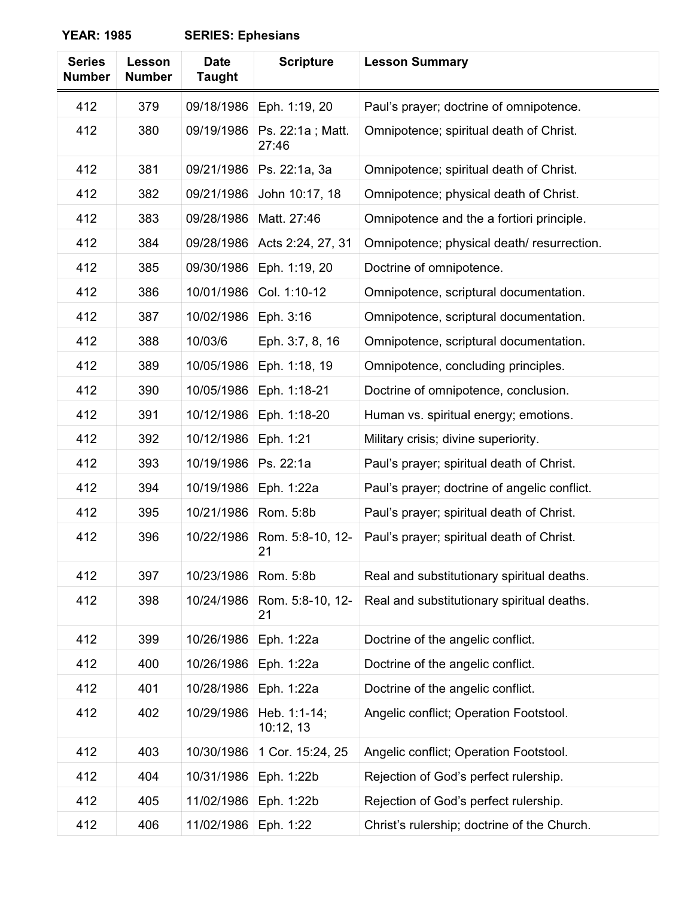**YEAR: 1985 SERIES: Ephesians**

| Series Number | Lesson Number | Date Taught | Scripture | Lesson Summary |
|---|---|---|---|---|
| 412 | 379 | 09/18/1986 | Eph. 1:19, 20 | Paul's prayer; doctrine of omnipotence. |
| 412 | 380 | 09/19/1986 | Ps. 22:1a ; Matt. 27:46 | Omnipotence; spiritual death of Christ. |
| 412 | 381 | 09/21/1986 | Ps. 22:1a, 3a | Omnipotence; spiritual death of Christ. |
| 412 | 382 | 09/21/1986 | John 10:17, 18 | Omnipotence; physical death of Christ. |
| 412 | 383 | 09/28/1986 | Matt. 27:46 | Omnipotence and the a fortiori principle. |
| 412 | 384 | 09/28/1986 | Acts 2:24, 27, 31 | Omnipotence; physical death/ resurrection. |
| 412 | 385 | 09/30/1986 | Eph. 1:19, 20 | Doctrine of omnipotence. |
| 412 | 386 | 10/01/1986 | Col. 1:10-12 | Omnipotence, scriptural documentation. |
| 412 | 387 | 10/02/1986 | Eph. 3:16 | Omnipotence, scriptural documentation. |
| 412 | 388 | 10/03/6 | Eph. 3:7, 8, 16 | Omnipotence, scriptural documentation. |
| 412 | 389 | 10/05/1986 | Eph. 1:18, 19 | Omnipotence, concluding principles. |
| 412 | 390 | 10/05/1986 | Eph. 1:18-21 | Doctrine of omnipotence, conclusion. |
| 412 | 391 | 10/12/1986 | Eph. 1:18-20 | Human vs. spiritual energy; emotions. |
| 412 | 392 | 10/12/1986 | Eph. 1:21 | Military crisis; divine superiority. |
| 412 | 393 | 10/19/1986 | Ps. 22:1a | Paul's prayer; spiritual death of Christ. |
| 412 | 394 | 10/19/1986 | Eph. 1:22a | Paul's prayer; doctrine of angelic conflict. |
| 412 | 395 | 10/21/1986 | Rom. 5:8b | Paul's prayer; spiritual death of Christ. |
| 412 | 396 | 10/22/1986 | Rom. 5:8-10, 12-21 | Paul's prayer; spiritual death of Christ. |
| 412 | 397 | 10/23/1986 | Rom. 5:8b | Real and substitutionary spiritual deaths. |
| 412 | 398 | 10/24/1986 | Rom. 5:8-10, 12-21 | Real and substitutionary spiritual deaths. |
| 412 | 399 | 10/26/1986 | Eph. 1:22a | Doctrine of the angelic conflict. |
| 412 | 400 | 10/26/1986 | Eph. 1:22a | Doctrine of the angelic conflict. |
| 412 | 401 | 10/28/1986 | Eph. 1:22a | Doctrine of the angelic conflict. |
| 412 | 402 | 10/29/1986 | Heb. 1:1-14; 10:12, 13 | Angelic conflict; Operation Footstool. |
| 412 | 403 | 10/30/1986 | 1 Cor. 15:24, 25 | Angelic conflict; Operation Footstool. |
| 412 | 404 | 10/31/1986 | Eph. 1:22b | Rejection of God's perfect rulership. |
| 412 | 405 | 11/02/1986 | Eph. 1:22b | Rejection of God's perfect rulership. |
| 412 | 406 | 11/02/1986 | Eph. 1:22 | Christ's rulership; doctrine of the Church. |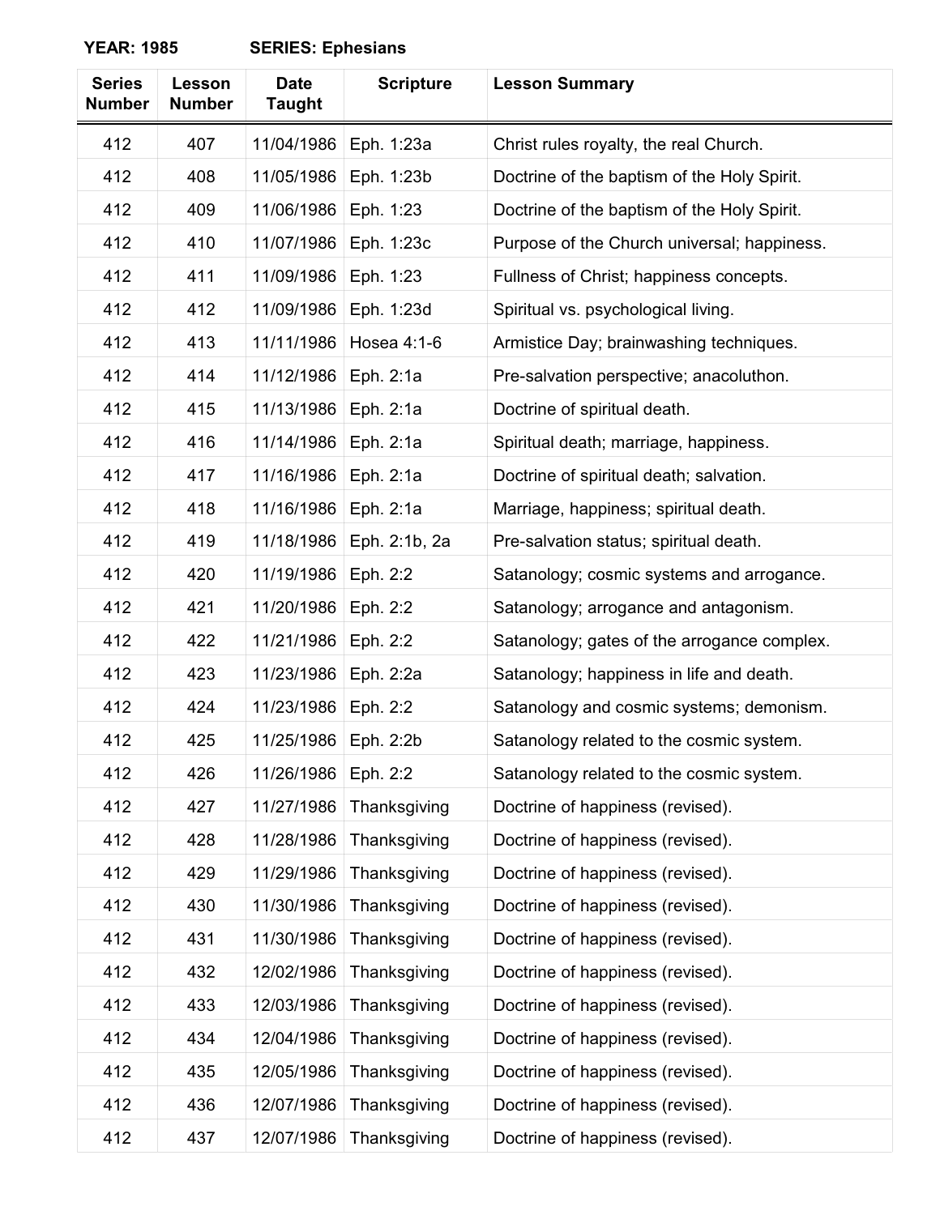**YEAR: 1985** **SERIES: Ephesians**

| Series Number | Lesson Number | Date Taught | Scripture | Lesson Summary |
|---|---|---|---|---|
| 412 | 407 | 11/04/1986 | Eph. 1:23a | Christ rules royalty, the real Church. |
| 412 | 408 | 11/05/1986 | Eph. 1:23b | Doctrine of the baptism of the Holy Spirit. |
| 412 | 409 | 11/06/1986 | Eph. 1:23 | Doctrine of the baptism of the Holy Spirit. |
| 412 | 410 | 11/07/1986 | Eph. 1:23c | Purpose of the Church universal; happiness. |
| 412 | 411 | 11/09/1986 | Eph. 1:23 | Fullness of Christ; happiness concepts. |
| 412 | 412 | 11/09/1986 | Eph. 1:23d | Spiritual vs. psychological living. |
| 412 | 413 | 11/11/1986 | Hosea 4:1-6 | Armistice Day; brainwashing techniques. |
| 412 | 414 | 11/12/1986 | Eph. 2:1a | Pre-salvation perspective; anacoluthon. |
| 412 | 415 | 11/13/1986 | Eph. 2:1a | Doctrine of spiritual death. |
| 412 | 416 | 11/14/1986 | Eph. 2:1a | Spiritual death; marriage, happiness. |
| 412 | 417 | 11/16/1986 | Eph. 2:1a | Doctrine of spiritual death; salvation. |
| 412 | 418 | 11/16/1986 | Eph. 2:1a | Marriage, happiness; spiritual death. |
| 412 | 419 | 11/18/1986 | Eph. 2:1b, 2a | Pre-salvation status; spiritual death. |
| 412 | 420 | 11/19/1986 | Eph. 2:2 | Satanology; cosmic systems and arrogance. |
| 412 | 421 | 11/20/1986 | Eph. 2:2 | Satanology; arrogance and antagonism. |
| 412 | 422 | 11/21/1986 | Eph. 2:2 | Satanology; gates of the arrogance complex. |
| 412 | 423 | 11/23/1986 | Eph. 2:2a | Satanology; happiness in life and death. |
| 412 | 424 | 11/23/1986 | Eph. 2:2 | Satanology and cosmic systems; demonism. |
| 412 | 425 | 11/25/1986 | Eph. 2:2b | Satanology related to the cosmic system. |
| 412 | 426 | 11/26/1986 | Eph. 2:2 | Satanology related to the cosmic system. |
| 412 | 427 | 11/27/1986 | Thanksgiving | Doctrine of happiness (revised). |
| 412 | 428 | 11/28/1986 | Thanksgiving | Doctrine of happiness (revised). |
| 412 | 429 | 11/29/1986 | Thanksgiving | Doctrine of happiness (revised). |
| 412 | 430 | 11/30/1986 | Thanksgiving | Doctrine of happiness (revised). |
| 412 | 431 | 11/30/1986 | Thanksgiving | Doctrine of happiness (revised). |
| 412 | 432 | 12/02/1986 | Thanksgiving | Doctrine of happiness (revised). |
| 412 | 433 | 12/03/1986 | Thanksgiving | Doctrine of happiness (revised). |
| 412 | 434 | 12/04/1986 | Thanksgiving | Doctrine of happiness (revised). |
| 412 | 435 | 12/05/1986 | Thanksgiving | Doctrine of happiness (revised). |
| 412 | 436 | 12/07/1986 | Thanksgiving | Doctrine of happiness (revised). |
| 412 | 437 | 12/07/1986 | Thanksgiving | Doctrine of happiness (revised). |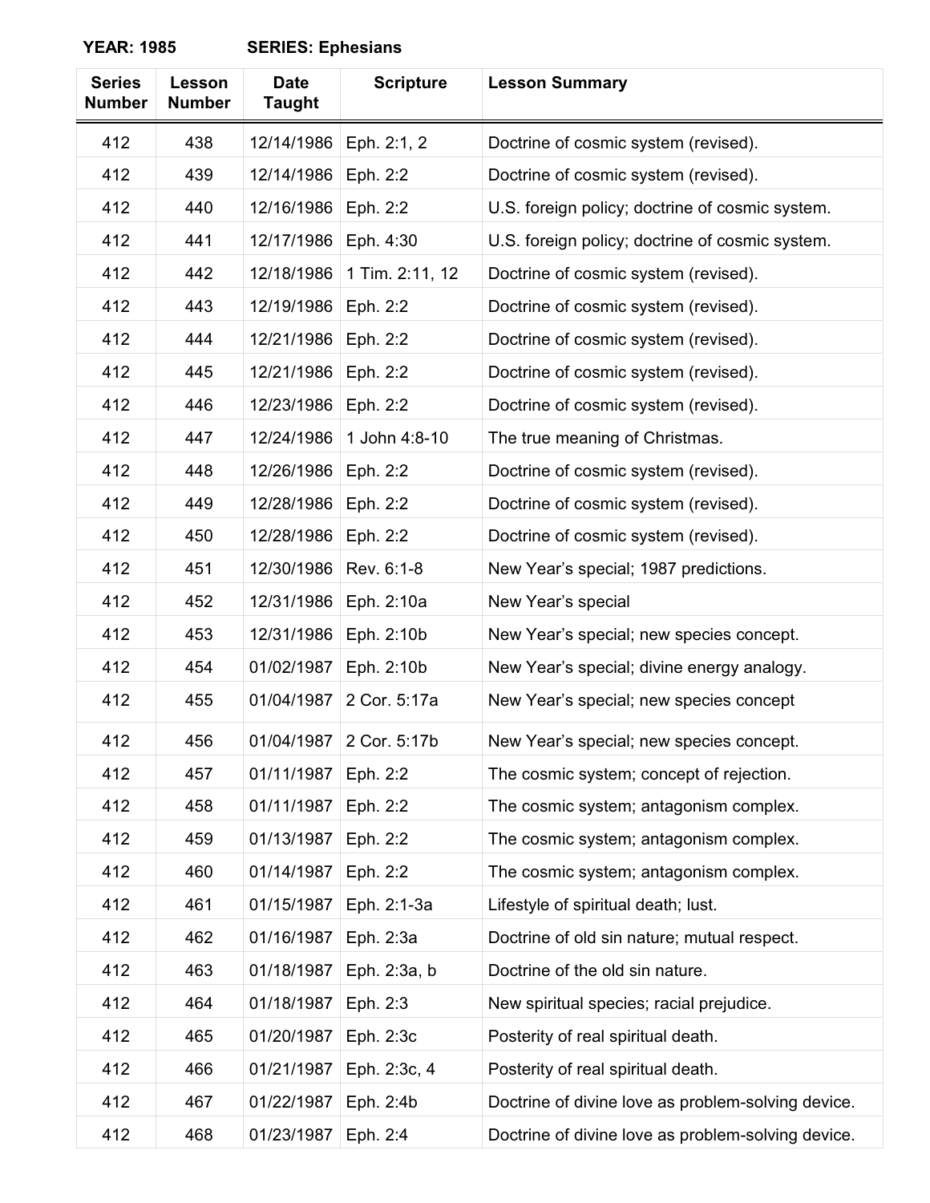**YEAR: 1985 SERIES: Ephesians**

| Series Number | Lesson Number | Date Taught | Scripture | Lesson Summary |
|---|---|---|---|---|
| 412 | 438 | 12/14/1986 | Eph. 2:1, 2 | Doctrine of cosmic system (revised). |
| 412 | 439 | 12/14/1986 | Eph. 2:2 | Doctrine of cosmic system (revised). |
| 412 | 440 | 12/16/1986 | Eph. 2:2 | U.S. foreign policy; doctrine of cosmic system. |
| 412 | 441 | 12/17/1986 | Eph. 4:30 | U.S. foreign policy; doctrine of cosmic system. |
| 412 | 442 | 12/18/1986 | 1 Tim. 2:11, 12 | Doctrine of cosmic system (revised). |
| 412 | 443 | 12/19/1986 | Eph. 2:2 | Doctrine of cosmic system (revised). |
| 412 | 444 | 12/21/1986 | Eph. 2:2 | Doctrine of cosmic system (revised). |
| 412 | 445 | 12/21/1986 | Eph. 2:2 | Doctrine of cosmic system (revised). |
| 412 | 446 | 12/23/1986 | Eph. 2:2 | Doctrine of cosmic system (revised). |
| 412 | 447 | 12/24/1986 | 1 John 4:8-10 | The true meaning of Christmas. |
| 412 | 448 | 12/26/1986 | Eph. 2:2 | Doctrine of cosmic system (revised). |
| 412 | 449 | 12/28/1986 | Eph. 2:2 | Doctrine of cosmic system (revised). |
| 412 | 450 | 12/28/1986 | Eph. 2:2 | Doctrine of cosmic system (revised). |
| 412 | 451 | 12/30/1986 | Rev. 6:1-8 | New Year's special; 1987 predictions. |
| 412 | 452 | 12/31/1986 | Eph. 2:10a | New Year's special |
| 412 | 453 | 12/31/1986 | Eph. 2:10b | New Year's special; new species concept. |
| 412 | 454 | 01/02/1987 | Eph. 2:10b | New Year's special; divine energy analogy. |
| 412 | 455 | 01/04/1987 | 2 Cor. 5:17a | New Year's special; new species concept |
| 412 | 456 | 01/04/1987 | 2 Cor. 5:17b | New Year's special; new species concept. |
| 412 | 457 | 01/11/1987 | Eph. 2:2 | The cosmic system; concept of rejection. |
| 412 | 458 | 01/11/1987 | Eph. 2:2 | The cosmic system; antagonism complex. |
| 412 | 459 | 01/13/1987 | Eph. 2:2 | The cosmic system; antagonism complex. |
| 412 | 460 | 01/14/1987 | Eph. 2:2 | The cosmic system; antagonism complex. |
| 412 | 461 | 01/15/1987 | Eph. 2:1-3a | Lifestyle of spiritual death; lust. |
| 412 | 462 | 01/16/1987 | Eph. 2:3a | Doctrine of old sin nature; mutual respect. |
| 412 | 463 | 01/18/1987 | Eph. 2:3a, b | Doctrine of the old sin nature. |
| 412 | 464 | 01/18/1987 | Eph. 2:3 | New spiritual species; racial prejudice. |
| 412 | 465 | 01/20/1987 | Eph. 2:3c | Posterity of real spiritual death. |
| 412 | 466 | 01/21/1987 | Eph. 2:3c, 4 | Posterity of real spiritual death. |
| 412 | 467 | 01/22/1987 | Eph. 2:4b | Doctrine of divine love as problem-solving device. |
| 412 | 468 | 01/23/1987 | Eph. 2:4 | Doctrine of divine love as problem-solving device. |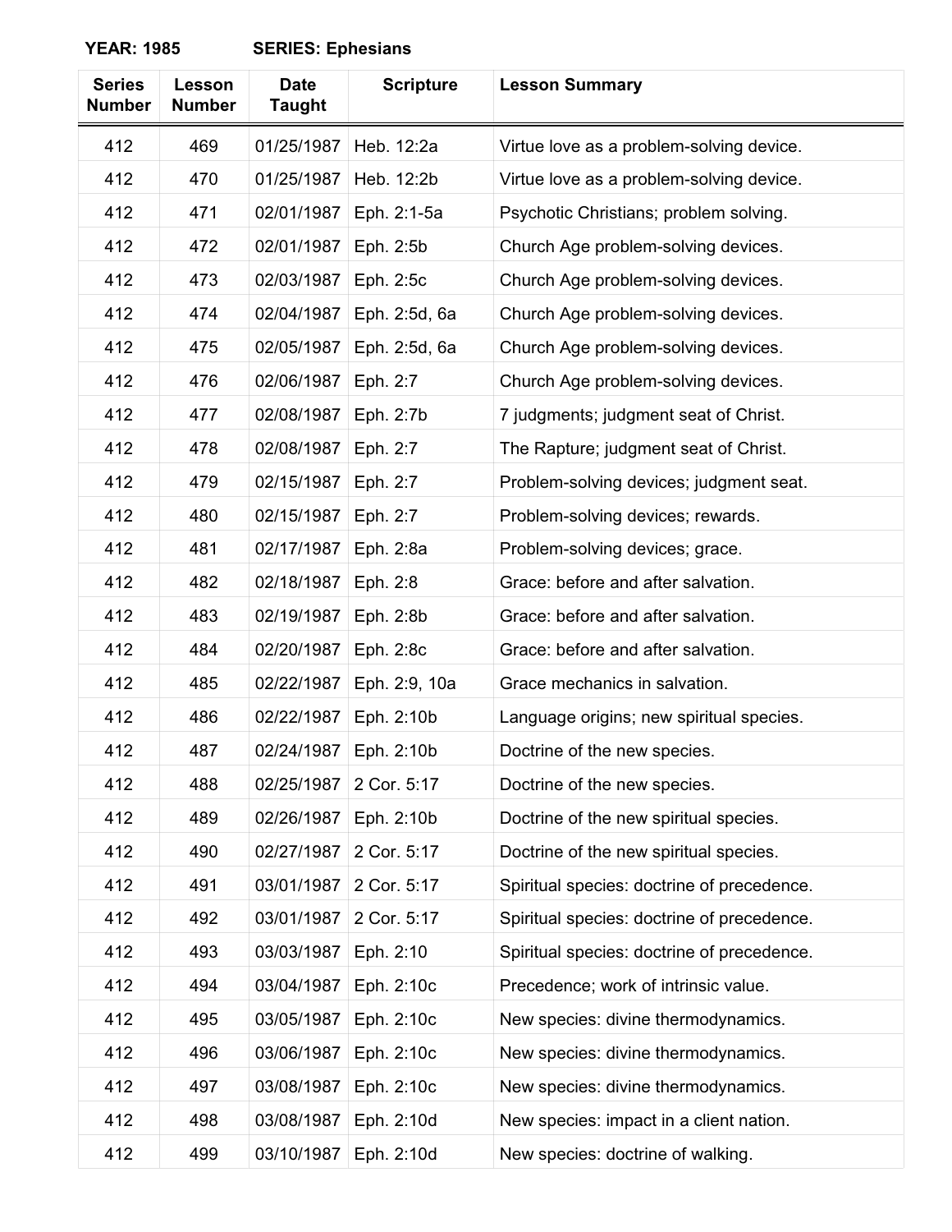**YEAR: 1985** **SERIES: Ephesians**

| Series Number | Lesson Number | Date Taught | Scripture | Lesson Summary |
|---|---|---|---|---|
| 412 | 469 | 01/25/1987 | Heb. 12:2a | Virtue love as a problem-solving device. |
| 412 | 470 | 01/25/1987 | Heb. 12:2b | Virtue love as a problem-solving device. |
| 412 | 471 | 02/01/1987 | Eph. 2:1-5a | Psychotic Christians; problem solving. |
| 412 | 472 | 02/01/1987 | Eph. 2:5b | Church Age problem-solving devices. |
| 412 | 473 | 02/03/1987 | Eph. 2:5c | Church Age problem-solving devices. |
| 412 | 474 | 02/04/1987 | Eph. 2:5d, 6a | Church Age problem-solving devices. |
| 412 | 475 | 02/05/1987 | Eph. 2:5d, 6a | Church Age problem-solving devices. |
| 412 | 476 | 02/06/1987 | Eph. 2:7 | Church Age problem-solving devices. |
| 412 | 477 | 02/08/1987 | Eph. 2:7b | 7 judgments; judgment seat of Christ. |
| 412 | 478 | 02/08/1987 | Eph. 2:7 | The Rapture; judgment seat of Christ. |
| 412 | 479 | 02/15/1987 | Eph. 2:7 | Problem-solving devices; judgment seat. |
| 412 | 480 | 02/15/1987 | Eph. 2:7 | Problem-solving devices; rewards. |
| 412 | 481 | 02/17/1987 | Eph. 2:8a | Problem-solving devices; grace. |
| 412 | 482 | 02/18/1987 | Eph. 2:8 | Grace: before and after salvation. |
| 412 | 483 | 02/19/1987 | Eph. 2:8b | Grace: before and after salvation. |
| 412 | 484 | 02/20/1987 | Eph. 2:8c | Grace: before and after salvation. |
| 412 | 485 | 02/22/1987 | Eph. 2:9, 10a | Grace mechanics in salvation. |
| 412 | 486 | 02/22/1987 | Eph. 2:10b | Language origins; new spiritual species. |
| 412 | 487 | 02/24/1987 | Eph. 2:10b | Doctrine of the new species. |
| 412 | 488 | 02/25/1987 | 2 Cor. 5:17 | Doctrine of the new species. |
| 412 | 489 | 02/26/1987 | Eph. 2:10b | Doctrine of the new spiritual species. |
| 412 | 490 | 02/27/1987 | 2 Cor. 5:17 | Doctrine of the new spiritual species. |
| 412 | 491 | 03/01/1987 | 2 Cor. 5:17 | Spiritual species: doctrine of precedence. |
| 412 | 492 | 03/01/1987 | 2 Cor. 5:17 | Spiritual species: doctrine of precedence. |
| 412 | 493 | 03/03/1987 | Eph. 2:10 | Spiritual species: doctrine of precedence. |
| 412 | 494 | 03/04/1987 | Eph. 2:10c | Precedence; work of intrinsic value. |
| 412 | 495 | 03/05/1987 | Eph. 2:10c | New species: divine thermodynamics. |
| 412 | 496 | 03/06/1987 | Eph. 2:10c | New species: divine thermodynamics. |
| 412 | 497 | 03/08/1987 | Eph. 2:10c | New species: divine thermodynamics. |
| 412 | 498 | 03/08/1987 | Eph. 2:10d | New species: impact in a client nation. |
| 412 | 499 | 03/10/1987 | Eph. 2:10d | New species: doctrine of walking. |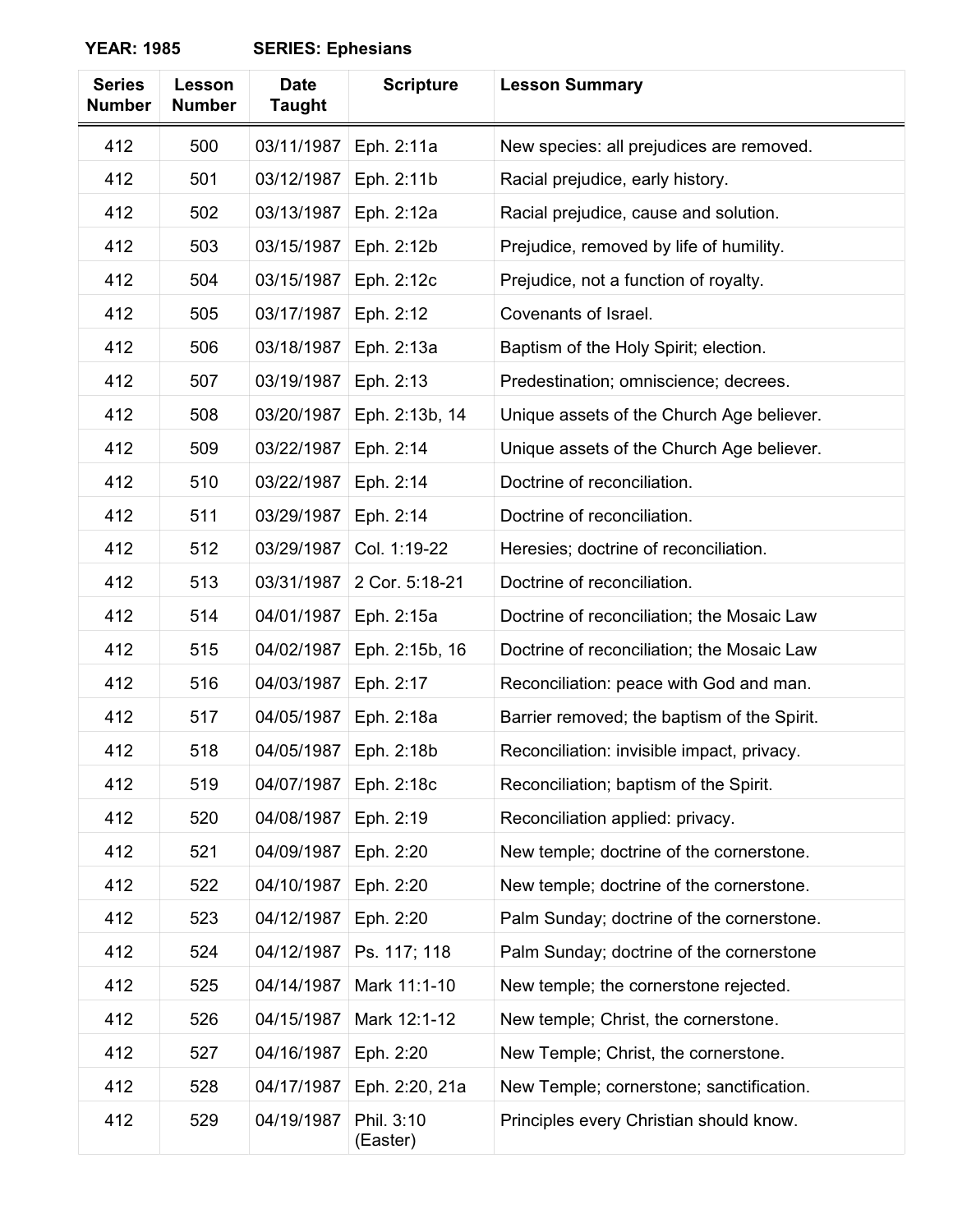**YEAR: 1985 SERIES: Ephesians**

| Series Number | Lesson Number | Date Taught | Scripture | Lesson Summary |
|---|---|---|---|---|
| 412 | 500 | 03/11/1987 | Eph. 2:11a | New species: all prejudices are removed. |
| 412 | 501 | 03/12/1987 | Eph. 2:11b | Racial prejudice, early history. |
| 412 | 502 | 03/13/1987 | Eph. 2:12a | Racial prejudice, cause and solution. |
| 412 | 503 | 03/15/1987 | Eph. 2:12b | Prejudice, removed by life of humility. |
| 412 | 504 | 03/15/1987 | Eph. 2:12c | Prejudice, not a function of royalty. |
| 412 | 505 | 03/17/1987 | Eph. 2:12 | Covenants of Israel. |
| 412 | 506 | 03/18/1987 | Eph. 2:13a | Baptism of the Holy Spirit; election. |
| 412 | 507 | 03/19/1987 | Eph. 2:13 | Predestination; omniscience; decrees. |
| 412 | 508 | 03/20/1987 | Eph. 2:13b, 14 | Unique assets of the Church Age believer. |
| 412 | 509 | 03/22/1987 | Eph. 2:14 | Unique assets of the Church Age believer. |
| 412 | 510 | 03/22/1987 | Eph. 2:14 | Doctrine of reconciliation. |
| 412 | 511 | 03/29/1987 | Eph. 2:14 | Doctrine of reconciliation. |
| 412 | 512 | 03/29/1987 | Col. 1:19-22 | Heresies; doctrine of reconciliation. |
| 412 | 513 | 03/31/1987 | 2 Cor. 5:18-21 | Doctrine of reconciliation. |
| 412 | 514 | 04/01/1987 | Eph. 2:15a | Doctrine of reconciliation; the Mosaic Law |
| 412 | 515 | 04/02/1987 | Eph. 2:15b, 16 | Doctrine of reconciliation; the Mosaic Law |
| 412 | 516 | 04/03/1987 | Eph. 2:17 | Reconciliation: peace with God and man. |
| 412 | 517 | 04/05/1987 | Eph. 2:18a | Barrier removed; the baptism of the Spirit. |
| 412 | 518 | 04/05/1987 | Eph. 2:18b | Reconciliation: invisible impact, privacy. |
| 412 | 519 | 04/07/1987 | Eph. 2:18c | Reconciliation; baptism of the Spirit. |
| 412 | 520 | 04/08/1987 | Eph. 2:19 | Reconciliation applied: privacy. |
| 412 | 521 | 04/09/1987 | Eph. 2:20 | New temple; doctrine of the cornerstone. |
| 412 | 522 | 04/10/1987 | Eph. 2:20 | New temple; doctrine of the cornerstone. |
| 412 | 523 | 04/12/1987 | Eph. 2:20 | Palm Sunday; doctrine of the cornerstone. |
| 412 | 524 | 04/12/1987 | Ps. 117; 118 | Palm Sunday; doctrine of the cornerstone |
| 412 | 525 | 04/14/1987 | Mark 11:1-10 | New temple; the cornerstone rejected. |
| 412 | 526 | 04/15/1987 | Mark 12:1-12 | New temple; Christ, the cornerstone. |
| 412 | 527 | 04/16/1987 | Eph. 2:20 | New Temple; Christ, the cornerstone. |
| 412 | 528 | 04/17/1987 | Eph. 2:20, 21a | New Temple; cornerstone; sanctification. |
| 412 | 529 | 04/19/1987 | Phil. 3:10 (Easter) | Principles every Christian should know. |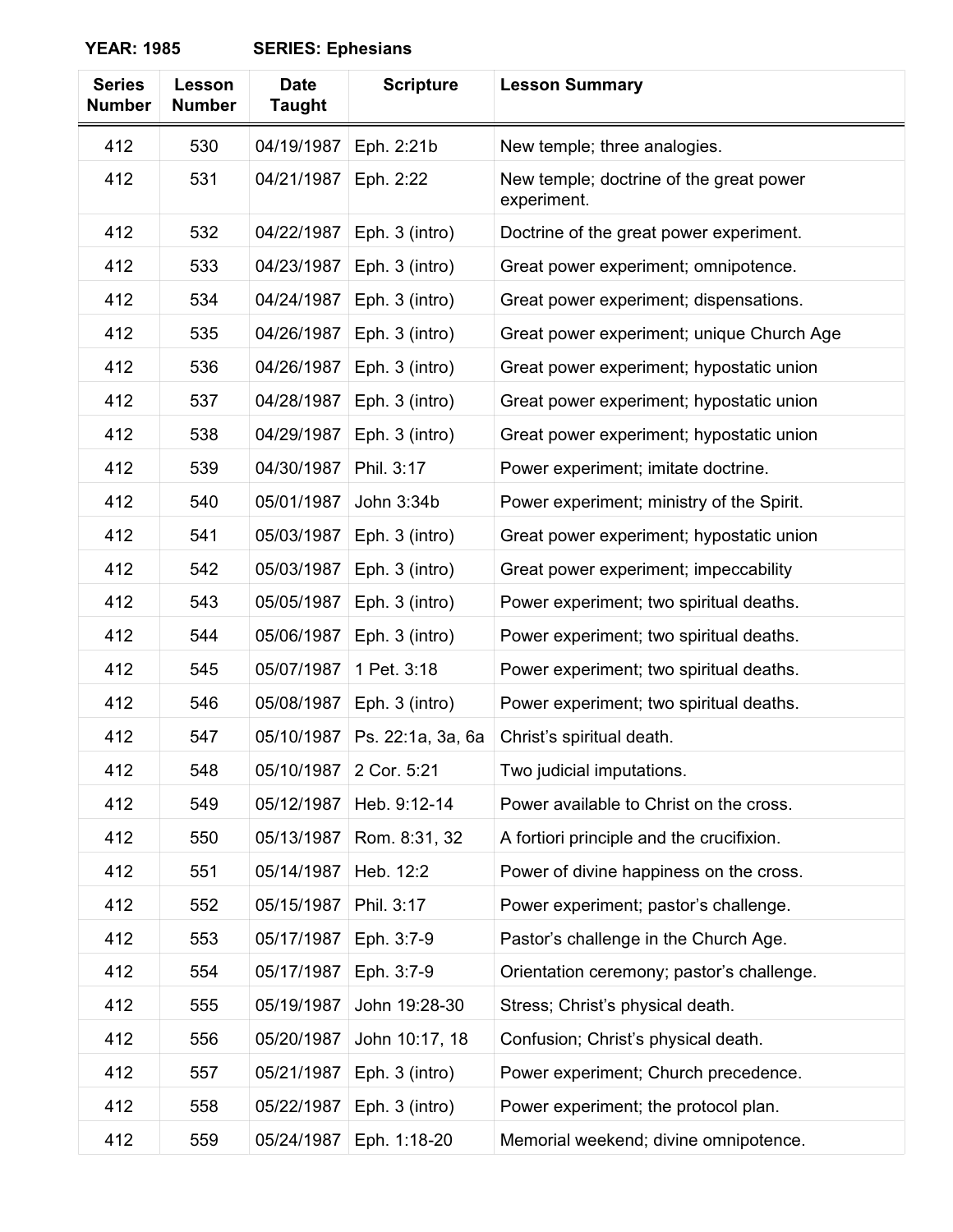**YEAR: 1985 SERIES: Ephesians**

| Series Number | Lesson Number | Date Taught | Scripture | Lesson Summary |
|---|---|---|---|---|
| 412 | 530 | 04/19/1987 | Eph. 2:21b | New temple; three analogies. |
| 412 | 531 | 04/21/1987 | Eph. 2:22 | New temple; doctrine of the great power experiment. |
| 412 | 532 | 04/22/1987 | Eph. 3 (intro) | Doctrine of the great power experiment. |
| 412 | 533 | 04/23/1987 | Eph. 3 (intro) | Great power experiment; omnipotence. |
| 412 | 534 | 04/24/1987 | Eph. 3 (intro) | Great power experiment; dispensations. |
| 412 | 535 | 04/26/1987 | Eph. 3 (intro) | Great power experiment; unique Church Age |
| 412 | 536 | 04/26/1987 | Eph. 3 (intro) | Great power experiment; hypostatic union |
| 412 | 537 | 04/28/1987 | Eph. 3 (intro) | Great power experiment; hypostatic union |
| 412 | 538 | 04/29/1987 | Eph. 3 (intro) | Great power experiment; hypostatic union |
| 412 | 539 | 04/30/1987 | Phil. 3:17 | Power experiment; imitate doctrine. |
| 412 | 540 | 05/01/1987 | John 3:34b | Power experiment; ministry of the Spirit. |
| 412 | 541 | 05/03/1987 | Eph. 3 (intro) | Great power experiment; hypostatic union |
| 412 | 542 | 05/03/1987 | Eph. 3 (intro) | Great power experiment; impeccability |
| 412 | 543 | 05/05/1987 | Eph. 3 (intro) | Power experiment; two spiritual deaths. |
| 412 | 544 | 05/06/1987 | Eph. 3 (intro) | Power experiment; two spiritual deaths. |
| 412 | 545 | 05/07/1987 | 1 Pet. 3:18 | Power experiment; two spiritual deaths. |
| 412 | 546 | 05/08/1987 | Eph. 3 (intro) | Power experiment; two spiritual deaths. |
| 412 | 547 | 05/10/1987 | Ps. 22:1a, 3a, 6a | Christ's spiritual death. |
| 412 | 548 | 05/10/1987 | 2 Cor. 5:21 | Two judicial imputations. |
| 412 | 549 | 05/12/1987 | Heb. 9:12-14 | Power available to Christ on the cross. |
| 412 | 550 | 05/13/1987 | Rom. 8:31, 32 | A fortiori principle and the crucifixion. |
| 412 | 551 | 05/14/1987 | Heb. 12:2 | Power of divine happiness on the cross. |
| 412 | 552 | 05/15/1987 | Phil. 3:17 | Power experiment; pastor's challenge. |
| 412 | 553 | 05/17/1987 | Eph. 3:7-9 | Pastor's challenge in the Church Age. |
| 412 | 554 | 05/17/1987 | Eph. 3:7-9 | Orientation ceremony; pastor's challenge. |
| 412 | 555 | 05/19/1987 | John 19:28-30 | Stress; Christ's physical death. |
| 412 | 556 | 05/20/1987 | John 10:17, 18 | Confusion; Christ's physical death. |
| 412 | 557 | 05/21/1987 | Eph. 3 (intro) | Power experiment; Church precedence. |
| 412 | 558 | 05/22/1987 | Eph. 3 (intro) | Power experiment; the protocol plan. |
| 412 | 559 | 05/24/1987 | Eph. 1:18-20 | Memorial weekend; divine omnipotence. |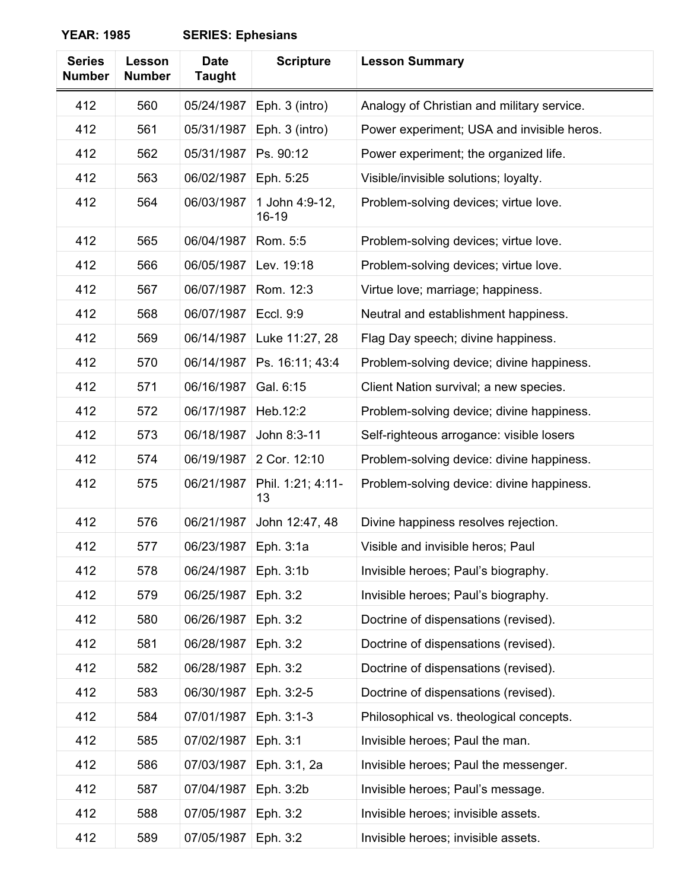**YEAR: 1985 SERIES: Ephesians**

| Series Number | Lesson Number | Date Taught | Scripture | Lesson Summary |
|---|---|---|---|---|
| 412 | 560 | 05/24/1987 | Eph. 3 (intro) | Analogy of Christian and military service. |
| 412 | 561 | 05/31/1987 | Eph. 3 (intro) | Power experiment; USA and invisible heros. |
| 412 | 562 | 05/31/1987 | Ps. 90:12 | Power experiment; the organized life. |
| 412 | 563 | 06/02/1987 | Eph. 5:25 | Visible/invisible solutions; loyalty. |
| 412 | 564 | 06/03/1987 | 1 John 4:9-12, 16-19 | Problem-solving devices; virtue love. |
| 412 | 565 | 06/04/1987 | Rom. 5:5 | Problem-solving devices; virtue love. |
| 412 | 566 | 06/05/1987 | Lev. 19:18 | Problem-solving devices; virtue love. |
| 412 | 567 | 06/07/1987 | Rom. 12:3 | Virtue love; marriage; happiness. |
| 412 | 568 | 06/07/1987 | Eccl. 9:9 | Neutral and establishment happiness. |
| 412 | 569 | 06/14/1987 | Luke 11:27, 28 | Flag Day speech; divine happiness. |
| 412 | 570 | 06/14/1987 | Ps. 16:11; 43:4 | Problem-solving device; divine happiness. |
| 412 | 571 | 06/16/1987 | Gal. 6:15 | Client Nation survival; a new species. |
| 412 | 572 | 06/17/1987 | Heb.12:2 | Problem-solving device; divine happiness. |
| 412 | 573 | 06/18/1987 | John 8:3-11 | Self-righteous arrogance: visible losers |
| 412 | 574 | 06/19/1987 | 2 Cor. 12:10 | Problem-solving device: divine happiness. |
| 412 | 575 | 06/21/1987 | Phil. 1:21; 4:11-13 | Problem-solving device: divine happiness. |
| 412 | 576 | 06/21/1987 | John 12:47, 48 | Divine happiness resolves rejection. |
| 412 | 577 | 06/23/1987 | Eph. 3:1a | Visible and invisible heros; Paul |
| 412 | 578 | 06/24/1987 | Eph. 3:1b | Invisible heroes; Paul's biography. |
| 412 | 579 | 06/25/1987 | Eph. 3:2 | Invisible heroes; Paul's biography. |
| 412 | 580 | 06/26/1987 | Eph. 3:2 | Doctrine of dispensations (revised). |
| 412 | 581 | 06/28/1987 | Eph. 3:2 | Doctrine of dispensations (revised). |
| 412 | 582 | 06/28/1987 | Eph. 3:2 | Doctrine of dispensations (revised). |
| 412 | 583 | 06/30/1987 | Eph. 3:2-5 | Doctrine of dispensations (revised). |
| 412 | 584 | 07/01/1987 | Eph. 3:1-3 | Philosophical vs. theological concepts. |
| 412 | 585 | 07/02/1987 | Eph. 3:1 | Invisible heroes; Paul the man. |
| 412 | 586 | 07/03/1987 | Eph. 3:1, 2a | Invisible heroes; Paul the messenger. |
| 412 | 587 | 07/04/1987 | Eph. 3:2b | Invisible heroes; Paul's message. |
| 412 | 588 | 07/05/1987 | Eph. 3:2 | Invisible heroes; invisible assets. |
| 412 | 589 | 07/05/1987 | Eph. 3:2 | Invisible heroes; invisible assets. |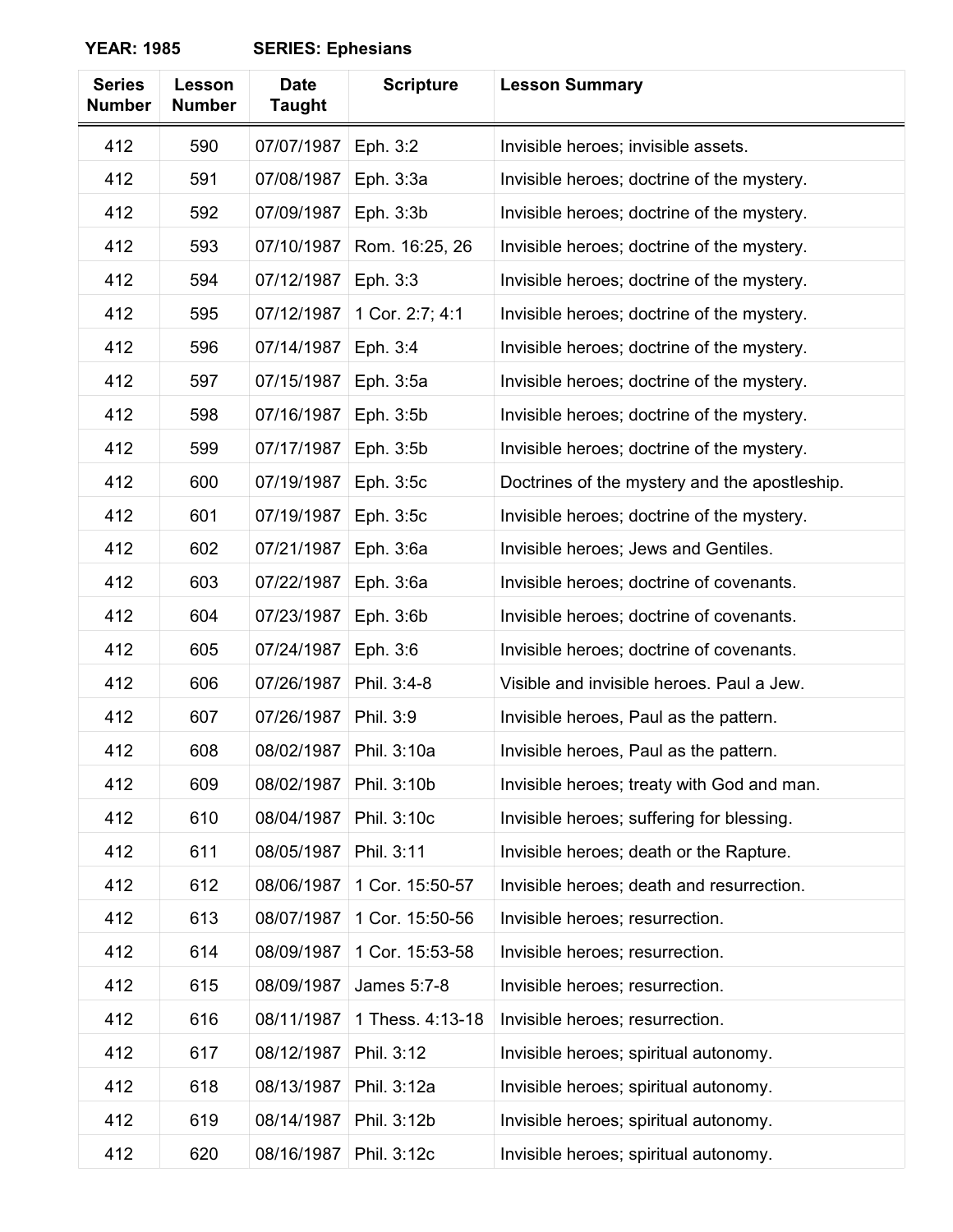**YEAR: 1985** **SERIES: Ephesians**

| Series Number | Lesson Number | Date Taught | Scripture | Lesson Summary |
|---|---|---|---|---|
| 412 | 590 | 07/07/1987 | Eph. 3:2 | Invisible heroes; invisible assets. |
| 412 | 591 | 07/08/1987 | Eph. 3:3a | Invisible heroes; doctrine of the mystery. |
| 412 | 592 | 07/09/1987 | Eph. 3:3b | Invisible heroes; doctrine of the mystery. |
| 412 | 593 | 07/10/1987 | Rom. 16:25, 26 | Invisible heroes; doctrine of the mystery. |
| 412 | 594 | 07/12/1987 | Eph. 3:3 | Invisible heroes; doctrine of the mystery. |
| 412 | 595 | 07/12/1987 | 1 Cor. 2:7; 4:1 | Invisible heroes; doctrine of the mystery. |
| 412 | 596 | 07/14/1987 | Eph. 3:4 | Invisible heroes; doctrine of the mystery. |
| 412 | 597 | 07/15/1987 | Eph. 3:5a | Invisible heroes; doctrine of the mystery. |
| 412 | 598 | 07/16/1987 | Eph. 3:5b | Invisible heroes; doctrine of the mystery. |
| 412 | 599 | 07/17/1987 | Eph. 3:5b | Invisible heroes; doctrine of the mystery. |
| 412 | 600 | 07/19/1987 | Eph. 3:5c | Doctrines of the mystery and the apostleship. |
| 412 | 601 | 07/19/1987 | Eph. 3:5c | Invisible heroes; doctrine of the mystery. |
| 412 | 602 | 07/21/1987 | Eph. 3:6a | Invisible heroes; Jews and Gentiles. |
| 412 | 603 | 07/22/1987 | Eph. 3:6a | Invisible heroes; doctrine of covenants. |
| 412 | 604 | 07/23/1987 | Eph. 3:6b | Invisible heroes; doctrine of covenants. |
| 412 | 605 | 07/24/1987 | Eph. 3:6 | Invisible heroes; doctrine of covenants. |
| 412 | 606 | 07/26/1987 | Phil. 3:4-8 | Visible and invisible heroes. Paul a Jew. |
| 412 | 607 | 07/26/1987 | Phil. 3:9 | Invisible heroes, Paul as the pattern. |
| 412 | 608 | 08/02/1987 | Phil. 3:10a | Invisible heroes, Paul as the pattern. |
| 412 | 609 | 08/02/1987 | Phil. 3:10b | Invisible heroes; treaty with God and man. |
| 412 | 610 | 08/04/1987 | Phil. 3:10c | Invisible heroes; suffering for blessing. |
| 412 | 611 | 08/05/1987 | Phil. 3:11 | Invisible heroes; death or the Rapture. |
| 412 | 612 | 08/06/1987 | 1 Cor. 15:50-57 | Invisible heroes; death and resurrection. |
| 412 | 613 | 08/07/1987 | 1 Cor. 15:50-56 | Invisible heroes; resurrection. |
| 412 | 614 | 08/09/1987 | 1 Cor. 15:53-58 | Invisible heroes; resurrection. |
| 412 | 615 | 08/09/1987 | James 5:7-8 | Invisible heroes; resurrection. |
| 412 | 616 | 08/11/1987 | 1 Thess. 4:13-18 | Invisible heroes; resurrection. |
| 412 | 617 | 08/12/1987 | Phil. 3:12 | Invisible heroes; spiritual autonomy. |
| 412 | 618 | 08/13/1987 | Phil. 3:12a | Invisible heroes; spiritual autonomy. |
| 412 | 619 | 08/14/1987 | Phil. 3:12b | Invisible heroes; spiritual autonomy. |
| 412 | 620 | 08/16/1987 | Phil. 3:12c | Invisible heroes; spiritual autonomy. |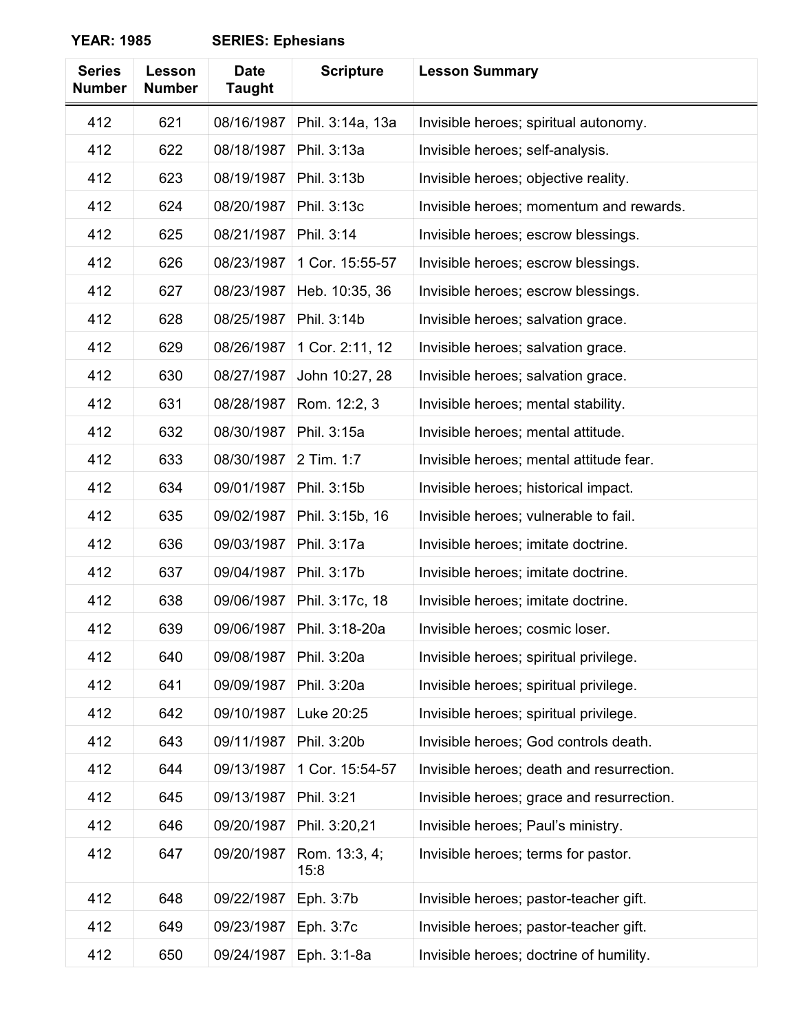**YEAR: 1985 SERIES: Ephesians**

| Series Number | Lesson Number | Date Taught | Scripture | Lesson Summary |
|---|---|---|---|---|
| 412 | 621 | 08/16/1987 | Phil. 3:14a, 13a | Invisible heroes; spiritual autonomy. |
| 412 | 622 | 08/18/1987 | Phil. 3:13a | Invisible heroes; self-analysis. |
| 412 | 623 | 08/19/1987 | Phil. 3:13b | Invisible heroes; objective reality. |
| 412 | 624 | 08/20/1987 | Phil. 3:13c | Invisible heroes; momentum and rewards. |
| 412 | 625 | 08/21/1987 | Phil. 3:14 | Invisible heroes; escrow blessings. |
| 412 | 626 | 08/23/1987 | 1 Cor. 15:55-57 | Invisible heroes; escrow blessings. |
| 412 | 627 | 08/23/1987 | Heb. 10:35, 36 | Invisible heroes; escrow blessings. |
| 412 | 628 | 08/25/1987 | Phil. 3:14b | Invisible heroes; salvation grace. |
| 412 | 629 | 08/26/1987 | 1 Cor. 2:11, 12 | Invisible heroes; salvation grace. |
| 412 | 630 | 08/27/1987 | John 10:27, 28 | Invisible heroes; salvation grace. |
| 412 | 631 | 08/28/1987 | Rom. 12:2, 3 | Invisible heroes; mental stability. |
| 412 | 632 | 08/30/1987 | Phil. 3:15a | Invisible heroes; mental attitude. |
| 412 | 633 | 08/30/1987 | 2 Tim. 1:7 | Invisible heroes; mental attitude fear. |
| 412 | 634 | 09/01/1987 | Phil. 3:15b | Invisible heroes; historical impact. |
| 412 | 635 | 09/02/1987 | Phil. 3:15b, 16 | Invisible heroes; vulnerable to fail. |
| 412 | 636 | 09/03/1987 | Phil. 3:17a | Invisible heroes; imitate doctrine. |
| 412 | 637 | 09/04/1987 | Phil. 3:17b | Invisible heroes; imitate doctrine. |
| 412 | 638 | 09/06/1987 | Phil. 3:17c, 18 | Invisible heroes; imitate doctrine. |
| 412 | 639 | 09/06/1987 | Phil. 3:18-20a | Invisible heroes; cosmic loser. |
| 412 | 640 | 09/08/1987 | Phil. 3:20a | Invisible heroes; spiritual privilege. |
| 412 | 641 | 09/09/1987 | Phil. 3:20a | Invisible heroes; spiritual privilege. |
| 412 | 642 | 09/10/1987 | Luke 20:25 | Invisible heroes; spiritual privilege. |
| 412 | 643 | 09/11/1987 | Phil. 3:20b | Invisible heroes; God controls death. |
| 412 | 644 | 09/13/1987 | 1 Cor. 15:54-57 | Invisible heroes; death and resurrection. |
| 412 | 645 | 09/13/1987 | Phil. 3:21 | Invisible heroes; grace and resurrection. |
| 412 | 646 | 09/20/1987 | Phil. 3:20,21 | Invisible heroes; Paul's ministry. |
| 412 | 647 | 09/20/1987 | Rom. 13:3, 4; 15:8 | Invisible heroes; terms for pastor. |
| 412 | 648 | 09/22/1987 | Eph. 3:7b | Invisible heroes; pastor-teacher gift. |
| 412 | 649 | 09/23/1987 | Eph. 3:7c | Invisible heroes; pastor-teacher gift. |
| 412 | 650 | 09/24/1987 | Eph. 3:1-8a | Invisible heroes; doctrine of humility. |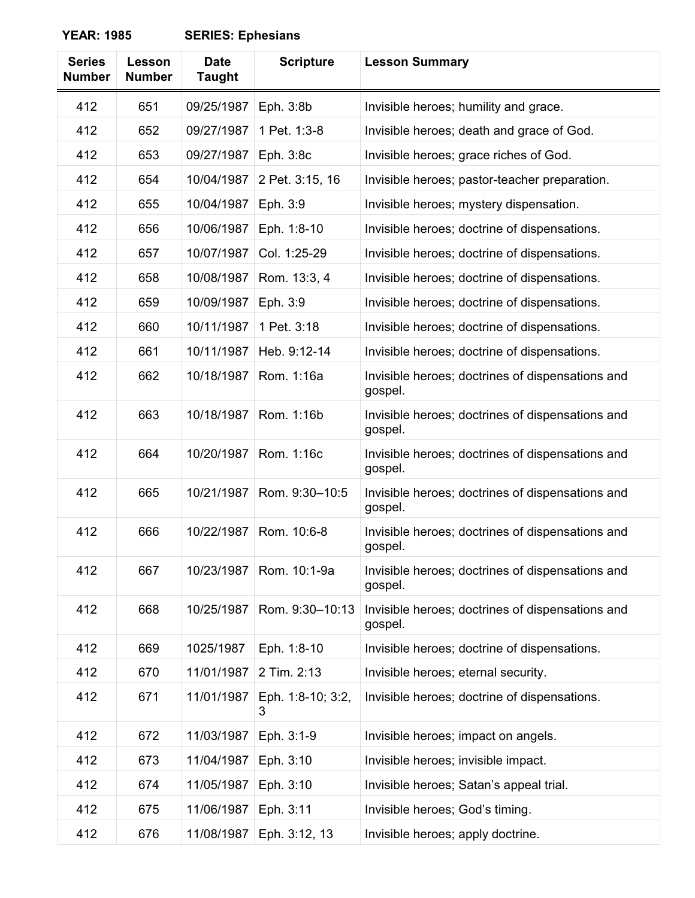**YEAR: 1985 SERIES: Ephesians**

| Series Number | Lesson Number | Date Taught | Scripture | Lesson Summary |
|---|---|---|---|---|
| 412 | 651 | 09/25/1987 | Eph. 3:8b | Invisible heroes; humility and grace. |
| 412 | 652 | 09/27/1987 | 1 Pet. 1:3-8 | Invisible heroes; death and grace of God. |
| 412 | 653 | 09/27/1987 | Eph. 3:8c | Invisible heroes; grace riches of God. |
| 412 | 654 | 10/04/1987 | 2 Pet. 3:15, 16 | Invisible heroes; pastor-teacher preparation. |
| 412 | 655 | 10/04/1987 | Eph. 3:9 | Invisible heroes; mystery dispensation. |
| 412 | 656 | 10/06/1987 | Eph. 1:8-10 | Invisible heroes; doctrine of dispensations. |
| 412 | 657 | 10/07/1987 | Col. 1:25-29 | Invisible heroes; doctrine of dispensations. |
| 412 | 658 | 10/08/1987 | Rom. 13:3, 4 | Invisible heroes; doctrine of dispensations. |
| 412 | 659 | 10/09/1987 | Eph. 3:9 | Invisible heroes; doctrine of dispensations. |
| 412 | 660 | 10/11/1987 | 1 Pet. 3:18 | Invisible heroes; doctrine of dispensations. |
| 412 | 661 | 10/11/1987 | Heb. 9:12-14 | Invisible heroes; doctrine of dispensations. |
| 412 | 662 | 10/18/1987 | Rom. 1:16a | Invisible heroes; doctrines of dispensations and gospel. |
| 412 | 663 | 10/18/1987 | Rom. 1:16b | Invisible heroes; doctrines of dispensations and gospel. |
| 412 | 664 | 10/20/1987 | Rom. 1:16c | Invisible heroes; doctrines of dispensations and gospel. |
| 412 | 665 | 10/21/1987 | Rom. 9:30–10:5 | Invisible heroes; doctrines of dispensations and gospel. |
| 412 | 666 | 10/22/1987 | Rom. 10:6-8 | Invisible heroes; doctrines of dispensations and gospel. |
| 412 | 667 | 10/23/1987 | Rom. 10:1-9a | Invisible heroes; doctrines of dispensations and gospel. |
| 412 | 668 | 10/25/1987 | Rom. 9:30–10:13 | Invisible heroes; doctrines of dispensations and gospel. |
| 412 | 669 | 1025/1987 | Eph. 1:8-10 | Invisible heroes; doctrine of dispensations. |
| 412 | 670 | 11/01/1987 | 2 Tim. 2:13 | Invisible heroes; eternal security. |
| 412 | 671 | 11/01/1987 | Eph. 1:8-10; 3:2, 3 | Invisible heroes; doctrine of dispensations. |
| 412 | 672 | 11/03/1987 | Eph. 3:1-9 | Invisible heroes; impact on angels. |
| 412 | 673 | 11/04/1987 | Eph. 3:10 | Invisible heroes; invisible impact. |
| 412 | 674 | 11/05/1987 | Eph. 3:10 | Invisible heroes; Satan's appeal trial. |
| 412 | 675 | 11/06/1987 | Eph. 3:11 | Invisible heroes; God's timing. |
| 412 | 676 | 11/08/1987 | Eph. 3:12, 13 | Invisible heroes; apply doctrine. |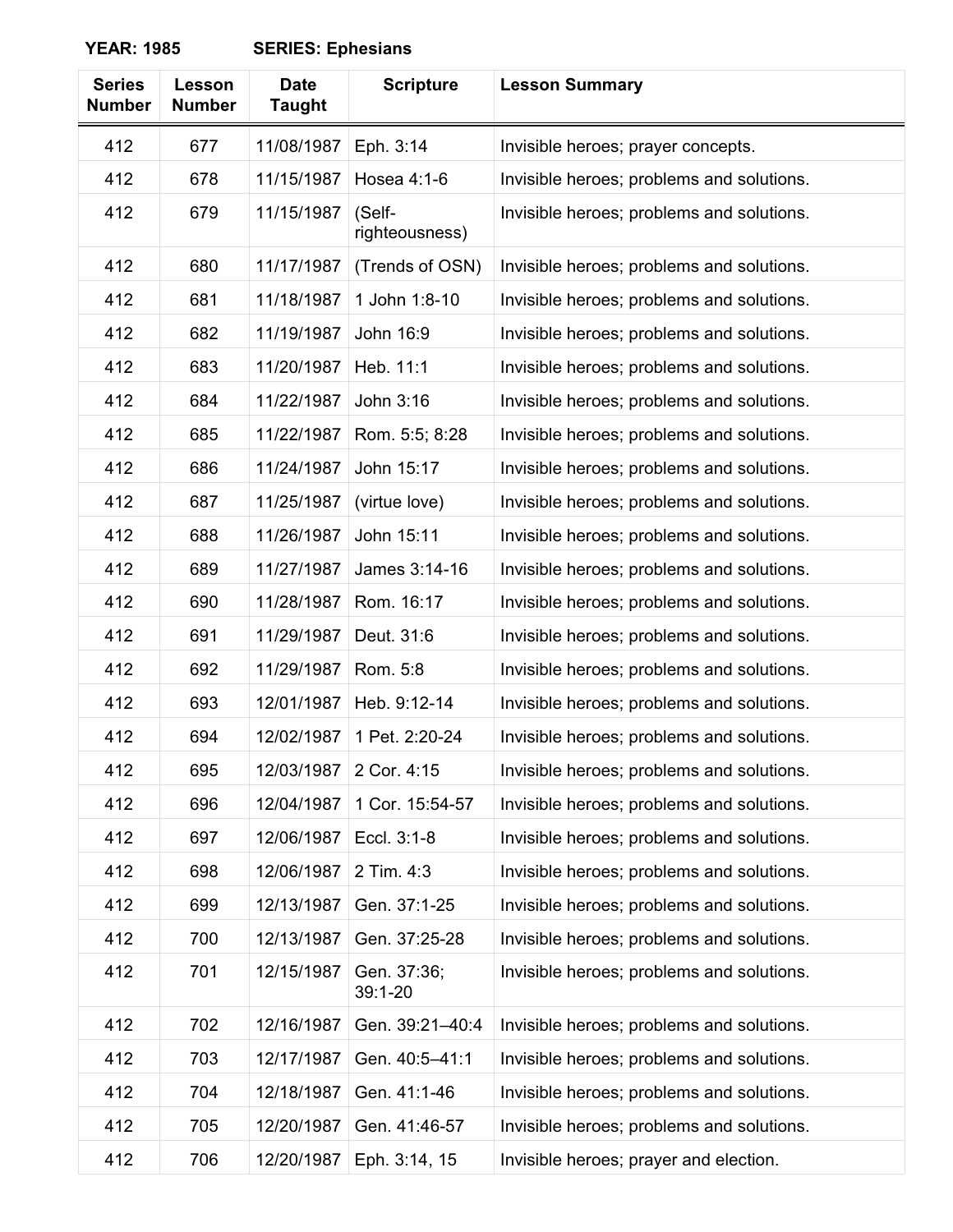**YEAR: 1985** **SERIES: Ephesians**

| Series Number | Lesson Number | Date Taught | Scripture | Lesson Summary |
|---|---|---|---|---|
| 412 | 677 | 11/08/1987 | Eph. 3:14 | Invisible heroes; prayer concepts. |
| 412 | 678 | 11/15/1987 | Hosea 4:1-6 | Invisible heroes; problems and solutions. |
| 412 | 679 | 11/15/1987 | (Self-righteousness) | Invisible heroes; problems and solutions. |
| 412 | 680 | 11/17/1987 | (Trends of OSN) | Invisible heroes; problems and solutions. |
| 412 | 681 | 11/18/1987 | 1 John 1:8-10 | Invisible heroes; problems and solutions. |
| 412 | 682 | 11/19/1987 | John 16:9 | Invisible heroes; problems and solutions. |
| 412 | 683 | 11/20/1987 | Heb. 11:1 | Invisible heroes; problems and solutions. |
| 412 | 684 | 11/22/1987 | John 3:16 | Invisible heroes; problems and solutions. |
| 412 | 685 | 11/22/1987 | Rom. 5:5; 8:28 | Invisible heroes; problems and solutions. |
| 412 | 686 | 11/24/1987 | John 15:17 | Invisible heroes; problems and solutions. |
| 412 | 687 | 11/25/1987 | (virtue love) | Invisible heroes; problems and solutions. |
| 412 | 688 | 11/26/1987 | John 15:11 | Invisible heroes; problems and solutions. |
| 412 | 689 | 11/27/1987 | James 3:14-16 | Invisible heroes; problems and solutions. |
| 412 | 690 | 11/28/1987 | Rom. 16:17 | Invisible heroes; problems and solutions. |
| 412 | 691 | 11/29/1987 | Deut. 31:6 | Invisible heroes; problems and solutions. |
| 412 | 692 | 11/29/1987 | Rom. 5:8 | Invisible heroes; problems and solutions. |
| 412 | 693 | 12/01/1987 | Heb. 9:12-14 | Invisible heroes; problems and solutions. |
| 412 | 694 | 12/02/1987 | 1 Pet. 2:20-24 | Invisible heroes; problems and solutions. |
| 412 | 695 | 12/03/1987 | 2 Cor. 4:15 | Invisible heroes; problems and solutions. |
| 412 | 696 | 12/04/1987 | 1 Cor. 15:54-57 | Invisible heroes; problems and solutions. |
| 412 | 697 | 12/06/1987 | Eccl. 3:1-8 | Invisible heroes; problems and solutions. |
| 412 | 698 | 12/06/1987 | 2 Tim. 4:3 | Invisible heroes; problems and solutions. |
| 412 | 699 | 12/13/1987 | Gen. 37:1-25 | Invisible heroes; problems and solutions. |
| 412 | 700 | 12/13/1987 | Gen. 37:25-28 | Invisible heroes; problems and solutions. |
| 412 | 701 | 12/15/1987 | Gen. 37:36; 39:1-20 | Invisible heroes; problems and solutions. |
| 412 | 702 | 12/16/1987 | Gen. 39:21–40:4 | Invisible heroes; problems and solutions. |
| 412 | 703 | 12/17/1987 | Gen. 40:5–41:1 | Invisible heroes; problems and solutions. |
| 412 | 704 | 12/18/1987 | Gen. 41:1-46 | Invisible heroes; problems and solutions. |
| 412 | 705 | 12/20/1987 | Gen. 41:46-57 | Invisible heroes; problems and solutions. |
| 412 | 706 | 12/20/1987 | Eph. 3:14, 15 | Invisible heroes; prayer and election. |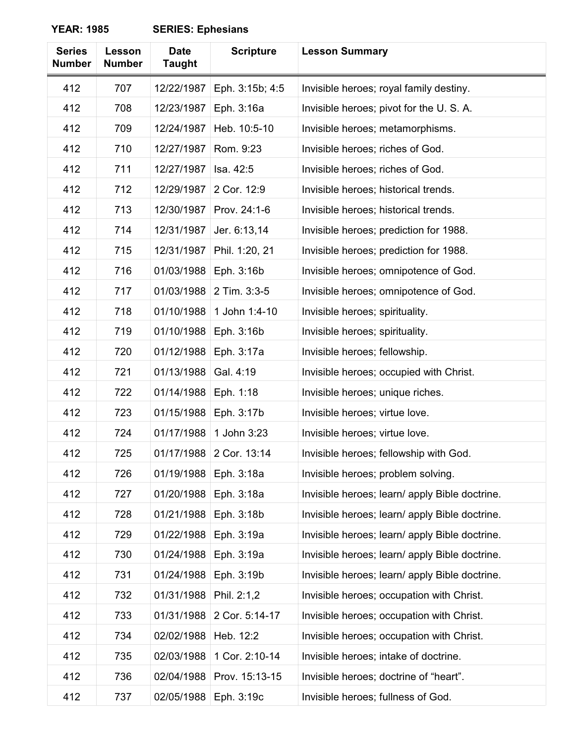**YEAR: 1985 SERIES: Ephesians**

| Series Number | Lesson Number | Date Taught | Scripture | Lesson Summary |
|---|---|---|---|---|
| 412 | 707 | 12/22/1987 | Eph. 3:15b; 4:5 | Invisible heroes; royal family destiny. |
| 412 | 708 | 12/23/1987 | Eph. 3:16a | Invisible heroes; pivot for the U. S. A. |
| 412 | 709 | 12/24/1987 | Heb. 10:5-10 | Invisible heroes; metamorphisms. |
| 412 | 710 | 12/27/1987 | Rom. 9:23 | Invisible heroes; riches of God. |
| 412 | 711 | 12/27/1987 | Isa. 42:5 | Invisible heroes; riches of God. |
| 412 | 712 | 12/29/1987 | 2 Cor. 12:9 | Invisible heroes; historical trends. |
| 412 | 713 | 12/30/1987 | Prov. 24:1-6 | Invisible heroes; historical trends. |
| 412 | 714 | 12/31/1987 | Jer. 6:13,14 | Invisible heroes; prediction for 1988. |
| 412 | 715 | 12/31/1987 | Phil. 1:20, 21 | Invisible heroes; prediction for 1988. |
| 412 | 716 | 01/03/1988 | Eph. 3:16b | Invisible heroes; omnipotence of God. |
| 412 | 717 | 01/03/1988 | 2 Tim. 3:3-5 | Invisible heroes; omnipotence of God. |
| 412 | 718 | 01/10/1988 | 1 John 1:4-10 | Invisible heroes; spirituality. |
| 412 | 719 | 01/10/1988 | Eph. 3:16b | Invisible heroes; spirituality. |
| 412 | 720 | 01/12/1988 | Eph. 3:17a | Invisible heroes; fellowship. |
| 412 | 721 | 01/13/1988 | Gal. 4:19 | Invisible heroes; occupied with Christ. |
| 412 | 722 | 01/14/1988 | Eph. 1:18 | Invisible heroes; unique riches. |
| 412 | 723 | 01/15/1988 | Eph. 3:17b | Invisible heroes; virtue love. |
| 412 | 724 | 01/17/1988 | 1 John 3:23 | Invisible heroes; virtue love. |
| 412 | 725 | 01/17/1988 | 2 Cor. 13:14 | Invisible heroes; fellowship with God. |
| 412 | 726 | 01/19/1988 | Eph. 3:18a | Invisible heroes; problem solving. |
| 412 | 727 | 01/20/1988 | Eph. 3:18a | Invisible heroes; learn/ apply Bible doctrine. |
| 412 | 728 | 01/21/1988 | Eph. 3:18b | Invisible heroes; learn/ apply Bible doctrine. |
| 412 | 729 | 01/22/1988 | Eph. 3:19a | Invisible heroes; learn/ apply Bible doctrine. |
| 412 | 730 | 01/24/1988 | Eph. 3:19a | Invisible heroes; learn/ apply Bible doctrine. |
| 412 | 731 | 01/24/1988 | Eph. 3:19b | Invisible heroes; learn/ apply Bible doctrine. |
| 412 | 732 | 01/31/1988 | Phil. 2:1,2 | Invisible heroes; occupation with Christ. |
| 412 | 733 | 01/31/1988 | 2 Cor. 5:14-17 | Invisible heroes; occupation with Christ. |
| 412 | 734 | 02/02/1988 | Heb. 12:2 | Invisible heroes; occupation with Christ. |
| 412 | 735 | 02/03/1988 | 1 Cor. 2:10-14 | Invisible heroes; intake of doctrine. |
| 412 | 736 | 02/04/1988 | Prov. 15:13-15 | Invisible heroes; doctrine of "heart". |
| 412 | 737 | 02/05/1988 | Eph. 3:19c | Invisible heroes; fullness of God. |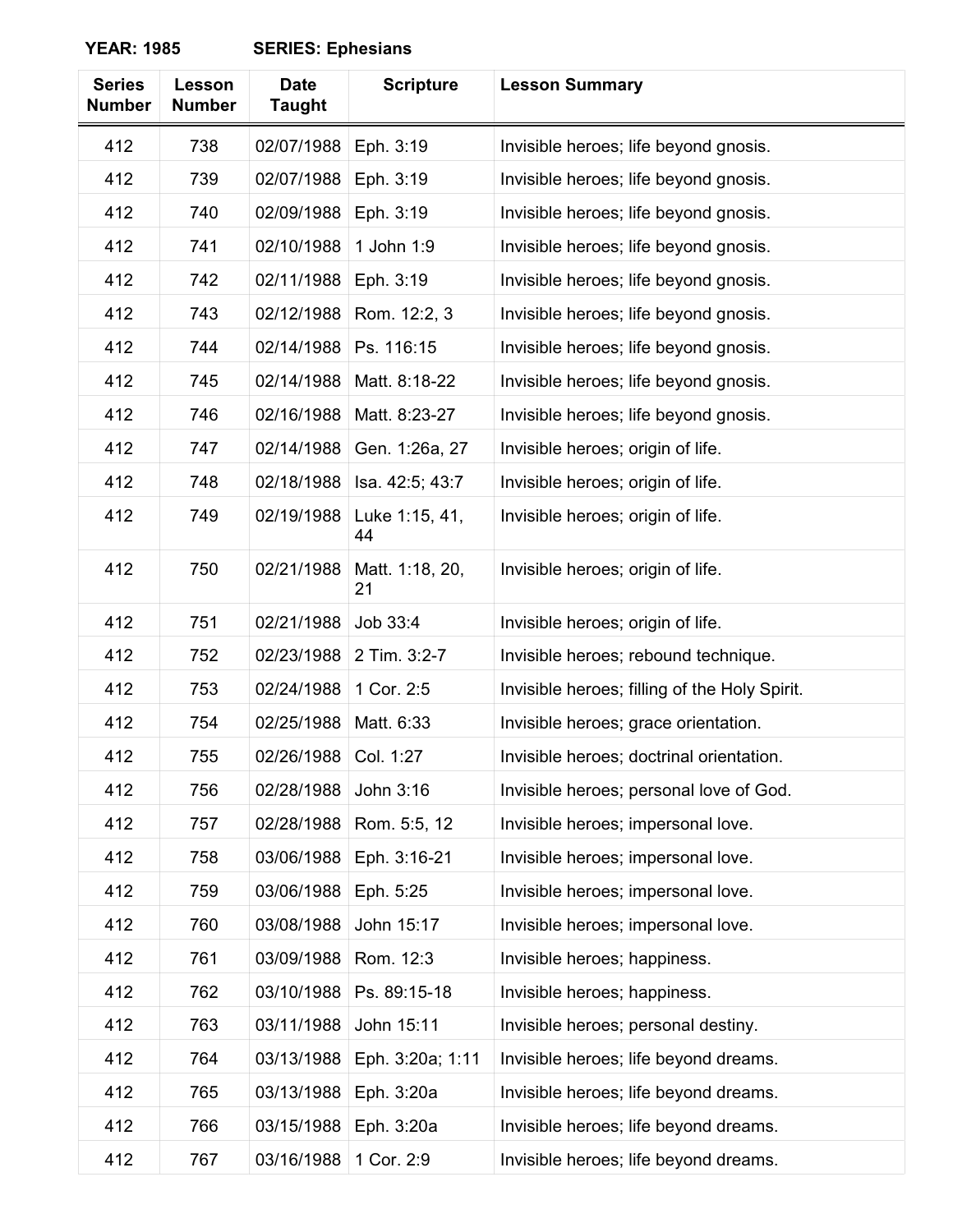**YEAR: 1985** **SERIES: Ephesians**

| Series Number | Lesson Number | Date Taught | Scripture | Lesson Summary |
|---|---|---|---|---|
| 412 | 738 | 02/07/1988 | Eph. 3:19 | Invisible heroes; life beyond gnosis. |
| 412 | 739 | 02/07/1988 | Eph. 3:19 | Invisible heroes; life beyond gnosis. |
| 412 | 740 | 02/09/1988 | Eph. 3:19 | Invisible heroes; life beyond gnosis. |
| 412 | 741 | 02/10/1988 | 1 John 1:9 | Invisible heroes; life beyond gnosis. |
| 412 | 742 | 02/11/1988 | Eph. 3:19 | Invisible heroes; life beyond gnosis. |
| 412 | 743 | 02/12/1988 | Rom. 12:2, 3 | Invisible heroes; life beyond gnosis. |
| 412 | 744 | 02/14/1988 | Ps. 116:15 | Invisible heroes; life beyond gnosis. |
| 412 | 745 | 02/14/1988 | Matt. 8:18-22 | Invisible heroes; life beyond gnosis. |
| 412 | 746 | 02/16/1988 | Matt. 8:23-27 | Invisible heroes; life beyond gnosis. |
| 412 | 747 | 02/14/1988 | Gen. 1:26a, 27 | Invisible heroes; origin of life. |
| 412 | 748 | 02/18/1988 | Isa. 42:5; 43:7 | Invisible heroes; origin of life. |
| 412 | 749 | 02/19/1988 | Luke 1:15, 41, 44 | Invisible heroes; origin of life. |
| 412 | 750 | 02/21/1988 | Matt. 1:18, 20, 21 | Invisible heroes; origin of life. |
| 412 | 751 | 02/21/1988 | Job 33:4 | Invisible heroes; origin of life. |
| 412 | 752 | 02/23/1988 | 2 Tim. 3:2-7 | Invisible heroes; rebound technique. |
| 412 | 753 | 02/24/1988 | 1 Cor. 2:5 | Invisible heroes; filling of the Holy Spirit. |
| 412 | 754 | 02/25/1988 | Matt. 6:33 | Invisible heroes; grace orientation. |
| 412 | 755 | 02/26/1988 | Col. 1:27 | Invisible heroes; doctrinal orientation. |
| 412 | 756 | 02/28/1988 | John 3:16 | Invisible heroes; personal love of God. |
| 412 | 757 | 02/28/1988 | Rom. 5:5, 12 | Invisible heroes; impersonal love. |
| 412 | 758 | 03/06/1988 | Eph. 3:16-21 | Invisible heroes; impersonal love. |
| 412 | 759 | 03/06/1988 | Eph. 5:25 | Invisible heroes; impersonal love. |
| 412 | 760 | 03/08/1988 | John 15:17 | Invisible heroes; impersonal love. |
| 412 | 761 | 03/09/1988 | Rom. 12:3 | Invisible heroes; happiness. |
| 412 | 762 | 03/10/1988 | Ps. 89:15-18 | Invisible heroes; happiness. |
| 412 | 763 | 03/11/1988 | John 15:11 | Invisible heroes; personal destiny. |
| 412 | 764 | 03/13/1988 | Eph. 3:20a; 1:11 | Invisible heroes; life beyond dreams. |
| 412 | 765 | 03/13/1988 | Eph. 3:20a | Invisible heroes; life beyond dreams. |
| 412 | 766 | 03/15/1988 | Eph. 3:20a | Invisible heroes; life beyond dreams. |
| 412 | 767 | 03/16/1988 | 1 Cor. 2:9 | Invisible heroes; life beyond dreams. |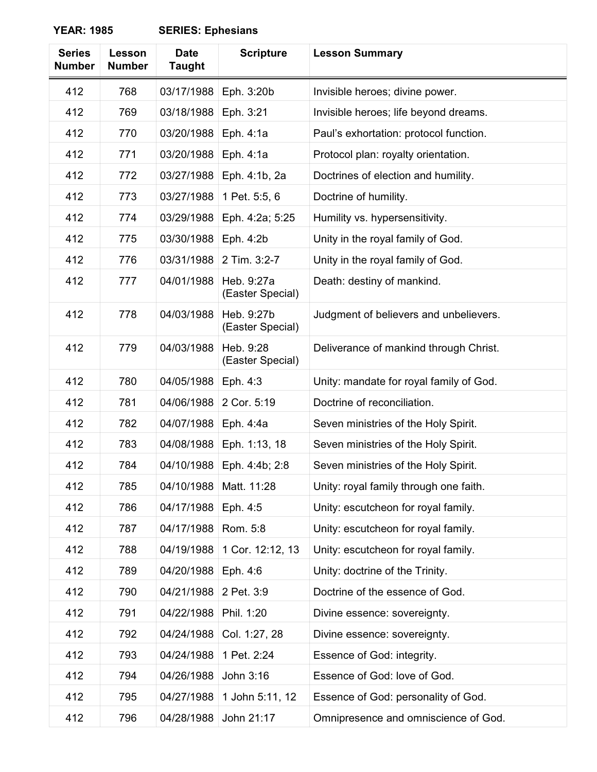**YEAR: 1985 SERIES: Ephesians**

| Series Number | Lesson Number | Date Taught | Scripture | Lesson Summary |
|---|---|---|---|---|
| 412 | 768 | 03/17/1988 | Eph. 3:20b | Invisible heroes; divine power. |
| 412 | 769 | 03/18/1988 | Eph. 3:21 | Invisible heroes; life beyond dreams. |
| 412 | 770 | 03/20/1988 | Eph. 4:1a | Paul's exhortation: protocol function. |
| 412 | 771 | 03/20/1988 | Eph. 4:1a | Protocol plan: royalty orientation. |
| 412 | 772 | 03/27/1988 | Eph. 4:1b, 2a | Doctrines of election and humility. |
| 412 | 773 | 03/27/1988 | 1 Pet. 5:5, 6 | Doctrine of humility. |
| 412 | 774 | 03/29/1988 | Eph. 4:2a; 5:25 | Humility vs. hypersensitivity. |
| 412 | 775 | 03/30/1988 | Eph. 4:2b | Unity in the royal family of God. |
| 412 | 776 | 03/31/1988 | 2 Tim. 3:2-7 | Unity in the royal family of God. |
| 412 | 777 | 04/01/1988 | Heb. 9:27a (Easter Special) | Death: destiny of mankind. |
| 412 | 778 | 04/03/1988 | Heb. 9:27b (Easter Special) | Judgment of believers and unbelievers. |
| 412 | 779 | 04/03/1988 | Heb. 9:28 (Easter Special) | Deliverance of mankind through Christ. |
| 412 | 780 | 04/05/1988 | Eph. 4:3 | Unity: mandate for royal family of God. |
| 412 | 781 | 04/06/1988 | 2 Cor. 5:19 | Doctrine of reconciliation. |
| 412 | 782 | 04/07/1988 | Eph. 4:4a | Seven ministries of the Holy Spirit. |
| 412 | 783 | 04/08/1988 | Eph. 1:13, 18 | Seven ministries of the Holy Spirit. |
| 412 | 784 | 04/10/1988 | Eph. 4:4b; 2:8 | Seven ministries of the Holy Spirit. |
| 412 | 785 | 04/10/1988 | Matt. 11:28 | Unity: royal family through one faith. |
| 412 | 786 | 04/17/1988 | Eph. 4:5 | Unity: escutcheon for royal family. |
| 412 | 787 | 04/17/1988 | Rom. 5:8 | Unity: escutcheon for royal family. |
| 412 | 788 | 04/19/1988 | 1 Cor. 12:12, 13 | Unity: escutcheon for royal family. |
| 412 | 789 | 04/20/1988 | Eph. 4:6 | Unity: doctrine of the Trinity. |
| 412 | 790 | 04/21/1988 | 2 Pet. 3:9 | Doctrine of the essence of God. |
| 412 | 791 | 04/22/1988 | Phil. 1:20 | Divine essence: sovereignty. |
| 412 | 792 | 04/24/1988 | Col. 1:27, 28 | Divine essence: sovereignty. |
| 412 | 793 | 04/24/1988 | 1 Pet. 2:24 | Essence of God: integrity. |
| 412 | 794 | 04/26/1988 | John 3:16 | Essence of God: love of God. |
| 412 | 795 | 04/27/1988 | 1 John 5:11, 12 | Essence of God: personality of God. |
| 412 | 796 | 04/28/1988 | John 21:17 | Omnipresence and omniscience of God. |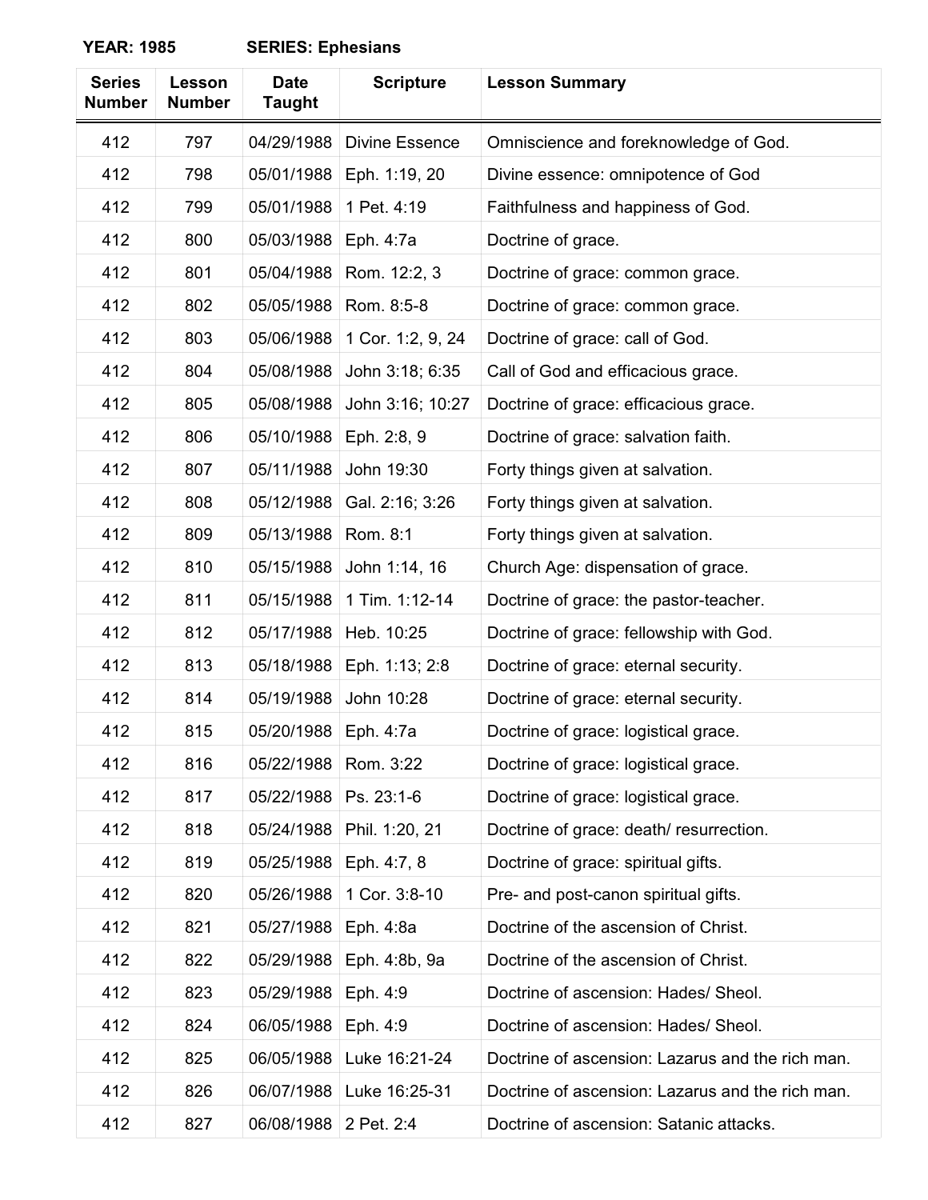**YEAR: 1985 SERIES: Ephesians**

| Series Number | Lesson Number | Date Taught | Scripture | Lesson Summary |
|---|---|---|---|---|
| 412 | 797 | 04/29/1988 | Divine Essence | Omniscience and foreknowledge of God. |
| 412 | 798 | 05/01/1988 | Eph. 1:19, 20 | Divine essence: omnipotence of God |
| 412 | 799 | 05/01/1988 | 1 Pet. 4:19 | Faithfulness and happiness of God. |
| 412 | 800 | 05/03/1988 | Eph. 4:7a | Doctrine of grace. |
| 412 | 801 | 05/04/1988 | Rom. 12:2, 3 | Doctrine of grace: common grace. |
| 412 | 802 | 05/05/1988 | Rom. 8:5-8 | Doctrine of grace: common grace. |
| 412 | 803 | 05/06/1988 | 1 Cor. 1:2, 9, 24 | Doctrine of grace: call of God. |
| 412 | 804 | 05/08/1988 | John 3:18; 6:35 | Call of God and efficacious grace. |
| 412 | 805 | 05/08/1988 | John 3:16; 10:27 | Doctrine of grace: efficacious grace. |
| 412 | 806 | 05/10/1988 | Eph. 2:8, 9 | Doctrine of grace: salvation faith. |
| 412 | 807 | 05/11/1988 | John 19:30 | Forty things given at salvation. |
| 412 | 808 | 05/12/1988 | Gal. 2:16; 3:26 | Forty things given at salvation. |
| 412 | 809 | 05/13/1988 | Rom. 8:1 | Forty things given at salvation. |
| 412 | 810 | 05/15/1988 | John 1:14, 16 | Church Age: dispensation of grace. |
| 412 | 811 | 05/15/1988 | 1 Tim. 1:12-14 | Doctrine of grace: the pastor-teacher. |
| 412 | 812 | 05/17/1988 | Heb. 10:25 | Doctrine of grace: fellowship with God. |
| 412 | 813 | 05/18/1988 | Eph. 1:13; 2:8 | Doctrine of grace: eternal security. |
| 412 | 814 | 05/19/1988 | John 10:28 | Doctrine of grace: eternal security. |
| 412 | 815 | 05/20/1988 | Eph. 4:7a | Doctrine of grace: logistical grace. |
| 412 | 816 | 05/22/1988 | Rom. 3:22 | Doctrine of grace: logistical grace. |
| 412 | 817 | 05/22/1988 | Ps. 23:1-6 | Doctrine of grace: logistical grace. |
| 412 | 818 | 05/24/1988 | Phil. 1:20, 21 | Doctrine of grace: death/ resurrection. |
| 412 | 819 | 05/25/1988 | Eph. 4:7, 8 | Doctrine of grace: spiritual gifts. |
| 412 | 820 | 05/26/1988 | 1 Cor. 3:8-10 | Pre- and post-canon spiritual gifts. |
| 412 | 821 | 05/27/1988 | Eph. 4:8a | Doctrine of the ascension of Christ. |
| 412 | 822 | 05/29/1988 | Eph. 4:8b, 9a | Doctrine of the ascension of Christ. |
| 412 | 823 | 05/29/1988 | Eph. 4:9 | Doctrine of ascension: Hades/ Sheol. |
| 412 | 824 | 06/05/1988 | Eph. 4:9 | Doctrine of ascension: Hades/ Sheol. |
| 412 | 825 | 06/05/1988 | Luke 16:21-24 | Doctrine of ascension: Lazarus and the rich man. |
| 412 | 826 | 06/07/1988 | Luke 16:25-31 | Doctrine of ascension: Lazarus and the rich man. |
| 412 | 827 | 06/08/1988 | 2 Pet. 2:4 | Doctrine of ascension: Satanic attacks. |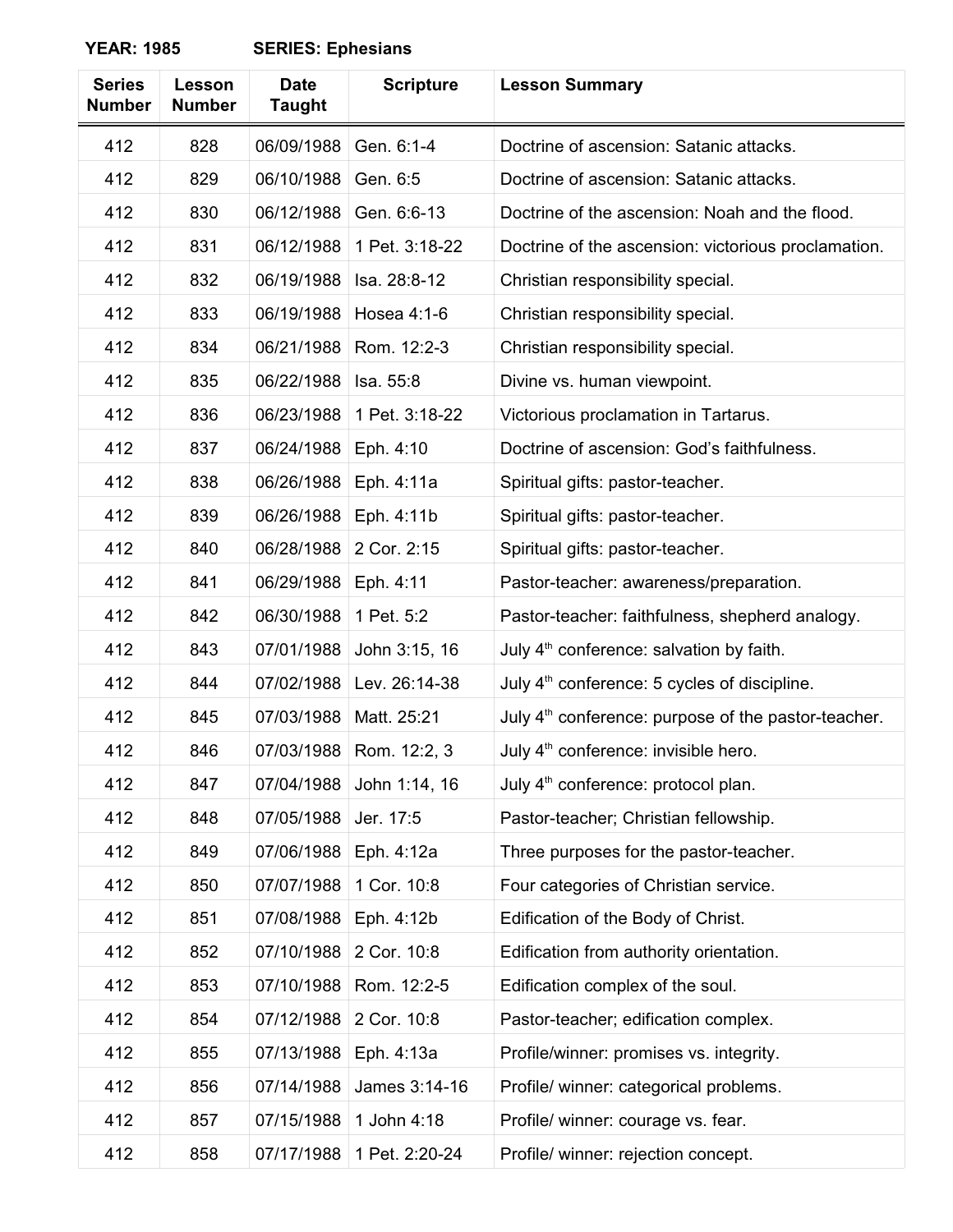**YEAR: 1985 SERIES: Ephesians**

| Series Number | Lesson Number | Date Taught | Scripture | Lesson Summary |
|---|---|---|---|---|
| 412 | 828 | 06/09/1988 | Gen. 6:1-4 | Doctrine of ascension: Satanic attacks. |
| 412 | 829 | 06/10/1988 | Gen. 6:5 | Doctrine of ascension: Satanic attacks. |
| 412 | 830 | 06/12/1988 | Gen. 6:6-13 | Doctrine of the ascension: Noah and the flood. |
| 412 | 831 | 06/12/1988 | 1 Pet. 3:18-22 | Doctrine of the ascension: victorious proclamation. |
| 412 | 832 | 06/19/1988 | Isa. 28:8-12 | Christian responsibility special. |
| 412 | 833 | 06/19/1988 | Hosea 4:1-6 | Christian responsibility special. |
| 412 | 834 | 06/21/1988 | Rom. 12:2-3 | Christian responsibility special. |
| 412 | 835 | 06/22/1988 | Isa. 55:8 | Divine vs. human viewpoint. |
| 412 | 836 | 06/23/1988 | 1 Pet. 3:18-22 | Victorious proclamation in Tartarus. |
| 412 | 837 | 06/24/1988 | Eph. 4:10 | Doctrine of ascension: God's faithfulness. |
| 412 | 838 | 06/26/1988 | Eph. 4:11a | Spiritual gifts: pastor-teacher. |
| 412 | 839 | 06/26/1988 | Eph. 4:11b | Spiritual gifts: pastor-teacher. |
| 412 | 840 | 06/28/1988 | 2 Cor. 2:15 | Spiritual gifts: pastor-teacher. |
| 412 | 841 | 06/29/1988 | Eph. 4:11 | Pastor-teacher: awareness/preparation. |
| 412 | 842 | 06/30/1988 | 1 Pet. 5:2 | Pastor-teacher: faithfulness, shepherd analogy. |
| 412 | 843 | 07/01/1988 | John 3:15, 16 | July 4th conference: salvation by faith. |
| 412 | 844 | 07/02/1988 | Lev. 26:14-38 | July 4th conference: 5 cycles of discipline. |
| 412 | 845 | 07/03/1988 | Matt. 25:21 | July 4th conference: purpose of the pastor-teacher. |
| 412 | 846 | 07/03/1988 | Rom. 12:2, 3 | July 4th conference: invisible hero. |
| 412 | 847 | 07/04/1988 | John 1:14, 16 | July 4th conference: protocol plan. |
| 412 | 848 | 07/05/1988 | Jer. 17:5 | Pastor-teacher; Christian fellowship. |
| 412 | 849 | 07/06/1988 | Eph. 4:12a | Three purposes for the pastor-teacher. |
| 412 | 850 | 07/07/1988 | 1 Cor. 10:8 | Four categories of Christian service. |
| 412 | 851 | 07/08/1988 | Eph. 4:12b | Edification of the Body of Christ. |
| 412 | 852 | 07/10/1988 | 2 Cor. 10:8 | Edification from authority orientation. |
| 412 | 853 | 07/10/1988 | Rom. 12:2-5 | Edification complex of the soul. |
| 412 | 854 | 07/12/1988 | 2 Cor. 10:8 | Pastor-teacher; edification complex. |
| 412 | 855 | 07/13/1988 | Eph. 4:13a | Profile/winner: promises vs. integrity. |
| 412 | 856 | 07/14/1988 | James 3:14-16 | Profile/ winner: categorical problems. |
| 412 | 857 | 07/15/1988 | 1 John 4:18 | Profile/ winner: courage vs. fear. |
| 412 | 858 | 07/17/1988 | 1 Pet. 2:20-24 | Profile/ winner: rejection concept. |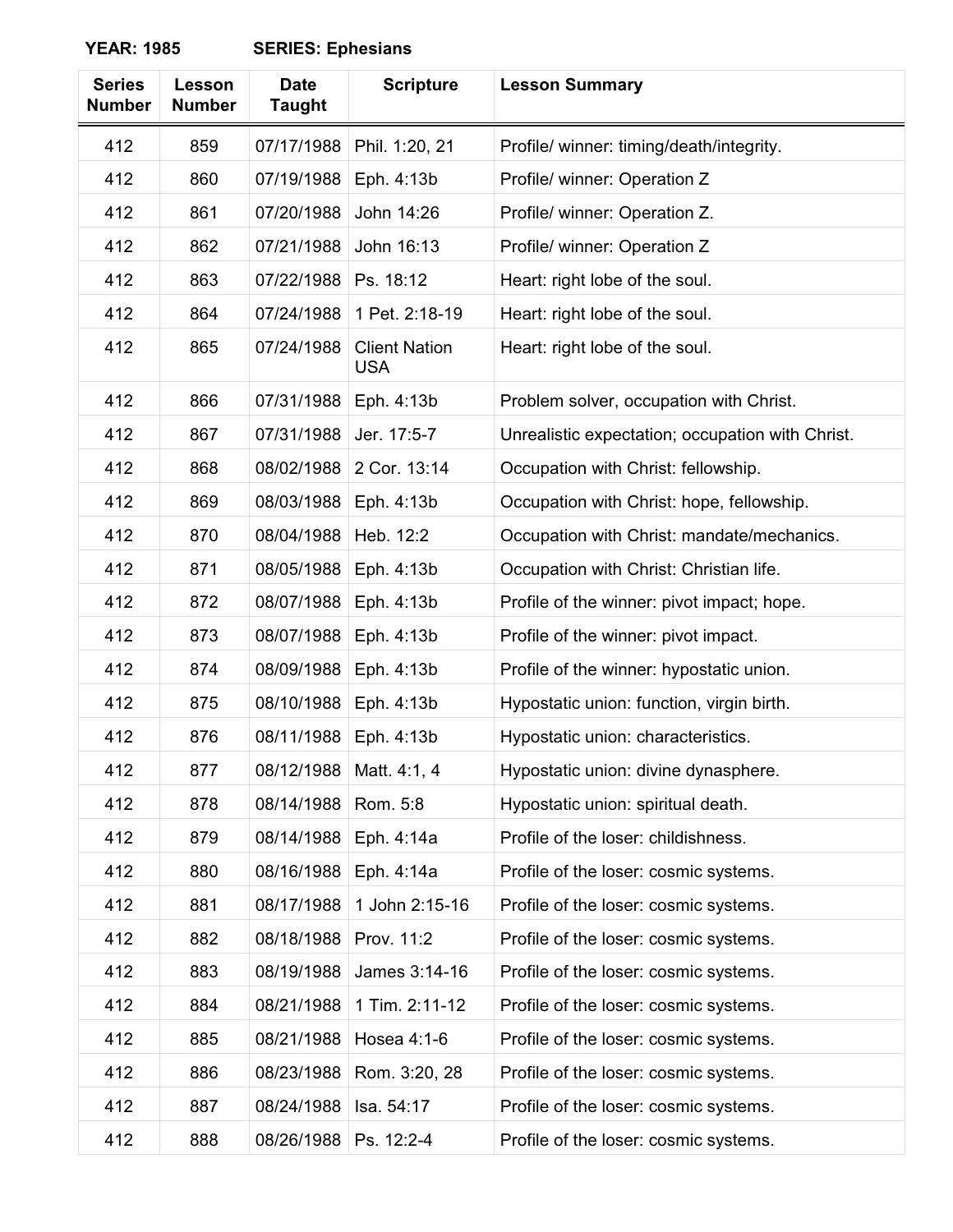**YEAR: 1985** **SERIES: Ephesians**

| Series Number | Lesson Number | Date Taught | Scripture | Lesson Summary |
|---|---|---|---|---|
| 412 | 859 | 07/17/1988 | Phil. 1:20, 21 | Profile/ winner: timing/death/integrity. |
| 412 | 860 | 07/19/1988 | Eph. 4:13b | Profile/ winner: Operation Z |
| 412 | 861 | 07/20/1988 | John 14:26 | Profile/ winner: Operation Z. |
| 412 | 862 | 07/21/1988 | John 16:13 | Profile/ winner: Operation Z |
| 412 | 863 | 07/22/1988 | Ps. 18:12 | Heart: right lobe of the soul. |
| 412 | 864 | 07/24/1988 | 1 Pet. 2:18-19 | Heart: right lobe of the soul. |
| 412 | 865 | 07/24/1988 | Client Nation USA | Heart: right lobe of the soul. |
| 412 | 866 | 07/31/1988 | Eph. 4:13b | Problem solver, occupation with Christ. |
| 412 | 867 | 07/31/1988 | Jer. 17:5-7 | Unrealistic expectation; occupation with Christ. |
| 412 | 868 | 08/02/1988 | 2 Cor. 13:14 | Occupation with Christ: fellowship. |
| 412 | 869 | 08/03/1988 | Eph. 4:13b | Occupation with Christ: hope, fellowship. |
| 412 | 870 | 08/04/1988 | Heb. 12:2 | Occupation with Christ: mandate/mechanics. |
| 412 | 871 | 08/05/1988 | Eph. 4:13b | Occupation with Christ: Christian life. |
| 412 | 872 | 08/07/1988 | Eph. 4:13b | Profile of the winner: pivot impact; hope. |
| 412 | 873 | 08/07/1988 | Eph. 4:13b | Profile of the winner: pivot impact. |
| 412 | 874 | 08/09/1988 | Eph. 4:13b | Profile of the winner: hypostatic union. |
| 412 | 875 | 08/10/1988 | Eph. 4:13b | Hypostatic union: function, virgin birth. |
| 412 | 876 | 08/11/1988 | Eph. 4:13b | Hypostatic union: characteristics. |
| 412 | 877 | 08/12/1988 | Matt. 4:1, 4 | Hypostatic union: divine dynasphere. |
| 412 | 878 | 08/14/1988 | Rom. 5:8 | Hypostatic union: spiritual death. |
| 412 | 879 | 08/14/1988 | Eph. 4:14a | Profile of the loser: childishness. |
| 412 | 880 | 08/16/1988 | Eph. 4:14a | Profile of the loser: cosmic systems. |
| 412 | 881 | 08/17/1988 | 1 John 2:15-16 | Profile of the loser: cosmic systems. |
| 412 | 882 | 08/18/1988 | Prov. 11:2 | Profile of the loser: cosmic systems. |
| 412 | 883 | 08/19/1988 | James 3:14-16 | Profile of the loser: cosmic systems. |
| 412 | 884 | 08/21/1988 | 1 Tim. 2:11-12 | Profile of the loser: cosmic systems. |
| 412 | 885 | 08/21/1988 | Hosea 4:1-6 | Profile of the loser: cosmic systems. |
| 412 | 886 | 08/23/1988 | Rom. 3:20, 28 | Profile of the loser: cosmic systems. |
| 412 | 887 | 08/24/1988 | Isa. 54:17 | Profile of the loser: cosmic systems. |
| 412 | 888 | 08/26/1988 | Ps. 12:2-4 | Profile of the loser: cosmic systems. |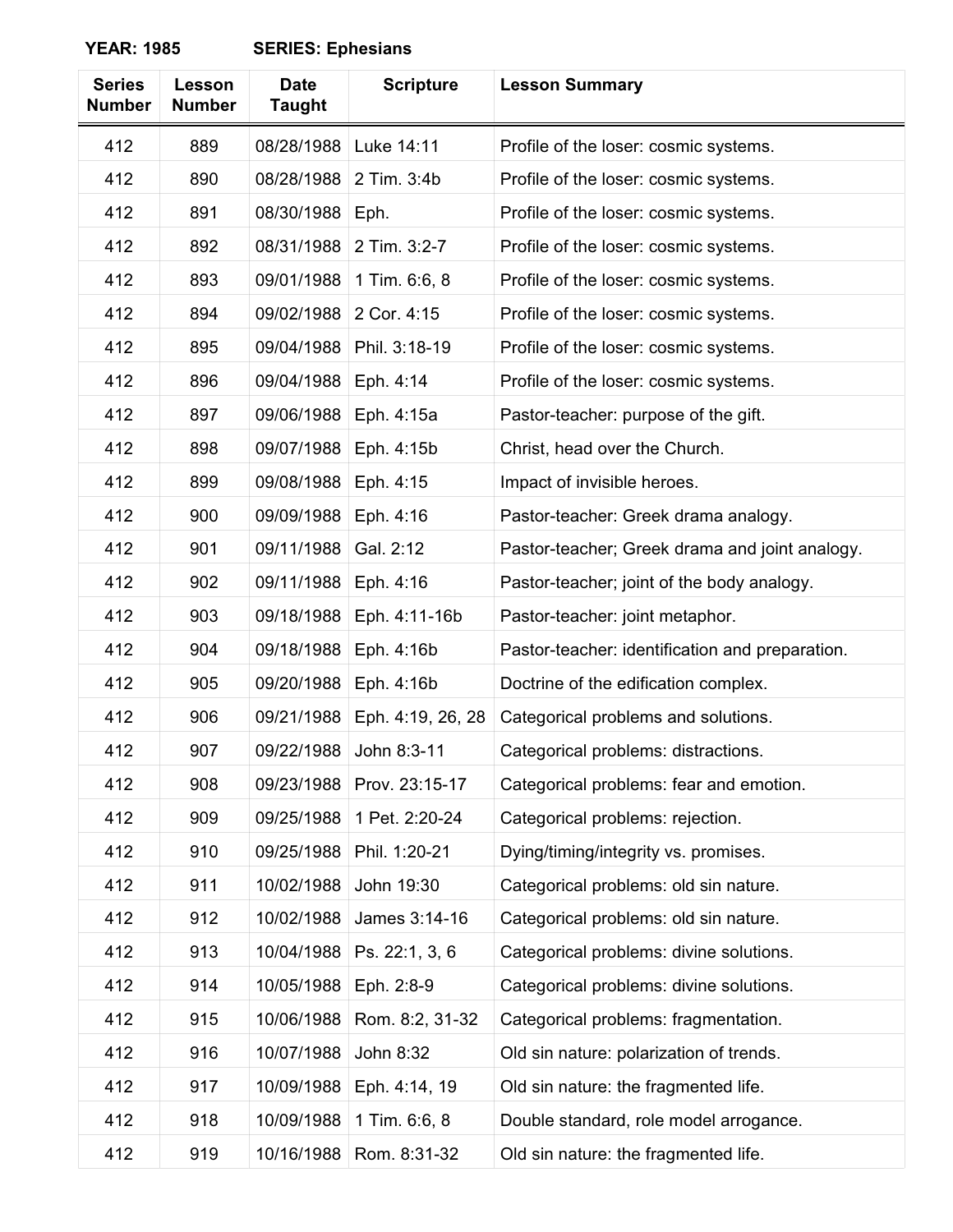**YEAR: 1985 SERIES: Ephesians**

| Series Number | Lesson Number | Date Taught | Scripture | Lesson Summary |
|---|---|---|---|---|
| 412 | 889 | 08/28/1988 | Luke 14:11 | Profile of the loser: cosmic systems. |
| 412 | 890 | 08/28/1988 | 2 Tim. 3:4b | Profile of the loser: cosmic systems. |
| 412 | 891 | 08/30/1988 | Eph. | Profile of the loser: cosmic systems. |
| 412 | 892 | 08/31/1988 | 2 Tim. 3:2-7 | Profile of the loser: cosmic systems. |
| 412 | 893 | 09/01/1988 | 1 Tim. 6:6, 8 | Profile of the loser: cosmic systems. |
| 412 | 894 | 09/02/1988 | 2 Cor. 4:15 | Profile of the loser: cosmic systems. |
| 412 | 895 | 09/04/1988 | Phil. 3:18-19 | Profile of the loser: cosmic systems. |
| 412 | 896 | 09/04/1988 | Eph. 4:14 | Profile of the loser: cosmic systems. |
| 412 | 897 | 09/06/1988 | Eph. 4:15a | Pastor-teacher: purpose of the gift. |
| 412 | 898 | 09/07/1988 | Eph. 4:15b | Christ, head over the Church. |
| 412 | 899 | 09/08/1988 | Eph. 4:15 | Impact of invisible heroes. |
| 412 | 900 | 09/09/1988 | Eph. 4:16 | Pastor-teacher: Greek drama analogy. |
| 412 | 901 | 09/11/1988 | Gal. 2:12 | Pastor-teacher; Greek drama and joint analogy. |
| 412 | 902 | 09/11/1988 | Eph. 4:16 | Pastor-teacher; joint of the body analogy. |
| 412 | 903 | 09/18/1988 | Eph. 4:11-16b | Pastor-teacher: joint metaphor. |
| 412 | 904 | 09/18/1988 | Eph. 4:16b | Pastor-teacher: identification and preparation. |
| 412 | 905 | 09/20/1988 | Eph. 4:16b | Doctrine of the edification complex. |
| 412 | 906 | 09/21/1988 | Eph. 4:19, 26, 28 | Categorical problems and solutions. |
| 412 | 907 | 09/22/1988 | John 8:3-11 | Categorical problems: distractions. |
| 412 | 908 | 09/23/1988 | Prov. 23:15-17 | Categorical problems: fear and emotion. |
| 412 | 909 | 09/25/1988 | 1 Pet. 2:20-24 | Categorical problems: rejection. |
| 412 | 910 | 09/25/1988 | Phil. 1:20-21 | Dying/timing/integrity vs. promises. |
| 412 | 911 | 10/02/1988 | John 19:30 | Categorical problems: old sin nature. |
| 412 | 912 | 10/02/1988 | James 3:14-16 | Categorical problems: old sin nature. |
| 412 | 913 | 10/04/1988 | Ps. 22:1, 3, 6 | Categorical problems: divine solutions. |
| 412 | 914 | 10/05/1988 | Eph. 2:8-9 | Categorical problems: divine solutions. |
| 412 | 915 | 10/06/1988 | Rom. 8:2, 31-32 | Categorical problems: fragmentation. |
| 412 | 916 | 10/07/1988 | John 8:32 | Old sin nature: polarization of trends. |
| 412 | 917 | 10/09/1988 | Eph. 4:14, 19 | Old sin nature: the fragmented life. |
| 412 | 918 | 10/09/1988 | 1 Tim. 6:6, 8 | Double standard, role model arrogance. |
| 412 | 919 | 10/16/1988 | Rom. 8:31-32 | Old sin nature: the fragmented life. |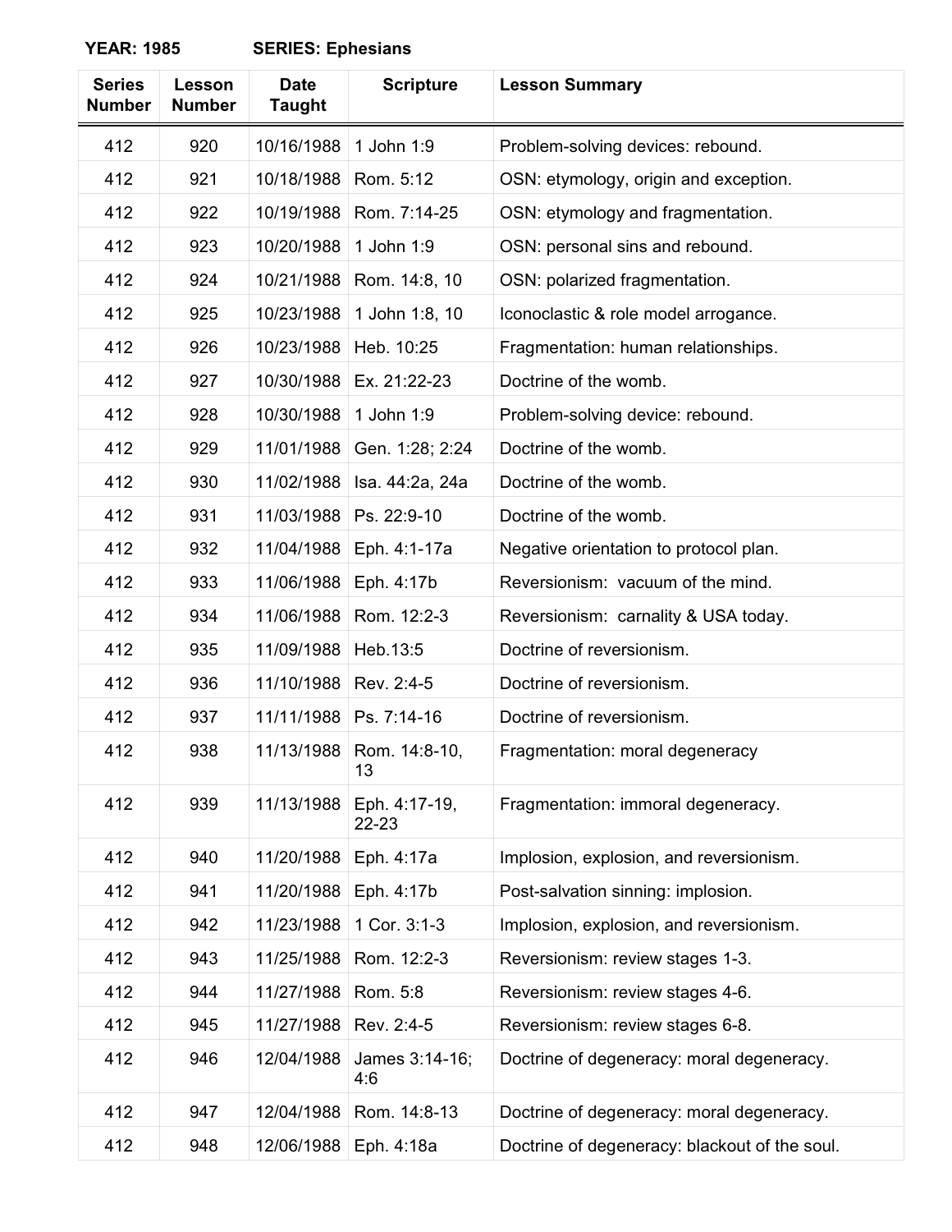**YEAR: 1985 SERIES: Ephesians**

| Series Number | Lesson Number | Date Taught | Scripture | Lesson Summary |
|---|---|---|---|---|
| 412 | 920 | 10/16/1988 | 1 John 1:9 | Problem-solving devices: rebound. |
| 412 | 921 | 10/18/1988 | Rom. 5:12 | OSN: etymology, origin and exception. |
| 412 | 922 | 10/19/1988 | Rom. 7:14-25 | OSN: etymology and fragmentation. |
| 412 | 923 | 10/20/1988 | 1 John 1:9 | OSN: personal sins and rebound. |
| 412 | 924 | 10/21/1988 | Rom. 14:8, 10 | OSN: polarized fragmentation. |
| 412 | 925 | 10/23/1988 | 1 John 1:8, 10 | Iconoclastic & role model arrogance. |
| 412 | 926 | 10/23/1988 | Heb. 10:25 | Fragmentation: human relationships. |
| 412 | 927 | 10/30/1988 | Ex. 21:22-23 | Doctrine of the womb. |
| 412 | 928 | 10/30/1988 | 1 John 1:9 | Problem-solving device: rebound. |
| 412 | 929 | 11/01/1988 | Gen. 1:28; 2:24 | Doctrine of the womb. |
| 412 | 930 | 11/02/1988 | Isa. 44:2a, 24a | Doctrine of the womb. |
| 412 | 931 | 11/03/1988 | Ps. 22:9-10 | Doctrine of the womb. |
| 412 | 932 | 11/04/1988 | Eph. 4:1-17a | Negative orientation to protocol plan. |
| 412 | 933 | 11/06/1988 | Eph. 4:17b | Reversionism: vacuum of the mind. |
| 412 | 934 | 11/06/1988 | Rom. 12:2-3 | Reversionism: carnality & USA today. |
| 412 | 935 | 11/09/1988 | Heb.13:5 | Doctrine of reversionism. |
| 412 | 936 | 11/10/1988 | Rev. 2:4-5 | Doctrine of reversionism. |
| 412 | 937 | 11/11/1988 | Ps. 7:14-16 | Doctrine of reversionism. |
| 412 | 938 | 11/13/1988 | Rom. 14:8-10, 13 | Fragmentation: moral degeneracy |
| 412 | 939 | 11/13/1988 | Eph. 4:17-19, 22-23 | Fragmentation: immoral degeneracy. |
| 412 | 940 | 11/20/1988 | Eph. 4:17a | Implosion, explosion, and reversionism. |
| 412 | 941 | 11/20/1988 | Eph. 4:17b | Post-salvation sinning: implosion. |
| 412 | 942 | 11/23/1988 | 1 Cor. 3:1-3 | Implosion, explosion, and reversionism. |
| 412 | 943 | 11/25/1988 | Rom. 12:2-3 | Reversionism: review stages 1-3. |
| 412 | 944 | 11/27/1988 | Rom. 5:8 | Reversionism: review stages 4-6. |
| 412 | 945 | 11/27/1988 | Rev. 2:4-5 | Reversionism: review stages 6-8. |
| 412 | 946 | 12/04/1988 | James 3:14-16; 4:6 | Doctrine of degeneracy: moral degeneracy. |
| 412 | 947 | 12/04/1988 | Rom. 14:8-13 | Doctrine of degeneracy: moral degeneracy. |
| 412 | 948 | 12/06/1988 | Eph. 4:18a | Doctrine of degeneracy: blackout of the soul. |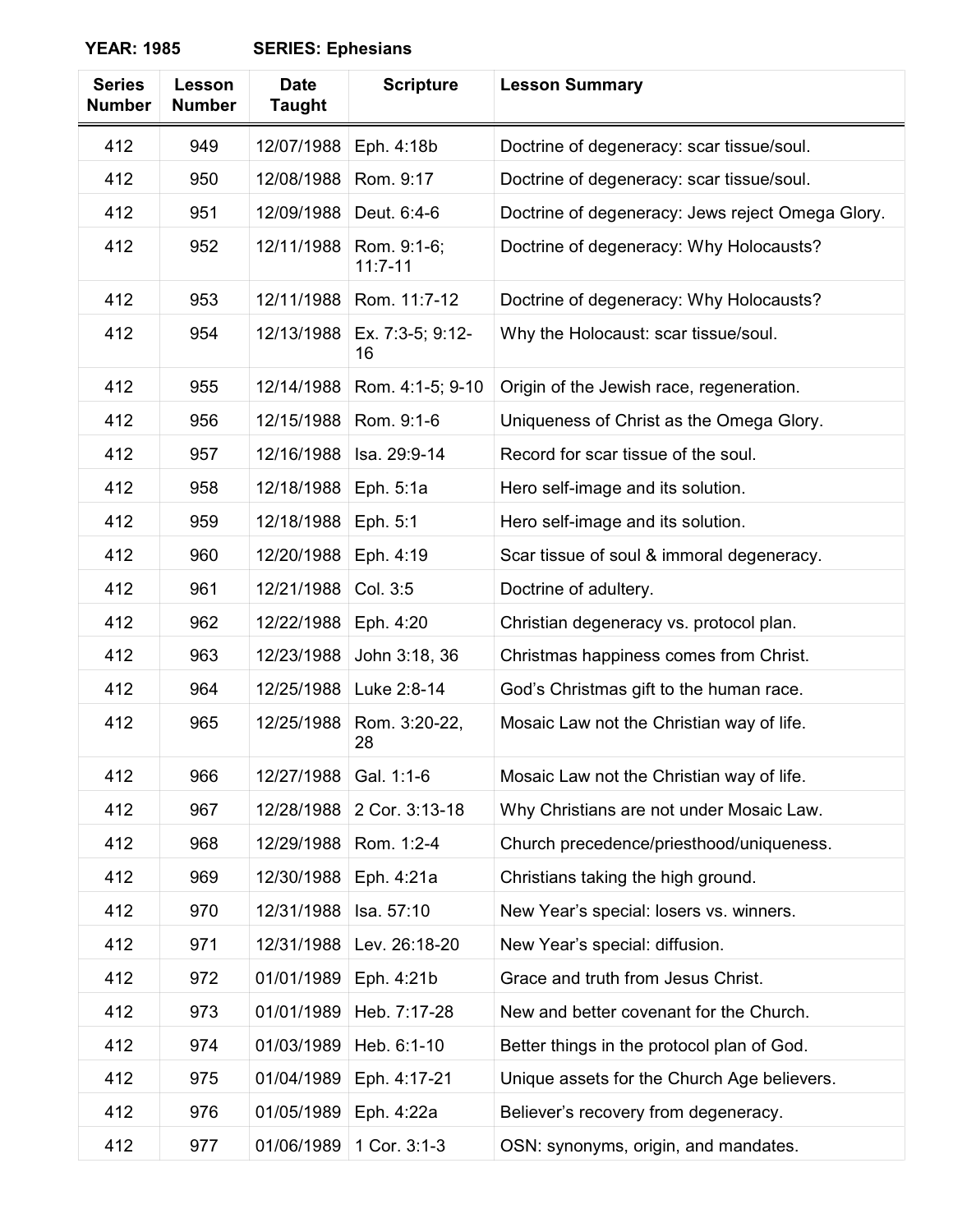**YEAR: 1985 SERIES: Ephesians**

| Series Number | Lesson Number | Date Taught | Scripture | Lesson Summary |
|---|---|---|---|---|
| 412 | 949 | 12/07/1988 | Eph. 4:18b | Doctrine of degeneracy: scar tissue/soul. |
| 412 | 950 | 12/08/1988 | Rom. 9:17 | Doctrine of degeneracy: scar tissue/soul. |
| 412 | 951 | 12/09/1988 | Deut. 6:4-6 | Doctrine of degeneracy: Jews reject Omega Glory. |
| 412 | 952 | 12/11/1988 | Rom. 9:1-6; 11:7-11 | Doctrine of degeneracy: Why Holocausts? |
| 412 | 953 | 12/11/1988 | Rom. 11:7-12 | Doctrine of degeneracy: Why Holocausts? |
| 412 | 954 | 12/13/1988 | Ex. 7:3-5; 9:12-16 | Why the Holocaust: scar tissue/soul. |
| 412 | 955 | 12/14/1988 | Rom. 4:1-5; 9-10 | Origin of the Jewish race, regeneration. |
| 412 | 956 | 12/15/1988 | Rom. 9:1-6 | Uniqueness of Christ as the Omega Glory. |
| 412 | 957 | 12/16/1988 | Isa. 29:9-14 | Record for scar tissue of the soul. |
| 412 | 958 | 12/18/1988 | Eph. 5:1a | Hero self-image and its solution. |
| 412 | 959 | 12/18/1988 | Eph. 5:1 | Hero self-image and its solution. |
| 412 | 960 | 12/20/1988 | Eph. 4:19 | Scar tissue of soul & immoral degeneracy. |
| 412 | 961 | 12/21/1988 | Col. 3:5 | Doctrine of adultery. |
| 412 | 962 | 12/22/1988 | Eph. 4:20 | Christian degeneracy vs. protocol plan. |
| 412 | 963 | 12/23/1988 | John 3:18, 36 | Christmas happiness comes from Christ. |
| 412 | 964 | 12/25/1988 | Luke 2:8-14 | God's Christmas gift to the human race. |
| 412 | 965 | 12/25/1988 | Rom. 3:20-22, 28 | Mosaic Law not the Christian way of life. |
| 412 | 966 | 12/27/1988 | Gal. 1:1-6 | Mosaic Law not the Christian way of life. |
| 412 | 967 | 12/28/1988 | 2 Cor. 3:13-18 | Why Christians are not under Mosaic Law. |
| 412 | 968 | 12/29/1988 | Rom. 1:2-4 | Church precedence/priesthood/uniqueness. |
| 412 | 969 | 12/30/1988 | Eph. 4:21a | Christians taking the high ground. |
| 412 | 970 | 12/31/1988 | Isa. 57:10 | New Year's special: losers vs. winners. |
| 412 | 971 | 12/31/1988 | Lev. 26:18-20 | New Year's special: diffusion. |
| 412 | 972 | 01/01/1989 | Eph. 4:21b | Grace and truth from Jesus Christ. |
| 412 | 973 | 01/01/1989 | Heb. 7:17-28 | New and better covenant for the Church. |
| 412 | 974 | 01/03/1989 | Heb. 6:1-10 | Better things in the protocol plan of God. |
| 412 | 975 | 01/04/1989 | Eph. 4:17-21 | Unique assets for the Church Age believers. |
| 412 | 976 | 01/05/1989 | Eph. 4:22a | Believer's recovery from degeneracy. |
| 412 | 977 | 01/06/1989 | 1 Cor. 3:1-3 | OSN: synonyms, origin, and mandates. |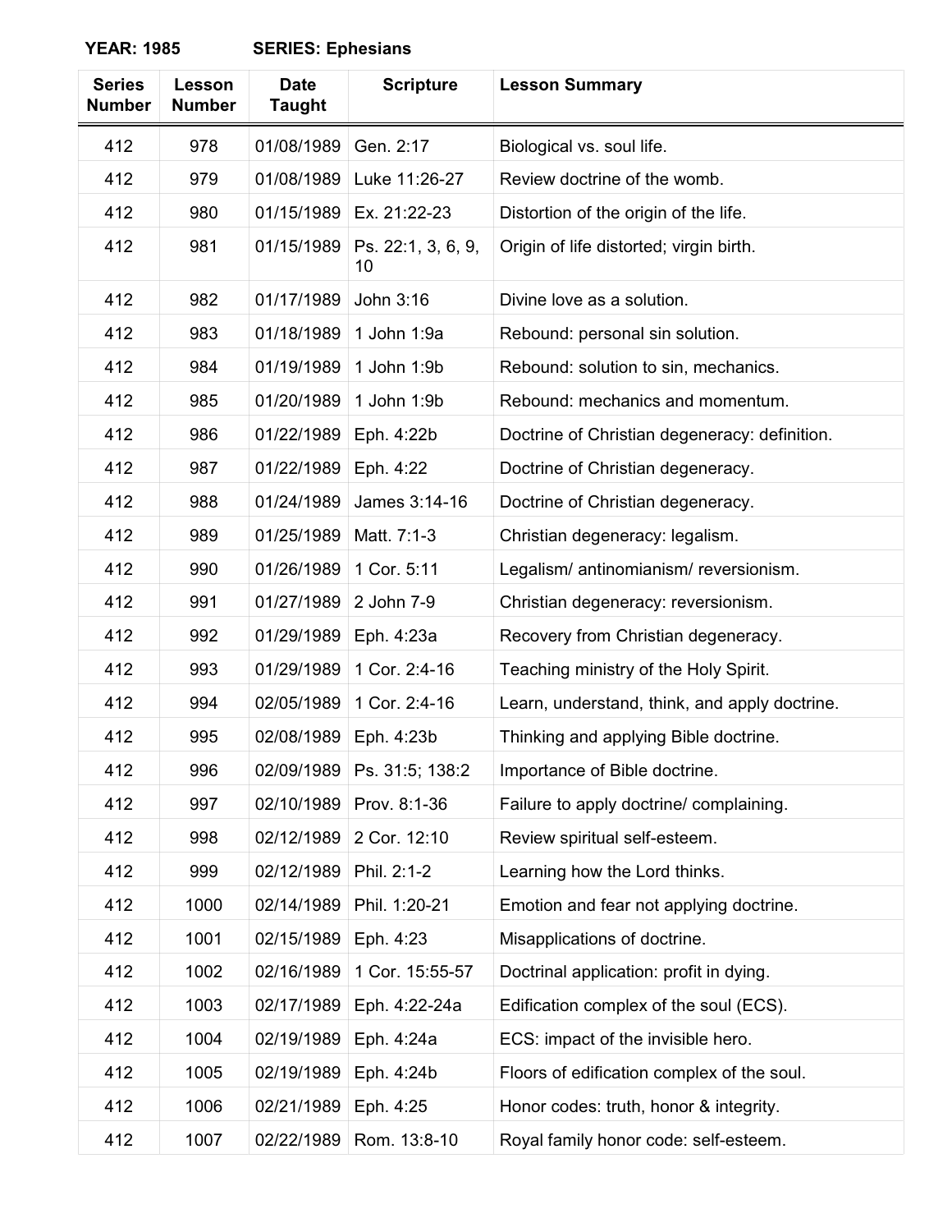**YEAR: 1985** **SERIES: Ephesians**

| Series Number | Lesson Number | Date Taught | Scripture | Lesson Summary |
|---|---|---|---|---|
| 412 | 978 | 01/08/1989 | Gen. 2:17 | Biological vs. soul life. |
| 412 | 979 | 01/08/1989 | Luke 11:26-27 | Review doctrine of the womb. |
| 412 | 980 | 01/15/1989 | Ex. 21:22-23 | Distortion of the origin of the life. |
| 412 | 981 | 01/15/1989 | Ps. 22:1, 3, 6, 9, 10 | Origin of life distorted; virgin birth. |
| 412 | 982 | 01/17/1989 | John 3:16 | Divine love as a solution. |
| 412 | 983 | 01/18/1989 | 1 John 1:9a | Rebound: personal sin solution. |
| 412 | 984 | 01/19/1989 | 1 John 1:9b | Rebound: solution to sin, mechanics. |
| 412 | 985 | 01/20/1989 | 1 John 1:9b | Rebound: mechanics and momentum. |
| 412 | 986 | 01/22/1989 | Eph. 4:22b | Doctrine of Christian degeneracy: definition. |
| 412 | 987 | 01/22/1989 | Eph. 4:22 | Doctrine of Christian degeneracy. |
| 412 | 988 | 01/24/1989 | James 3:14-16 | Doctrine of Christian degeneracy. |
| 412 | 989 | 01/25/1989 | Matt. 7:1-3 | Christian degeneracy: legalism. |
| 412 | 990 | 01/26/1989 | 1 Cor. 5:11 | Legalism/ antinomianism/ reversionism. |
| 412 | 991 | 01/27/1989 | 2 John 7-9 | Christian degeneracy: reversionism. |
| 412 | 992 | 01/29/1989 | Eph. 4:23a | Recovery from Christian degeneracy. |
| 412 | 993 | 01/29/1989 | 1 Cor. 2:4-16 | Teaching ministry of the Holy Spirit. |
| 412 | 994 | 02/05/1989 | 1 Cor. 2:4-16 | Learn, understand, think, and apply doctrine. |
| 412 | 995 | 02/08/1989 | Eph. 4:23b | Thinking and applying Bible doctrine. |
| 412 | 996 | 02/09/1989 | Ps. 31:5; 138:2 | Importance of Bible doctrine. |
| 412 | 997 | 02/10/1989 | Prov. 8:1-36 | Failure to apply doctrine/ complaining. |
| 412 | 998 | 02/12/1989 | 2 Cor. 12:10 | Review spiritual self-esteem. |
| 412 | 999 | 02/12/1989 | Phil. 2:1-2 | Learning how the Lord thinks. |
| 412 | 1000 | 02/14/1989 | Phil. 1:20-21 | Emotion and fear not applying doctrine. |
| 412 | 1001 | 02/15/1989 | Eph. 4:23 | Misapplications of doctrine. |
| 412 | 1002 | 02/16/1989 | 1 Cor. 15:55-57 | Doctrinal application: profit in dying. |
| 412 | 1003 | 02/17/1989 | Eph. 4:22-24a | Edification complex of the soul (ECS). |
| 412 | 1004 | 02/19/1989 | Eph. 4:24a | ECS: impact of the invisible hero. |
| 412 | 1005 | 02/19/1989 | Eph. 4:24b | Floors of edification complex of the soul. |
| 412 | 1006 | 02/21/1989 | Eph. 4:25 | Honor codes: truth, honor & integrity. |
| 412 | 1007 | 02/22/1989 | Rom. 13:8-10 | Royal family honor code: self-esteem. |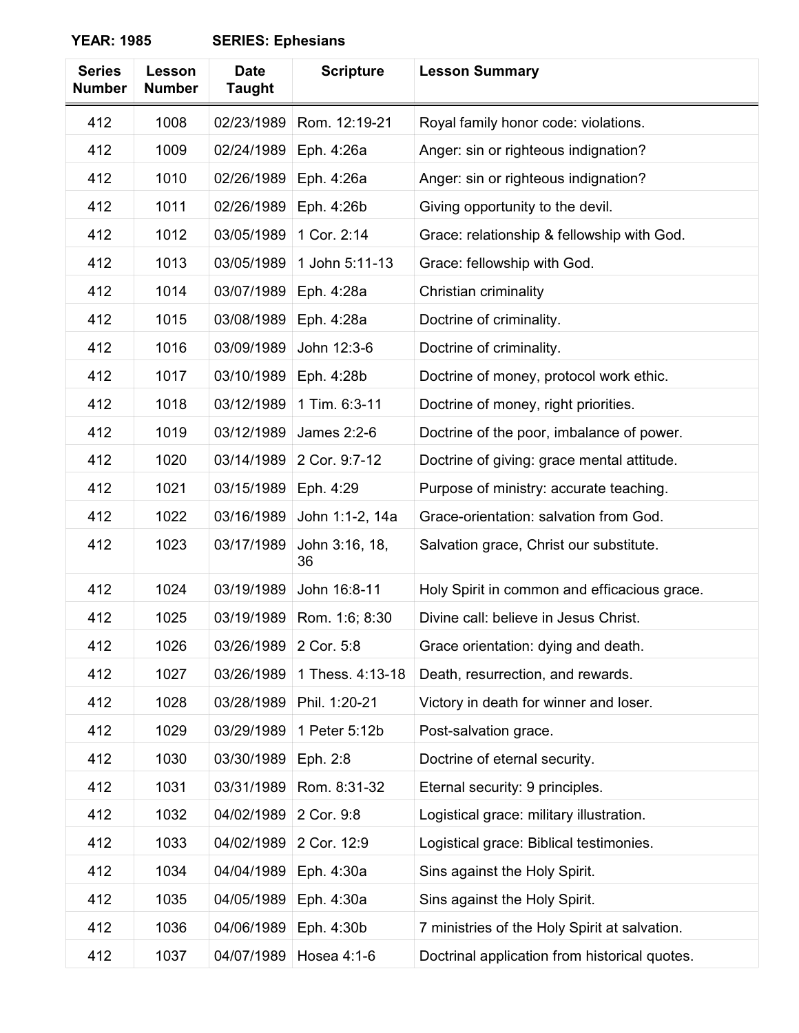**YEAR: 1985 SERIES: Ephesians**

| Series Number | Lesson Number | Date Taught | Scripture | Lesson Summary |
|---|---|---|---|---|
| 412 | 1008 | 02/23/1989 | Rom. 12:19-21 | Royal family honor code: violations. |
| 412 | 1009 | 02/24/1989 | Eph. 4:26a | Anger: sin or righteous indignation? |
| 412 | 1010 | 02/26/1989 | Eph. 4:26a | Anger: sin or righteous indignation? |
| 412 | 1011 | 02/26/1989 | Eph. 4:26b | Giving opportunity to the devil. |
| 412 | 1012 | 03/05/1989 | 1 Cor. 2:14 | Grace: relationship & fellowship with God. |
| 412 | 1013 | 03/05/1989 | 1 John 5:11-13 | Grace: fellowship with God. |
| 412 | 1014 | 03/07/1989 | Eph. 4:28a | Christian criminality |
| 412 | 1015 | 03/08/1989 | Eph. 4:28a | Doctrine of criminality. |
| 412 | 1016 | 03/09/1989 | John 12:3-6 | Doctrine of criminality. |
| 412 | 1017 | 03/10/1989 | Eph. 4:28b | Doctrine of money, protocol work ethic. |
| 412 | 1018 | 03/12/1989 | 1 Tim. 6:3-11 | Doctrine of money, right priorities. |
| 412 | 1019 | 03/12/1989 | James 2:2-6 | Doctrine of the poor, imbalance of power. |
| 412 | 1020 | 03/14/1989 | 2 Cor. 9:7-12 | Doctrine of giving: grace mental attitude. |
| 412 | 1021 | 03/15/1989 | Eph. 4:29 | Purpose of ministry: accurate teaching. |
| 412 | 1022 | 03/16/1989 | John 1:1-2, 14a | Grace-orientation: salvation from God. |
| 412 | 1023 | 03/17/1989 | John 3:16, 18, 36 | Salvation grace, Christ our substitute. |
| 412 | 1024 | 03/19/1989 | John 16:8-11 | Holy Spirit in common and efficacious grace. |
| 412 | 1025 | 03/19/1989 | Rom. 1:6; 8:30 | Divine call: believe in Jesus Christ. |
| 412 | 1026 | 03/26/1989 | 2 Cor. 5:8 | Grace orientation: dying and death. |
| 412 | 1027 | 03/26/1989 | 1 Thess. 4:13-18 | Death, resurrection, and rewards. |
| 412 | 1028 | 03/28/1989 | Phil. 1:20-21 | Victory in death for winner and loser. |
| 412 | 1029 | 03/29/1989 | 1 Peter 5:12b | Post-salvation grace. |
| 412 | 1030 | 03/30/1989 | Eph. 2:8 | Doctrine of eternal security. |
| 412 | 1031 | 03/31/1989 | Rom. 8:31-32 | Eternal security: 9 principles. |
| 412 | 1032 | 04/02/1989 | 2 Cor. 9:8 | Logistical grace: military illustration. |
| 412 | 1033 | 04/02/1989 | 2 Cor. 12:9 | Logistical grace: Biblical testimonies. |
| 412 | 1034 | 04/04/1989 | Eph. 4:30a | Sins against the Holy Spirit. |
| 412 | 1035 | 04/05/1989 | Eph. 4:30a | Sins against the Holy Spirit. |
| 412 | 1036 | 04/06/1989 | Eph. 4:30b | 7 ministries of the Holy Spirit at salvation. |
| 412 | 1037 | 04/07/1989 | Hosea 4:1-6 | Doctrinal application from historical quotes. |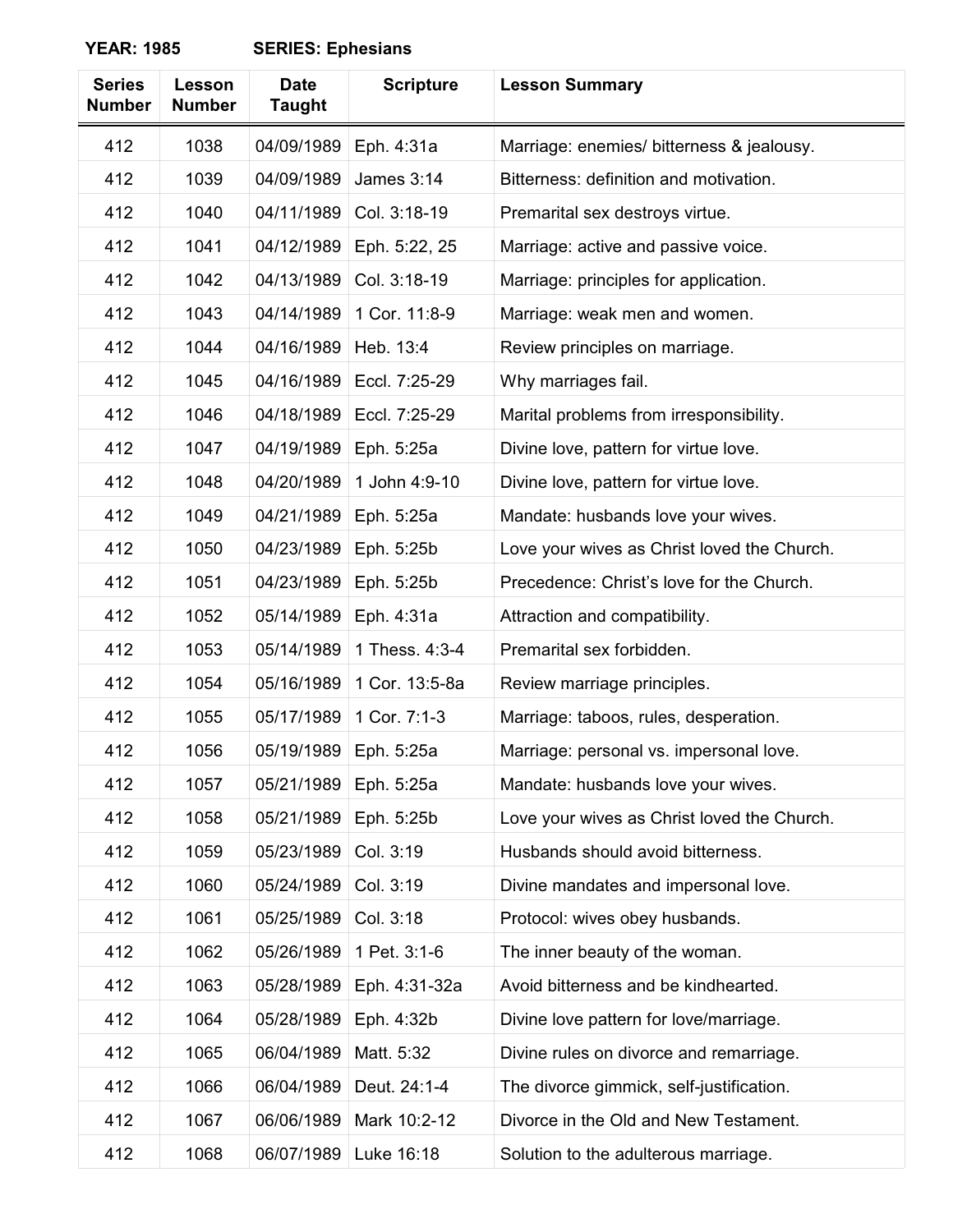**YEAR: 1985 SERIES: Ephesians**

| Series Number | Lesson Number | Date Taught | Scripture | Lesson Summary |
|---|---|---|---|---|
| 412 | 1038 | 04/09/1989 | Eph. 4:31a | Marriage: enemies/ bitterness & jealousy. |
| 412 | 1039 | 04/09/1989 | James 3:14 | Bitterness: definition and motivation. |
| 412 | 1040 | 04/11/1989 | Col. 3:18-19 | Premarital sex destroys virtue. |
| 412 | 1041 | 04/12/1989 | Eph. 5:22, 25 | Marriage: active and passive voice. |
| 412 | 1042 | 04/13/1989 | Col. 3:18-19 | Marriage: principles for application. |
| 412 | 1043 | 04/14/1989 | 1 Cor. 11:8-9 | Marriage: weak men and women. |
| 412 | 1044 | 04/16/1989 | Heb. 13:4 | Review principles on marriage. |
| 412 | 1045 | 04/16/1989 | Eccl. 7:25-29 | Why marriages fail. |
| 412 | 1046 | 04/18/1989 | Eccl. 7:25-29 | Marital problems from irresponsibility. |
| 412 | 1047 | 04/19/1989 | Eph. 5:25a | Divine love, pattern for virtue love. |
| 412 | 1048 | 04/20/1989 | 1 John 4:9-10 | Divine love, pattern for virtue love. |
| 412 | 1049 | 04/21/1989 | Eph. 5:25a | Mandate: husbands love your wives. |
| 412 | 1050 | 04/23/1989 | Eph. 5:25b | Love your wives as Christ loved the Church. |
| 412 | 1051 | 04/23/1989 | Eph. 5:25b | Precedence: Christ’s love for the Church. |
| 412 | 1052 | 05/14/1989 | Eph. 4:31a | Attraction and compatibility. |
| 412 | 1053 | 05/14/1989 | 1 Thess. 4:3-4 | Premarital sex forbidden. |
| 412 | 1054 | 05/16/1989 | 1 Cor. 13:5-8a | Review marriage principles. |
| 412 | 1055 | 05/17/1989 | 1 Cor. 7:1-3 | Marriage: taboos, rules, desperation. |
| 412 | 1056 | 05/19/1989 | Eph. 5:25a | Marriage: personal vs. impersonal love. |
| 412 | 1057 | 05/21/1989 | Eph. 5:25a | Mandate: husbands love your wives. |
| 412 | 1058 | 05/21/1989 | Eph. 5:25b | Love your wives as Christ loved the Church. |
| 412 | 1059 | 05/23/1989 | Col. 3:19 | Husbands should avoid bitterness. |
| 412 | 1060 | 05/24/1989 | Col. 3:19 | Divine mandates and impersonal love. |
| 412 | 1061 | 05/25/1989 | Col. 3:18 | Protocol: wives obey husbands. |
| 412 | 1062 | 05/26/1989 | 1 Pet. 3:1-6 | The inner beauty of the woman. |
| 412 | 1063 | 05/28/1989 | Eph. 4:31-32a | Avoid bitterness and be kindhearted. |
| 412 | 1064 | 05/28/1989 | Eph. 4:32b | Divine love pattern for love/marriage. |
| 412 | 1065 | 06/04/1989 | Matt. 5:32 | Divine rules on divorce and remarriage. |
| 412 | 1066 | 06/04/1989 | Deut. 24:1-4 | The divorce gimmick, self-justification. |
| 412 | 1067 | 06/06/1989 | Mark 10:2-12 | Divorce in the Old and New Testament. |
| 412 | 1068 | 06/07/1989 | Luke 16:18 | Solution to the adulterous marriage. |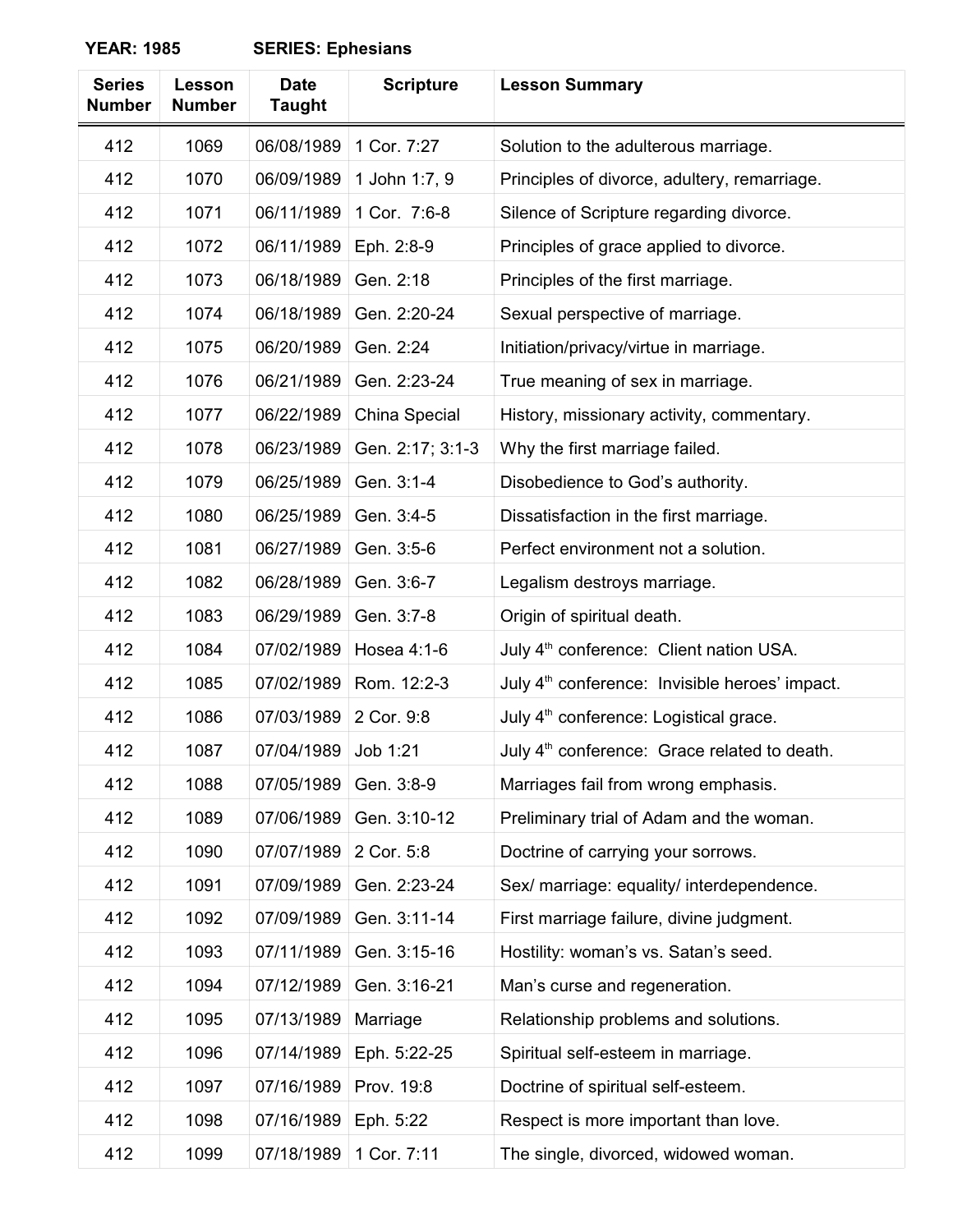**YEAR: 1985 SERIES: Ephesians**

| Series Number | Lesson Number | Date Taught | Scripture | Lesson Summary |
|---|---|---|---|---|
| 412 | 1069 | 06/08/1989 | 1 Cor. 7:27 | Solution to the adulterous marriage. |
| 412 | 1070 | 06/09/1989 | 1 John 1:7, 9 | Principles of divorce, adultery, remarriage. |
| 412 | 1071 | 06/11/1989 | 1 Cor. 7:6-8 | Silence of Scripture regarding divorce. |
| 412 | 1072 | 06/11/1989 | Eph. 2:8-9 | Principles of grace applied to divorce. |
| 412 | 1073 | 06/18/1989 | Gen. 2:18 | Principles of the first marriage. |
| 412 | 1074 | 06/18/1989 | Gen. 2:20-24 | Sexual perspective of marriage. |
| 412 | 1075 | 06/20/1989 | Gen. 2:24 | Initiation/privacy/virtue in marriage. |
| 412 | 1076 | 06/21/1989 | Gen. 2:23-24 | True meaning of sex in marriage. |
| 412 | 1077 | 06/22/1989 | China Special | History, missionary activity, commentary. |
| 412 | 1078 | 06/23/1989 | Gen. 2:17; 3:1-3 | Why the first marriage failed. |
| 412 | 1079 | 06/25/1989 | Gen. 3:1-4 | Disobedience to God's authority. |
| 412 | 1080 | 06/25/1989 | Gen. 3:4-5 | Dissatisfaction in the first marriage. |
| 412 | 1081 | 06/27/1989 | Gen. 3:5-6 | Perfect environment not a solution. |
| 412 | 1082 | 06/28/1989 | Gen. 3:6-7 | Legalism destroys marriage. |
| 412 | 1083 | 06/29/1989 | Gen. 3:7-8 | Origin of spiritual death. |
| 412 | 1084 | 07/02/1989 | Hosea 4:1-6 | July 4th conference: Client nation USA. |
| 412 | 1085 | 07/02/1989 | Rom. 12:2-3 | July 4th conference: Invisible heroes' impact. |
| 412 | 1086 | 07/03/1989 | 2 Cor. 9:8 | July 4th conference: Logistical grace. |
| 412 | 1087 | 07/04/1989 | Job 1:21 | July 4th conference: Grace related to death. |
| 412 | 1088 | 07/05/1989 | Gen. 3:8-9 | Marriages fail from wrong emphasis. |
| 412 | 1089 | 07/06/1989 | Gen. 3:10-12 | Preliminary trial of Adam and the woman. |
| 412 | 1090 | 07/07/1989 | 2 Cor. 5:8 | Doctrine of carrying your sorrows. |
| 412 | 1091 | 07/09/1989 | Gen. 2:23-24 | Sex/ marriage: equality/ interdependence. |
| 412 | 1092 | 07/09/1989 | Gen. 3:11-14 | First marriage failure, divine judgment. |
| 412 | 1093 | 07/11/1989 | Gen. 3:15-16 | Hostility: woman's vs. Satan's seed. |
| 412 | 1094 | 07/12/1989 | Gen. 3:16-21 | Man's curse and regeneration. |
| 412 | 1095 | 07/13/1989 | Marriage | Relationship problems and solutions. |
| 412 | 1096 | 07/14/1989 | Eph. 5:22-25 | Spiritual self-esteem in marriage. |
| 412 | 1097 | 07/16/1989 | Prov. 19:8 | Doctrine of spiritual self-esteem. |
| 412 | 1098 | 07/16/1989 | Eph. 5:22 | Respect is more important than love. |
| 412 | 1099 | 07/18/1989 | 1 Cor. 7:11 | The single, divorced, widowed woman. |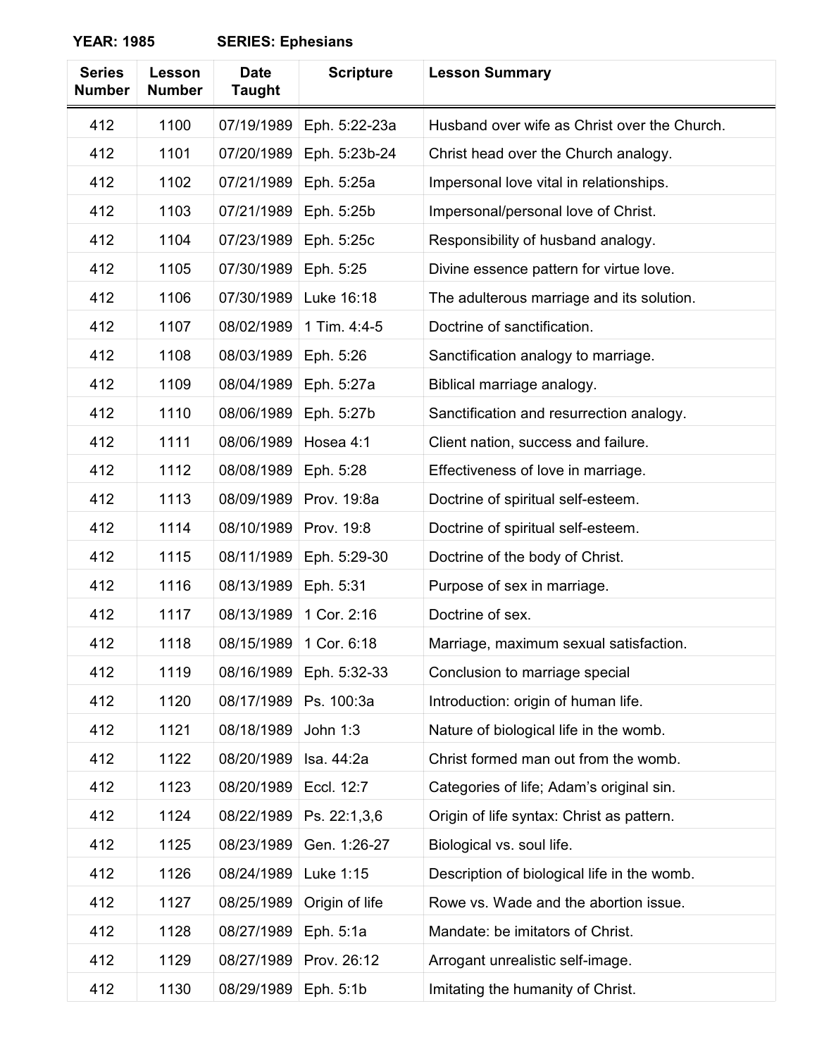**YEAR: 1985 SERIES: Ephesians**

| Series Number | Lesson Number | Date Taught | Scripture | Lesson Summary |
|---|---|---|---|---|
| 412 | 1100 | 07/19/1989 | Eph. 5:22-23a | Husband over wife as Christ over the Church. |
| 412 | 1101 | 07/20/1989 | Eph. 5:23b-24 | Christ head over the Church analogy. |
| 412 | 1102 | 07/21/1989 | Eph. 5:25a | Impersonal love vital in relationships. |
| 412 | 1103 | 07/21/1989 | Eph. 5:25b | Impersonal/personal love of Christ. |
| 412 | 1104 | 07/23/1989 | Eph. 5:25c | Responsibility of husband analogy. |
| 412 | 1105 | 07/30/1989 | Eph. 5:25 | Divine essence pattern for virtue love. |
| 412 | 1106 | 07/30/1989 | Luke 16:18 | The adulterous marriage and its solution. |
| 412 | 1107 | 08/02/1989 | 1 Tim. 4:4-5 | Doctrine of sanctification. |
| 412 | 1108 | 08/03/1989 | Eph. 5:26 | Sanctification analogy to marriage. |
| 412 | 1109 | 08/04/1989 | Eph. 5:27a | Biblical marriage analogy. |
| 412 | 1110 | 08/06/1989 | Eph. 5:27b | Sanctification and resurrection analogy. |
| 412 | 1111 | 08/06/1989 | Hosea 4:1 | Client nation, success and failure. |
| 412 | 1112 | 08/08/1989 | Eph. 5:28 | Effectiveness of love in marriage. |
| 412 | 1113 | 08/09/1989 | Prov. 19:8a | Doctrine of spiritual self-esteem. |
| 412 | 1114 | 08/10/1989 | Prov. 19:8 | Doctrine of spiritual self-esteem. |
| 412 | 1115 | 08/11/1989 | Eph. 5:29-30 | Doctrine of the body of Christ. |
| 412 | 1116 | 08/13/1989 | Eph. 5:31 | Purpose of sex in marriage. |
| 412 | 1117 | 08/13/1989 | 1 Cor. 2:16 | Doctrine of sex. |
| 412 | 1118 | 08/15/1989 | 1 Cor. 6:18 | Marriage, maximum sexual satisfaction. |
| 412 | 1119 | 08/16/1989 | Eph. 5:32-33 | Conclusion to marriage special |
| 412 | 1120 | 08/17/1989 | Ps. 100:3a | Introduction: origin of human life. |
| 412 | 1121 | 08/18/1989 | John 1:3 | Nature of biological life in the womb. |
| 412 | 1122 | 08/20/1989 | Isa. 44:2a | Christ formed man out from the womb. |
| 412 | 1123 | 08/20/1989 | Eccl. 12:7 | Categories of life; Adam's original sin. |
| 412 | 1124 | 08/22/1989 | Ps. 22:1,3,6 | Origin of life syntax: Christ as pattern. |
| 412 | 1125 | 08/23/1989 | Gen. 1:26-27 | Biological vs. soul life. |
| 412 | 1126 | 08/24/1989 | Luke 1:15 | Description of biological life in the womb. |
| 412 | 1127 | 08/25/1989 | Origin of life | Rowe vs. Wade and the abortion issue. |
| 412 | 1128 | 08/27/1989 | Eph. 5:1a | Mandate: be imitators of Christ. |
| 412 | 1129 | 08/27/1989 | Prov. 26:12 | Arrogant unrealistic self-image. |
| 412 | 1130 | 08/29/1989 | Eph. 5:1b | Imitating the humanity of Christ. |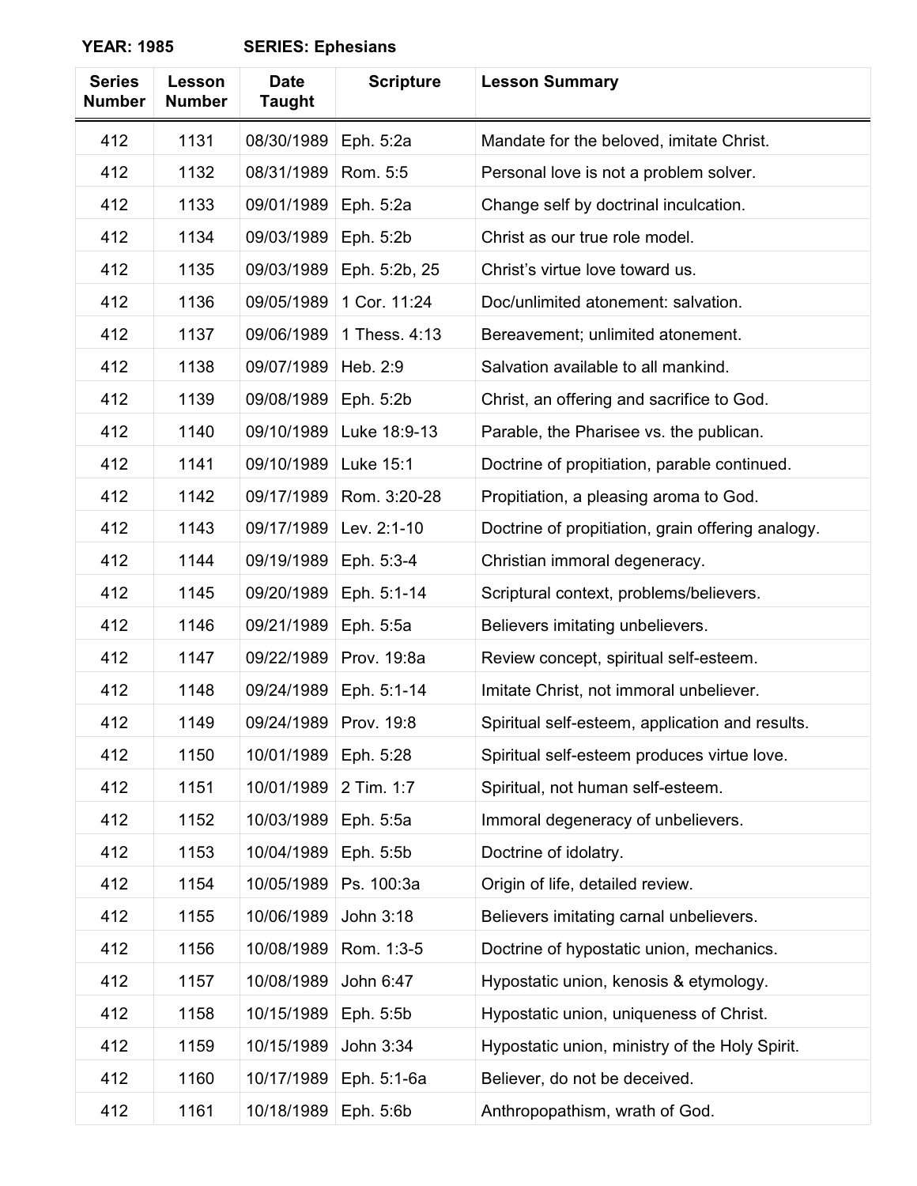**YEAR: 1985 SERIES: Ephesians**

| Series Number | Lesson Number | Date Taught | Scripture | Lesson Summary |
|---|---|---|---|---|
| 412 | 1131 | 08/30/1989 | Eph. 5:2a | Mandate for the beloved, imitate Christ. |
| 412 | 1132 | 08/31/1989 | Rom. 5:5 | Personal love is not a problem solver. |
| 412 | 1133 | 09/01/1989 | Eph. 5:2a | Change self by doctrinal inculcation. |
| 412 | 1134 | 09/03/1989 | Eph. 5:2b | Christ as our true role model. |
| 412 | 1135 | 09/03/1989 | Eph. 5:2b, 25 | Christ's virtue love toward us. |
| 412 | 1136 | 09/05/1989 | 1 Cor. 11:24 | Doc/unlimited atonement: salvation. |
| 412 | 1137 | 09/06/1989 | 1 Thess. 4:13 | Bereavement; unlimited atonement. |
| 412 | 1138 | 09/07/1989 | Heb. 2:9 | Salvation available to all mankind. |
| 412 | 1139 | 09/08/1989 | Eph. 5:2b | Christ, an offering and sacrifice to God. |
| 412 | 1140 | 09/10/1989 | Luke 18:9-13 | Parable, the Pharisee vs. the publican. |
| 412 | 1141 | 09/10/1989 | Luke 15:1 | Doctrine of propitiation, parable continued. |
| 412 | 1142 | 09/17/1989 | Rom. 3:20-28 | Propitiation, a pleasing aroma to God. |
| 412 | 1143 | 09/17/1989 | Lev. 2:1-10 | Doctrine of propitiation, grain offering analogy. |
| 412 | 1144 | 09/19/1989 | Eph. 5:3-4 | Christian immoral degeneracy. |
| 412 | 1145 | 09/20/1989 | Eph. 5:1-14 | Scriptural context, problems/believers. |
| 412 | 1146 | 09/21/1989 | Eph. 5:5a | Believers imitating unbelievers. |
| 412 | 1147 | 09/22/1989 | Prov. 19:8a | Review concept, spiritual self-esteem. |
| 412 | 1148 | 09/24/1989 | Eph. 5:1-14 | Imitate Christ, not immoral unbeliever. |
| 412 | 1149 | 09/24/1989 | Prov. 19:8 | Spiritual self-esteem, application and results. |
| 412 | 1150 | 10/01/1989 | Eph. 5:28 | Spiritual self-esteem produces virtue love. |
| 412 | 1151 | 10/01/1989 | 2 Tim. 1:7 | Spiritual, not human self-esteem. |
| 412 | 1152 | 10/03/1989 | Eph. 5:5a | Immoral degeneracy of unbelievers. |
| 412 | 1153 | 10/04/1989 | Eph. 5:5b | Doctrine of idolatry. |
| 412 | 1154 | 10/05/1989 | Ps. 100:3a | Origin of life, detailed review. |
| 412 | 1155 | 10/06/1989 | John 3:18 | Believers imitating carnal unbelievers. |
| 412 | 1156 | 10/08/1989 | Rom. 1:3-5 | Doctrine of hypostatic union, mechanics. |
| 412 | 1157 | 10/08/1989 | John 6:47 | Hypostatic union, kenosis & etymology. |
| 412 | 1158 | 10/15/1989 | Eph. 5:5b | Hypostatic union, uniqueness of Christ. |
| 412 | 1159 | 10/15/1989 | John 3:34 | Hypostatic union, ministry of the Holy Spirit. |
| 412 | 1160 | 10/17/1989 | Eph. 5:1-6a | Believer, do not be deceived. |
| 412 | 1161 | 10/18/1989 | Eph. 5:6b | Anthropopathism, wrath of God. |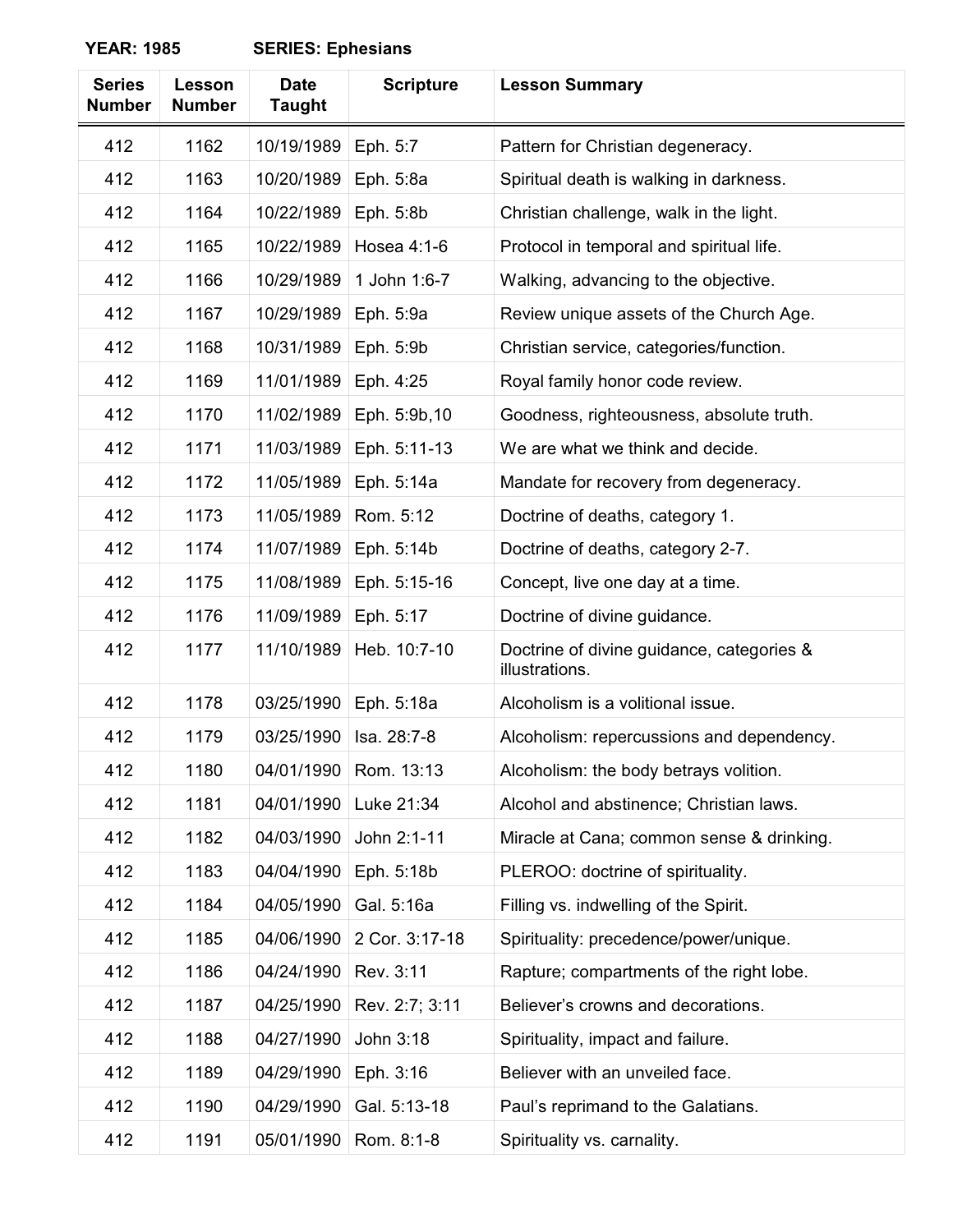**YEAR: 1985** **SERIES: Ephesians**

| Series Number | Lesson Number | Date Taught | Scripture | Lesson Summary |
|---|---|---|---|---|
| 412 | 1162 | 10/19/1989 | Eph. 5:7 | Pattern for Christian degeneracy. |
| 412 | 1163 | 10/20/1989 | Eph. 5:8a | Spiritual death is walking in darkness. |
| 412 | 1164 | 10/22/1989 | Eph. 5:8b | Christian challenge, walk in the light. |
| 412 | 1165 | 10/22/1989 | Hosea 4:1-6 | Protocol in temporal and spiritual life. |
| 412 | 1166 | 10/29/1989 | 1 John 1:6-7 | Walking, advancing to the objective. |
| 412 | 1167 | 10/29/1989 | Eph. 5:9a | Review unique assets of the Church Age. |
| 412 | 1168 | 10/31/1989 | Eph. 5:9b | Christian service, categories/function. |
| 412 | 1169 | 11/01/1989 | Eph. 4:25 | Royal family honor code review. |
| 412 | 1170 | 11/02/1989 | Eph. 5:9b,10 | Goodness, righteousness, absolute truth. |
| 412 | 1171 | 11/03/1989 | Eph. 5:11-13 | We are what we think and decide. |
| 412 | 1172 | 11/05/1989 | Eph. 5:14a | Mandate for recovery from degeneracy. |
| 412 | 1173 | 11/05/1989 | Rom. 5:12 | Doctrine of deaths, category 1. |
| 412 | 1174 | 11/07/1989 | Eph. 5:14b | Doctrine of deaths, category 2-7. |
| 412 | 1175 | 11/08/1989 | Eph. 5:15-16 | Concept, live one day at a time. |
| 412 | 1176 | 11/09/1989 | Eph. 5:17 | Doctrine of divine guidance. |
| 412 | 1177 | 11/10/1989 | Heb. 10:7-10 | Doctrine of divine guidance, categories & illustrations. |
| 412 | 1178 | 03/25/1990 | Eph. 5:18a | Alcoholism is a volitional issue. |
| 412 | 1179 | 03/25/1990 | Isa. 28:7-8 | Alcoholism: repercussions and dependency. |
| 412 | 1180 | 04/01/1990 | Rom. 13:13 | Alcoholism: the body betrays volition. |
| 412 | 1181 | 04/01/1990 | Luke 21:34 | Alcohol and abstinence; Christian laws. |
| 412 | 1182 | 04/03/1990 | John 2:1-11 | Miracle at Cana; common sense & drinking. |
| 412 | 1183 | 04/04/1990 | Eph. 5:18b | PLEROO: doctrine of spirituality. |
| 412 | 1184 | 04/05/1990 | Gal. 5:16a | Filling vs. indwelling of the Spirit. |
| 412 | 1185 | 04/06/1990 | 2 Cor. 3:17-18 | Spirituality: precedence/power/unique. |
| 412 | 1186 | 04/24/1990 | Rev. 3:11 | Rapture; compartments of the right lobe. |
| 412 | 1187 | 04/25/1990 | Rev. 2:7; 3:11 | Believer's crowns and decorations. |
| 412 | 1188 | 04/27/1990 | John 3:18 | Spirituality, impact and failure. |
| 412 | 1189 | 04/29/1990 | Eph. 3:16 | Believer with an unveiled face. |
| 412 | 1190 | 04/29/1990 | Gal. 5:13-18 | Paul's reprimand to the Galatians. |
| 412 | 1191 | 05/01/1990 | Rom. 8:1-8 | Spirituality vs. carnality. |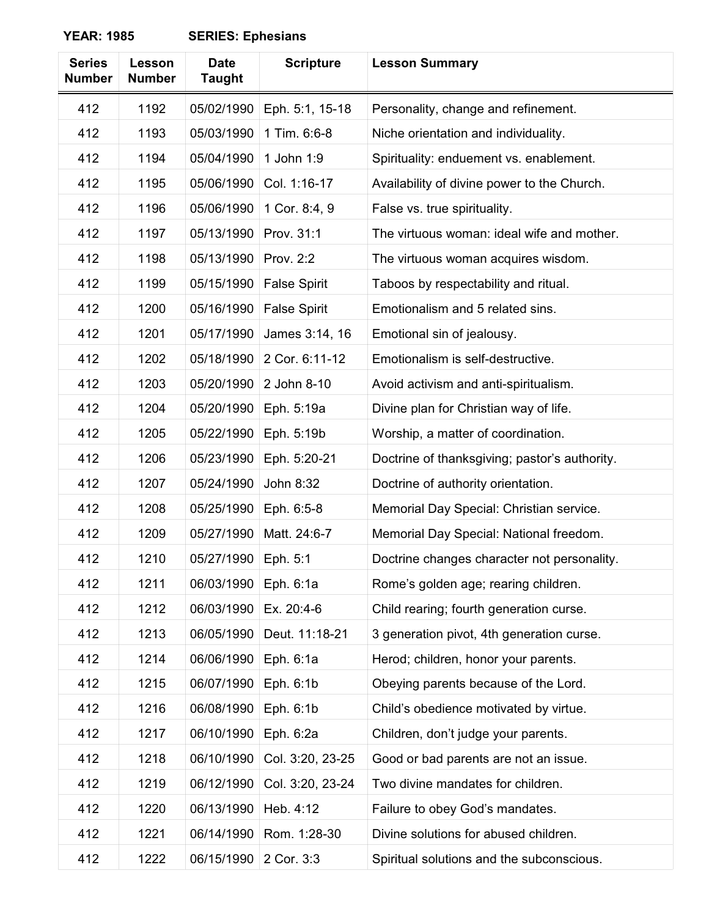**YEAR: 1985 SERIES: Ephesians**

| Series Number | Lesson Number | Date Taught | Scripture | Lesson Summary |
|---|---|---|---|---|
| 412 | 1192 | 05/02/1990 | Eph. 5:1, 15-18 | Personality, change and refinement. |
| 412 | 1193 | 05/03/1990 | 1 Tim. 6:6-8 | Niche orientation and individuality. |
| 412 | 1194 | 05/04/1990 | 1 John 1:9 | Spirituality: enduement vs. enablement. |
| 412 | 1195 | 05/06/1990 | Col. 1:16-17 | Availability of divine power to the Church. |
| 412 | 1196 | 05/06/1990 | 1 Cor. 8:4, 9 | False vs. true spirituality. |
| 412 | 1197 | 05/13/1990 | Prov. 31:1 | The virtuous woman: ideal wife and mother. |
| 412 | 1198 | 05/13/1990 | Prov. 2:2 | The virtuous woman acquires wisdom. |
| 412 | 1199 | 05/15/1990 | False Spirit | Taboos by respectability and ritual. |
| 412 | 1200 | 05/16/1990 | False Spirit | Emotionalism and 5 related sins. |
| 412 | 1201 | 05/17/1990 | James 3:14, 16 | Emotional sin of jealousy. |
| 412 | 1202 | 05/18/1990 | 2 Cor. 6:11-12 | Emotionalism is self-destructive. |
| 412 | 1203 | 05/20/1990 | 2 John 8-10 | Avoid activism and anti-spiritualism. |
| 412 | 1204 | 05/20/1990 | Eph. 5:19a | Divine plan for Christian way of life. |
| 412 | 1205 | 05/22/1990 | Eph. 5:19b | Worship, a matter of coordination. |
| 412 | 1206 | 05/23/1990 | Eph. 5:20-21 | Doctrine of thanksgiving; pastor's authority. |
| 412 | 1207 | 05/24/1990 | John 8:32 | Doctrine of authority orientation. |
| 412 | 1208 | 05/25/1990 | Eph. 6:5-8 | Memorial Day Special: Christian service. |
| 412 | 1209 | 05/27/1990 | Matt. 24:6-7 | Memorial Day Special: National freedom. |
| 412 | 1210 | 05/27/1990 | Eph. 5:1 | Doctrine changes character not personality. |
| 412 | 1211 | 06/03/1990 | Eph. 6:1a | Rome's golden age; rearing children. |
| 412 | 1212 | 06/03/1990 | Ex. 20:4-6 | Child rearing; fourth generation curse. |
| 412 | 1213 | 06/05/1990 | Deut. 11:18-21 | 3 generation pivot, 4th generation curse. |
| 412 | 1214 | 06/06/1990 | Eph. 6:1a | Herod; children, honor your parents. |
| 412 | 1215 | 06/07/1990 | Eph. 6:1b | Obeying parents because of the Lord. |
| 412 | 1216 | 06/08/1990 | Eph. 6:1b | Child's obedience motivated by virtue. |
| 412 | 1217 | 06/10/1990 | Eph. 6:2a | Children, don't judge your parents. |
| 412 | 1218 | 06/10/1990 | Col. 3:20, 23-25 | Good or bad parents are not an issue. |
| 412 | 1219 | 06/12/1990 | Col. 3:20, 23-24 | Two divine mandates for children. |
| 412 | 1220 | 06/13/1990 | Heb. 4:12 | Failure to obey God's mandates. |
| 412 | 1221 | 06/14/1990 | Rom. 1:28-30 | Divine solutions for abused children. |
| 412 | 1222 | 06/15/1990 | 2 Cor. 3:3 | Spiritual solutions and the subconscious. |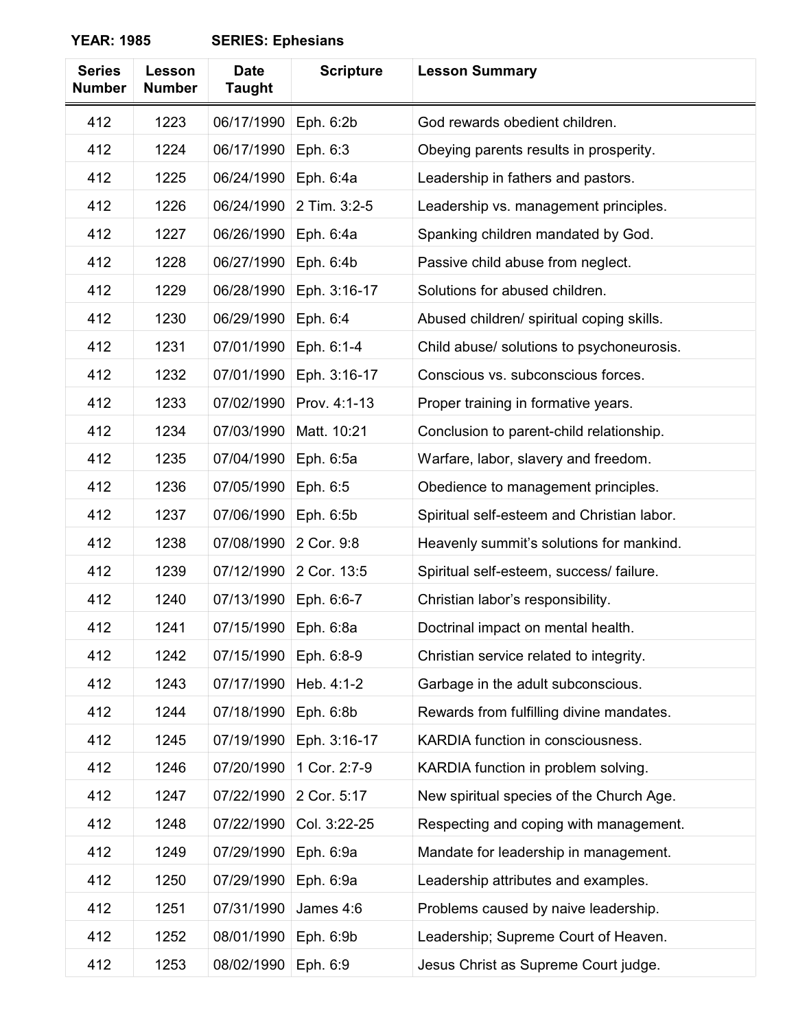**YEAR: 1985** **SERIES: Ephesians**

| Series Number | Lesson Number | Date Taught | Scripture | Lesson Summary |
|---|---|---|---|---|
| 412 | 1223 | 06/17/1990 | Eph. 6:2b | God rewards obedient children. |
| 412 | 1224 | 06/17/1990 | Eph. 6:3 | Obeying parents results in prosperity. |
| 412 | 1225 | 06/24/1990 | Eph. 6:4a | Leadership in fathers and pastors. |
| 412 | 1226 | 06/24/1990 | 2 Tim. 3:2-5 | Leadership vs. management principles. |
| 412 | 1227 | 06/26/1990 | Eph. 6:4a | Spanking children mandated by God. |
| 412 | 1228 | 06/27/1990 | Eph. 6:4b | Passive child abuse from neglect. |
| 412 | 1229 | 06/28/1990 | Eph. 3:16-17 | Solutions for abused children. |
| 412 | 1230 | 06/29/1990 | Eph. 6:4 | Abused children/ spiritual coping skills. |
| 412 | 1231 | 07/01/1990 | Eph. 6:1-4 | Child abuse/ solutions to psychoneurosis. |
| 412 | 1232 | 07/01/1990 | Eph. 3:16-17 | Conscious vs. subconscious forces. |
| 412 | 1233 | 07/02/1990 | Prov. 4:1-13 | Proper training in formative years. |
| 412 | 1234 | 07/03/1990 | Matt. 10:21 | Conclusion to parent-child relationship. |
| 412 | 1235 | 07/04/1990 | Eph. 6:5a | Warfare, labor, slavery and freedom. |
| 412 | 1236 | 07/05/1990 | Eph. 6:5 | Obedience to management principles. |
| 412 | 1237 | 07/06/1990 | Eph. 6:5b | Spiritual self-esteem and Christian labor. |
| 412 | 1238 | 07/08/1990 | 2 Cor. 9:8 | Heavenly summit's solutions for mankind. |
| 412 | 1239 | 07/12/1990 | 2 Cor. 13:5 | Spiritual self-esteem, success/ failure. |
| 412 | 1240 | 07/13/1990 | Eph. 6:6-7 | Christian labor's responsibility. |
| 412 | 1241 | 07/15/1990 | Eph. 6:8a | Doctrinal impact on mental health. |
| 412 | 1242 | 07/15/1990 | Eph. 6:8-9 | Christian service related to integrity. |
| 412 | 1243 | 07/17/1990 | Heb. 4:1-2 | Garbage in the adult subconscious. |
| 412 | 1244 | 07/18/1990 | Eph. 6:8b | Rewards from fulfilling divine mandates. |
| 412 | 1245 | 07/19/1990 | Eph. 3:16-17 | KARDIA function in consciousness. |
| 412 | 1246 | 07/20/1990 | 1 Cor. 2:7-9 | KARDIA function in problem solving. |
| 412 | 1247 | 07/22/1990 | 2 Cor. 5:17 | New spiritual species of the Church Age. |
| 412 | 1248 | 07/22/1990 | Col. 3:22-25 | Respecting and coping with management. |
| 412 | 1249 | 07/29/1990 | Eph. 6:9a | Mandate for leadership in management. |
| 412 | 1250 | 07/29/1990 | Eph. 6:9a | Leadership attributes and examples. |
| 412 | 1251 | 07/31/1990 | James 4:6 | Problems caused by naive leadership. |
| 412 | 1252 | 08/01/1990 | Eph. 6:9b | Leadership; Supreme Court of Heaven. |
| 412 | 1253 | 08/02/1990 | Eph. 6:9 | Jesus Christ as Supreme Court judge. |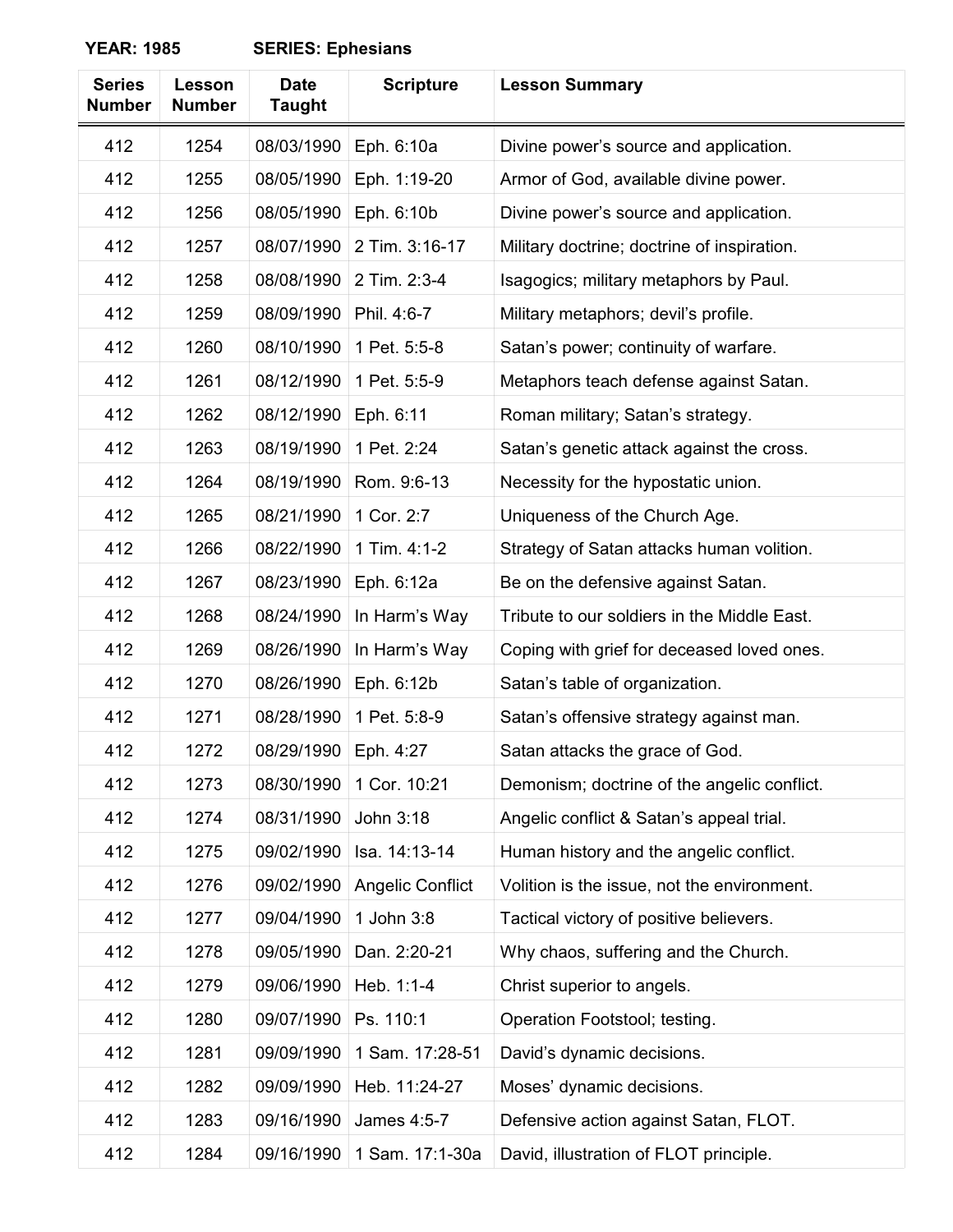**YEAR: 1985 SERIES: Ephesians**

| Series Number | Lesson Number | Date Taught | Scripture | Lesson Summary |
|---|---|---|---|---|
| 412 | 1254 | 08/03/1990 | Eph. 6:10a | Divine power’s source and application. |
| 412 | 1255 | 08/05/1990 | Eph. 1:19-20 | Armor of God, available divine power. |
| 412 | 1256 | 08/05/1990 | Eph. 6:10b | Divine power’s source and application. |
| 412 | 1257 | 08/07/1990 | 2 Tim. 3:16-17 | Military doctrine; doctrine of inspiration. |
| 412 | 1258 | 08/08/1990 | 2 Tim. 2:3-4 | Isagogics; military metaphors by Paul. |
| 412 | 1259 | 08/09/1990 | Phil. 4:6-7 | Military metaphors; devil’s profile. |
| 412 | 1260 | 08/10/1990 | 1 Pet. 5:5-8 | Satan’s power; continuity of warfare. |
| 412 | 1261 | 08/12/1990 | 1 Pet. 5:5-9 | Metaphors teach defense against Satan. |
| 412 | 1262 | 08/12/1990 | Eph. 6:11 | Roman military; Satan’s strategy. |
| 412 | 1263 | 08/19/1990 | 1 Pet. 2:24 | Satan’s genetic attack against the cross. |
| 412 | 1264 | 08/19/1990 | Rom. 9:6-13 | Necessity for the hypostatic union. |
| 412 | 1265 | 08/21/1990 | 1 Cor. 2:7 | Uniqueness of the Church Age. |
| 412 | 1266 | 08/22/1990 | 1 Tim. 4:1-2 | Strategy of Satan attacks human volition. |
| 412 | 1267 | 08/23/1990 | Eph. 6:12a | Be on the defensive against Satan. |
| 412 | 1268 | 08/24/1990 | In Harm’s Way | Tribute to our soldiers in the Middle East. |
| 412 | 1269 | 08/26/1990 | In Harm’s Way | Coping with grief for deceased loved ones. |
| 412 | 1270 | 08/26/1990 | Eph. 6:12b | Satan’s table of organization. |
| 412 | 1271 | 08/28/1990 | 1 Pet. 5:8-9 | Satan’s offensive strategy against man. |
| 412 | 1272 | 08/29/1990 | Eph. 4:27 | Satan attacks the grace of God. |
| 412 | 1273 | 08/30/1990 | 1 Cor. 10:21 | Demonism; doctrine of the angelic conflict. |
| 412 | 1274 | 08/31/1990 | John 3:18 | Angelic conflict & Satan’s appeal trial. |
| 412 | 1275 | 09/02/1990 | Isa. 14:13-14 | Human history and the angelic conflict. |
| 412 | 1276 | 09/02/1990 | Angelic Conflict | Volition is the issue, not the environment. |
| 412 | 1277 | 09/04/1990 | 1 John 3:8 | Tactical victory of positive believers. |
| 412 | 1278 | 09/05/1990 | Dan. 2:20-21 | Why chaos, suffering and the Church. |
| 412 | 1279 | 09/06/1990 | Heb. 1:1-4 | Christ superior to angels. |
| 412 | 1280 | 09/07/1990 | Ps. 110:1 | Operation Footstool; testing. |
| 412 | 1281 | 09/09/1990 | 1 Sam. 17:28-51 | David’s dynamic decisions. |
| 412 | 1282 | 09/09/1990 | Heb. 11:24-27 | Moses’ dynamic decisions. |
| 412 | 1283 | 09/16/1990 | James 4:5-7 | Defensive action against Satan, FLOT. |
| 412 | 1284 | 09/16/1990 | 1 Sam. 17:1-30a | David, illustration of FLOT principle. |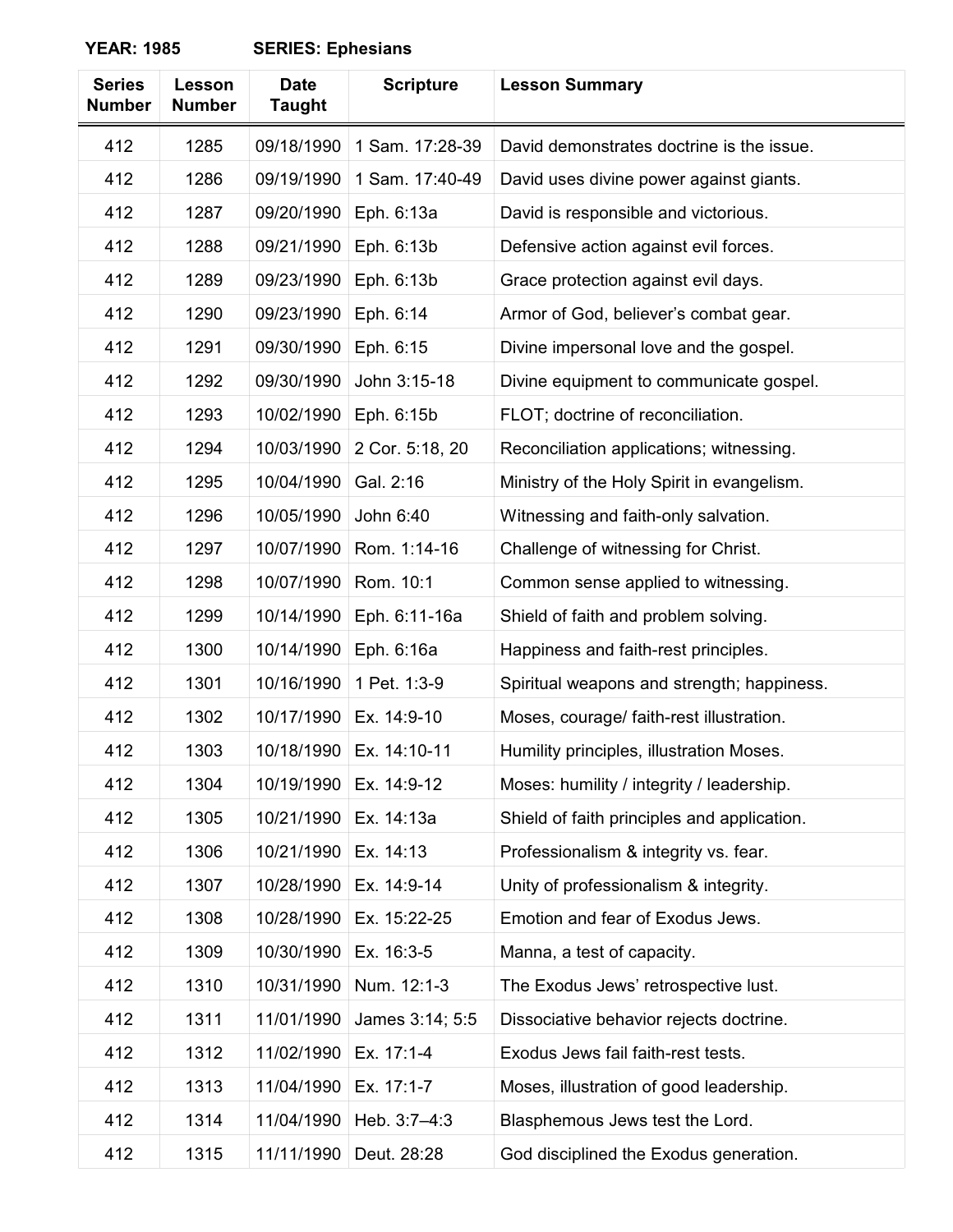**YEAR: 1985** **SERIES: Ephesians**

| Series Number | Lesson Number | Date Taught | Scripture | Lesson Summary |
|---|---|---|---|---|
| 412 | 1285 | 09/18/1990 | 1 Sam. 17:28-39 | David demonstrates doctrine is the issue. |
| 412 | 1286 | 09/19/1990 | 1 Sam. 17:40-49 | David uses divine power against giants. |
| 412 | 1287 | 09/20/1990 | Eph. 6:13a | David is responsible and victorious. |
| 412 | 1288 | 09/21/1990 | Eph. 6:13b | Defensive action against evil forces. |
| 412 | 1289 | 09/23/1990 | Eph. 6:13b | Grace protection against evil days. |
| 412 | 1290 | 09/23/1990 | Eph. 6:14 | Armor of God, believer's combat gear. |
| 412 | 1291 | 09/30/1990 | Eph. 6:15 | Divine impersonal love and the gospel. |
| 412 | 1292 | 09/30/1990 | John 3:15-18 | Divine equipment to communicate gospel. |
| 412 | 1293 | 10/02/1990 | Eph. 6:15b | FLOT; doctrine of reconciliation. |
| 412 | 1294 | 10/03/1990 | 2 Cor. 5:18, 20 | Reconciliation applications; witnessing. |
| 412 | 1295 | 10/04/1990 | Gal. 2:16 | Ministry of the Holy Spirit in evangelism. |
| 412 | 1296 | 10/05/1990 | John 6:40 | Witnessing and faith-only salvation. |
| 412 | 1297 | 10/07/1990 | Rom. 1:14-16 | Challenge of witnessing for Christ. |
| 412 | 1298 | 10/07/1990 | Rom. 10:1 | Common sense applied to witnessing. |
| 412 | 1299 | 10/14/1990 | Eph. 6:11-16a | Shield of faith and problem solving. |
| 412 | 1300 | 10/14/1990 | Eph. 6:16a | Happiness and faith-rest principles. |
| 412 | 1301 | 10/16/1990 | 1 Pet. 1:3-9 | Spiritual weapons and strength; happiness. |
| 412 | 1302 | 10/17/1990 | Ex. 14:9-10 | Moses, courage/ faith-rest illustration. |
| 412 | 1303 | 10/18/1990 | Ex. 14:10-11 | Humility principles, illustration Moses. |
| 412 | 1304 | 10/19/1990 | Ex. 14:9-12 | Moses: humility / integrity / leadership. |
| 412 | 1305 | 10/21/1990 | Ex. 14:13a | Shield of faith principles and application. |
| 412 | 1306 | 10/21/1990 | Ex. 14:13 | Professionalism & integrity vs. fear. |
| 412 | 1307 | 10/28/1990 | Ex. 14:9-14 | Unity of professionalism & integrity. |
| 412 | 1308 | 10/28/1990 | Ex. 15:22-25 | Emotion and fear of Exodus Jews. |
| 412 | 1309 | 10/30/1990 | Ex. 16:3-5 | Manna, a test of capacity. |
| 412 | 1310 | 10/31/1990 | Num. 12:1-3 | The Exodus Jews' retrospective lust. |
| 412 | 1311 | 11/01/1990 | James 3:14; 5:5 | Dissociative behavior rejects doctrine. |
| 412 | 1312 | 11/02/1990 | Ex. 17:1-4 | Exodus Jews fail faith-rest tests. |
| 412 | 1313 | 11/04/1990 | Ex. 17:1-7 | Moses, illustration of good leadership. |
| 412 | 1314 | 11/04/1990 | Heb. 3:7–4:3 | Blasphemous Jews test the Lord. |
| 412 | 1315 | 11/11/1990 | Deut. 28:28 | God disciplined the Exodus generation. |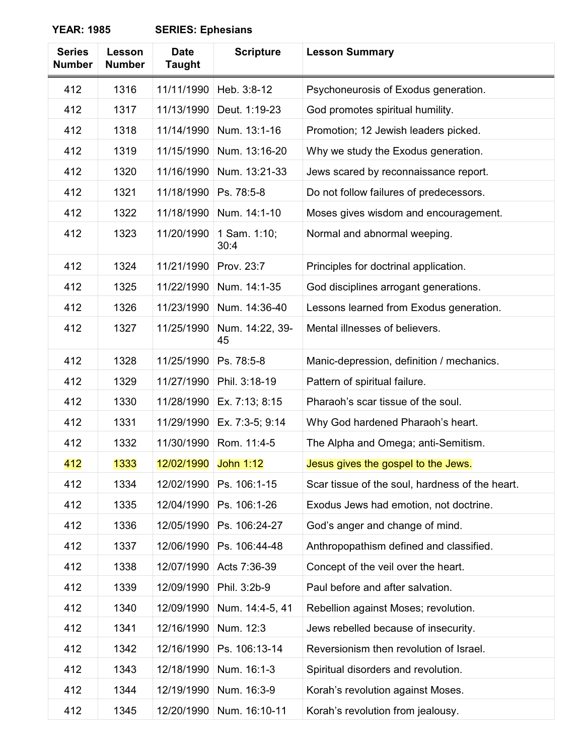**YEAR: 1985 SERIES: Ephesians**

| Series Number | Lesson Number | Date Taught | Scripture | Lesson Summary |
|---|---|---|---|---|
| 412 | 1316 | 11/11/1990 | Heb. 3:8-12 | Psychoneurosis of Exodus generation. |
| 412 | 1317 | 11/13/1990 | Deut. 1:19-23 | God promotes spiritual humility. |
| 412 | 1318 | 11/14/1990 | Num. 13:1-16 | Promotion; 12 Jewish leaders picked. |
| 412 | 1319 | 11/15/1990 | Num. 13:16-20 | Why we study the Exodus generation. |
| 412 | 1320 | 11/16/1990 | Num. 13:21-33 | Jews scared by reconnaissance report. |
| 412 | 1321 | 11/18/1990 | Ps. 78:5-8 | Do not follow failures of predecessors. |
| 412 | 1322 | 11/18/1990 | Num. 14:1-10 | Moses gives wisdom and encouragement. |
| 412 | 1323 | 11/20/1990 | 1 Sam. 1:10; 30:4 | Normal and abnormal weeping. |
| 412 | 1324 | 11/21/1990 | Prov. 23:7 | Principles for doctrinal application. |
| 412 | 1325 | 11/22/1990 | Num. 14:1-35 | God disciplines arrogant generations. |
| 412 | 1326 | 11/23/1990 | Num. 14:36-40 | Lessons learned from Exodus generation. |
| 412 | 1327 | 11/25/1990 | Num. 14:22, 39-45 | Mental illnesses of believers. |
| 412 | 1328 | 11/25/1990 | Ps. 78:5-8 | Manic-depression, definition / mechanics. |
| 412 | 1329 | 11/27/1990 | Phil. 3:18-19 | Pattern of spiritual failure. |
| 412 | 1330 | 11/28/1990 | Ex. 7:13; 8:15 | Pharaoh's scar tissue of the soul. |
| 412 | 1331 | 11/29/1990 | Ex. 7:3-5; 9:14 | Why God hardened Pharaoh's heart. |
| 412 | 1332 | 11/30/1990 | Rom. 11:4-5 | The Alpha and Omega; anti-Semitism. |
| 412 | 1333 | 12/02/1990 | John 1:12 | Jesus gives the gospel to the Jews. |
| 412 | 1334 | 12/02/1990 | Ps. 106:1-15 | Scar tissue of the soul, hardness of the heart. |
| 412 | 1335 | 12/04/1990 | Ps. 106:1-26 | Exodus Jews had emotion, not doctrine. |
| 412 | 1336 | 12/05/1990 | Ps. 106:24-27 | God's anger and change of mind. |
| 412 | 1337 | 12/06/1990 | Ps. 106:44-48 | Anthropopathism defined and classified. |
| 412 | 1338 | 12/07/1990 | Acts 7:36-39 | Concept of the veil over the heart. |
| 412 | 1339 | 12/09/1990 | Phil. 3:2b-9 | Paul before and after salvation. |
| 412 | 1340 | 12/09/1990 | Num. 14:4-5, 41 | Rebellion against Moses; revolution. |
| 412 | 1341 | 12/16/1990 | Num. 12:3 | Jews rebelled because of insecurity. |
| 412 | 1342 | 12/16/1990 | Ps. 106:13-14 | Reversionism then revolution of Israel. |
| 412 | 1343 | 12/18/1990 | Num. 16:1-3 | Spiritual disorders and revolution. |
| 412 | 1344 | 12/19/1990 | Num. 16:3-9 | Korah's revolution against Moses. |
| 412 | 1345 | 12/20/1990 | Num. 16:10-11 | Korah's revolution from jealousy. |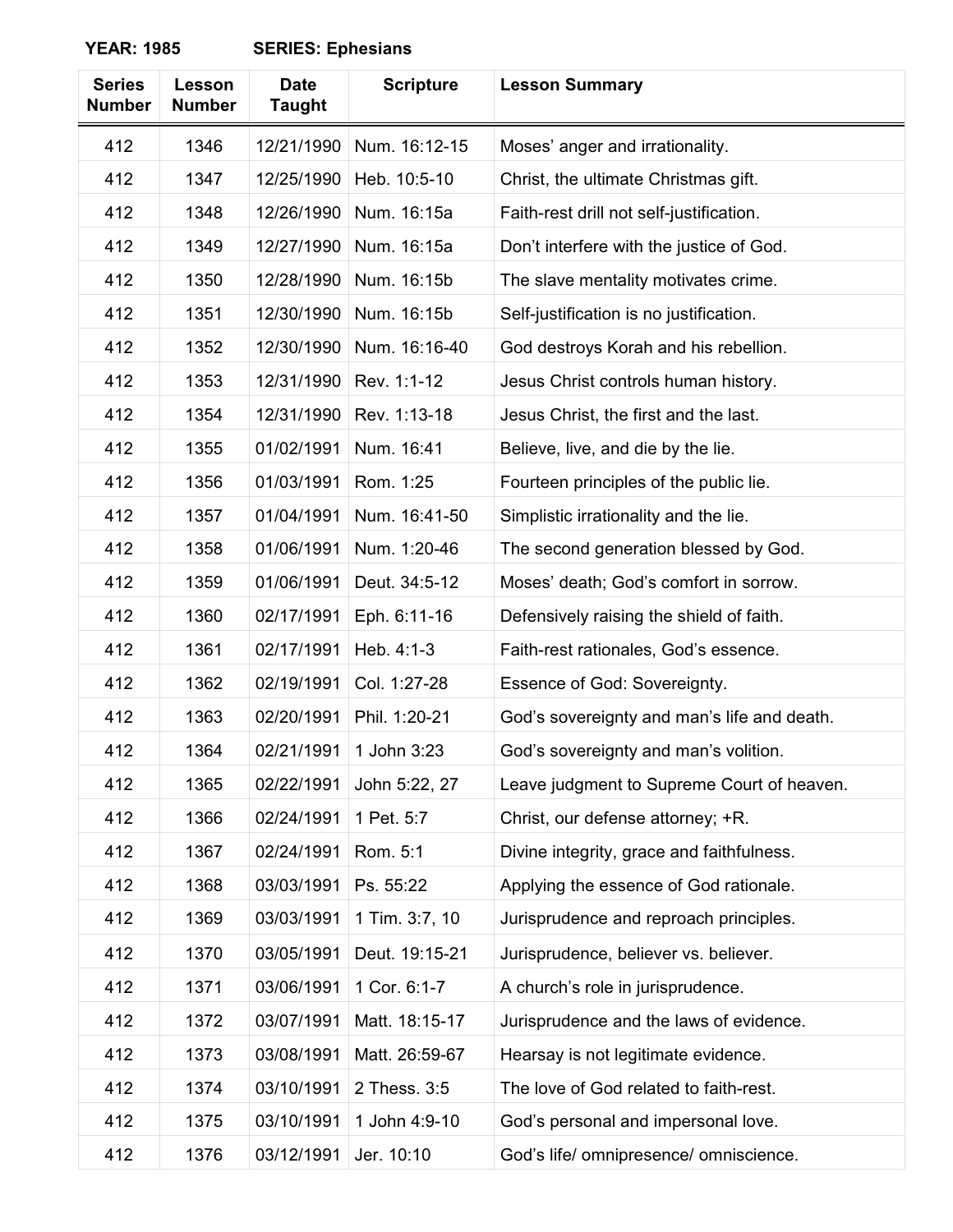**YEAR: 1985 SERIES: Ephesians**

| Series Number | Lesson Number | Date Taught | Scripture | Lesson Summary |
|---|---|---|---|---|
| 412 | 1346 | 12/21/1990 | Num. 16:12-15 | Moses' anger and irrationality. |
| 412 | 1347 | 12/25/1990 | Heb. 10:5-10 | Christ, the ultimate Christmas gift. |
| 412 | 1348 | 12/26/1990 | Num. 16:15a | Faith-rest drill not self-justification. |
| 412 | 1349 | 12/27/1990 | Num. 16:15a | Don't interfere with the justice of God. |
| 412 | 1350 | 12/28/1990 | Num. 16:15b | The slave mentality motivates crime. |
| 412 | 1351 | 12/30/1990 | Num. 16:15b | Self-justification is no justification. |
| 412 | 1352 | 12/30/1990 | Num. 16:16-40 | God destroys Korah and his rebellion. |
| 412 | 1353 | 12/31/1990 | Rev. 1:1-12 | Jesus Christ controls human history. |
| 412 | 1354 | 12/31/1990 | Rev. 1:13-18 | Jesus Christ, the first and the last. |
| 412 | 1355 | 01/02/1991 | Num. 16:41 | Believe, live, and die by the lie. |
| 412 | 1356 | 01/03/1991 | Rom. 1:25 | Fourteen principles of the public lie. |
| 412 | 1357 | 01/04/1991 | Num. 16:41-50 | Simplistic irrationality and the lie. |
| 412 | 1358 | 01/06/1991 | Num. 1:20-46 | The second generation blessed by God. |
| 412 | 1359 | 01/06/1991 | Deut. 34:5-12 | Moses' death; God's comfort in sorrow. |
| 412 | 1360 | 02/17/1991 | Eph. 6:11-16 | Defensively raising the shield of faith. |
| 412 | 1361 | 02/17/1991 | Heb. 4:1-3 | Faith-rest rationales, God's essence. |
| 412 | 1362 | 02/19/1991 | Col. 1:27-28 | Essence of God: Sovereignty. |
| 412 | 1363 | 02/20/1991 | Phil. 1:20-21 | God's sovereignty and man's life and death. |
| 412 | 1364 | 02/21/1991 | 1 John 3:23 | God's sovereignty and man's volition. |
| 412 | 1365 | 02/22/1991 | John 5:22, 27 | Leave judgment to Supreme Court of heaven. |
| 412 | 1366 | 02/24/1991 | 1 Pet. 5:7 | Christ, our defense attorney; +R. |
| 412 | 1367 | 02/24/1991 | Rom. 5:1 | Divine integrity, grace and faithfulness. |
| 412 | 1368 | 03/03/1991 | Ps. 55:22 | Applying the essence of God rationale. |
| 412 | 1369 | 03/03/1991 | 1 Tim. 3:7, 10 | Jurisprudence and reproach principles. |
| 412 | 1370 | 03/05/1991 | Deut. 19:15-21 | Jurisprudence, believer vs. believer. |
| 412 | 1371 | 03/06/1991 | 1 Cor. 6:1-7 | A church's role in jurisprudence. |
| 412 | 1372 | 03/07/1991 | Matt. 18:15-17 | Jurisprudence and the laws of evidence. |
| 412 | 1373 | 03/08/1991 | Matt. 26:59-67 | Hearsay is not legitimate evidence. |
| 412 | 1374 | 03/10/1991 | 2 Thess. 3:5 | The love of God related to faith-rest. |
| 412 | 1375 | 03/10/1991 | 1 John 4:9-10 | God's personal and impersonal love. |
| 412 | 1376 | 03/12/1991 | Jer. 10:10 | God's life/ omnipresence/ omniscience. |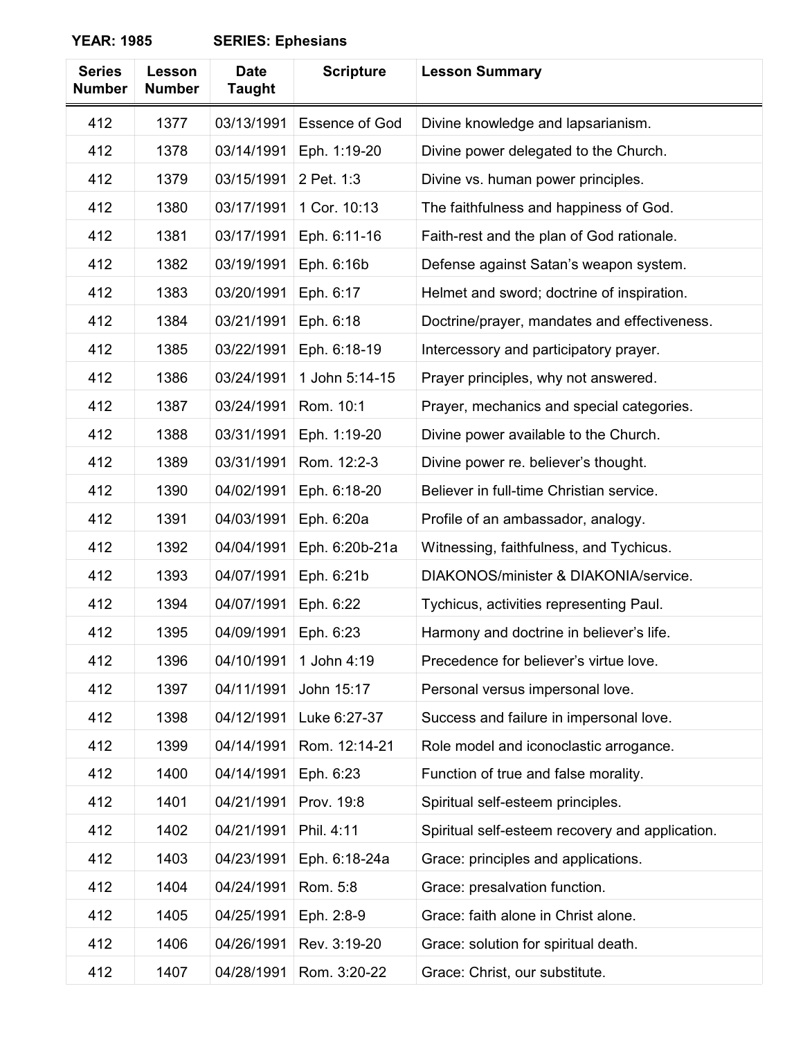**YEAR: 1985** **SERIES: Ephesians**

| Series Number | Lesson Number | Date Taught | Scripture | Lesson Summary |
|---|---|---|---|---|
| 412 | 1377 | 03/13/1991 | Essence of God | Divine knowledge and lapsarianism. |
| 412 | 1378 | 03/14/1991 | Eph. 1:19-20 | Divine power delegated to the Church. |
| 412 | 1379 | 03/15/1991 | 2 Pet. 1:3 | Divine vs. human power principles. |
| 412 | 1380 | 03/17/1991 | 1 Cor. 10:13 | The faithfulness and happiness of God. |
| 412 | 1381 | 03/17/1991 | Eph. 6:11-16 | Faith-rest and the plan of God rationale. |
| 412 | 1382 | 03/19/1991 | Eph. 6:16b | Defense against Satan's weapon system. |
| 412 | 1383 | 03/20/1991 | Eph. 6:17 | Helmet and sword; doctrine of inspiration. |
| 412 | 1384 | 03/21/1991 | Eph. 6:18 | Doctrine/prayer, mandates and effectiveness. |
| 412 | 1385 | 03/22/1991 | Eph. 6:18-19 | Intercessory and participatory prayer. |
| 412 | 1386 | 03/24/1991 | 1 John 5:14-15 | Prayer principles, why not answered. |
| 412 | 1387 | 03/24/1991 | Rom. 10:1 | Prayer, mechanics and special categories. |
| 412 | 1388 | 03/31/1991 | Eph. 1:19-20 | Divine power available to the Church. |
| 412 | 1389 | 03/31/1991 | Rom. 12:2-3 | Divine power re. believer's thought. |
| 412 | 1390 | 04/02/1991 | Eph. 6:18-20 | Believer in full-time Christian service. |
| 412 | 1391 | 04/03/1991 | Eph. 6:20a | Profile of an ambassador, analogy. |
| 412 | 1392 | 04/04/1991 | Eph. 6:20b-21a | Witnessing, faithfulness, and Tychicus. |
| 412 | 1393 | 04/07/1991 | Eph. 6:21b | DIAKONOS/minister & DIAKONIA/service. |
| 412 | 1394 | 04/07/1991 | Eph. 6:22 | Tychicus, activities representing Paul. |
| 412 | 1395 | 04/09/1991 | Eph. 6:23 | Harmony and doctrine in believer's life. |
| 412 | 1396 | 04/10/1991 | 1 John 4:19 | Precedence for believer's virtue love. |
| 412 | 1397 | 04/11/1991 | John 15:17 | Personal versus impersonal love. |
| 412 | 1398 | 04/12/1991 | Luke 6:27-37 | Success and failure in impersonal love. |
| 412 | 1399 | 04/14/1991 | Rom. 12:14-21 | Role model and iconoclastic arrogance. |
| 412 | 1400 | 04/14/1991 | Eph. 6:23 | Function of true and false morality. |
| 412 | 1401 | 04/21/1991 | Prov. 19:8 | Spiritual self-esteem principles. |
| 412 | 1402 | 04/21/1991 | Phil. 4:11 | Spiritual self-esteem recovery and application. |
| 412 | 1403 | 04/23/1991 | Eph. 6:18-24a | Grace: principles and applications. |
| 412 | 1404 | 04/24/1991 | Rom. 5:8 | Grace: presalvation function. |
| 412 | 1405 | 04/25/1991 | Eph. 2:8-9 | Grace: faith alone in Christ alone. |
| 412 | 1406 | 04/26/1991 | Rev. 3:19-20 | Grace: solution for spiritual death. |
| 412 | 1407 | 04/28/1991 | Rom. 3:20-22 | Grace: Christ, our substitute. |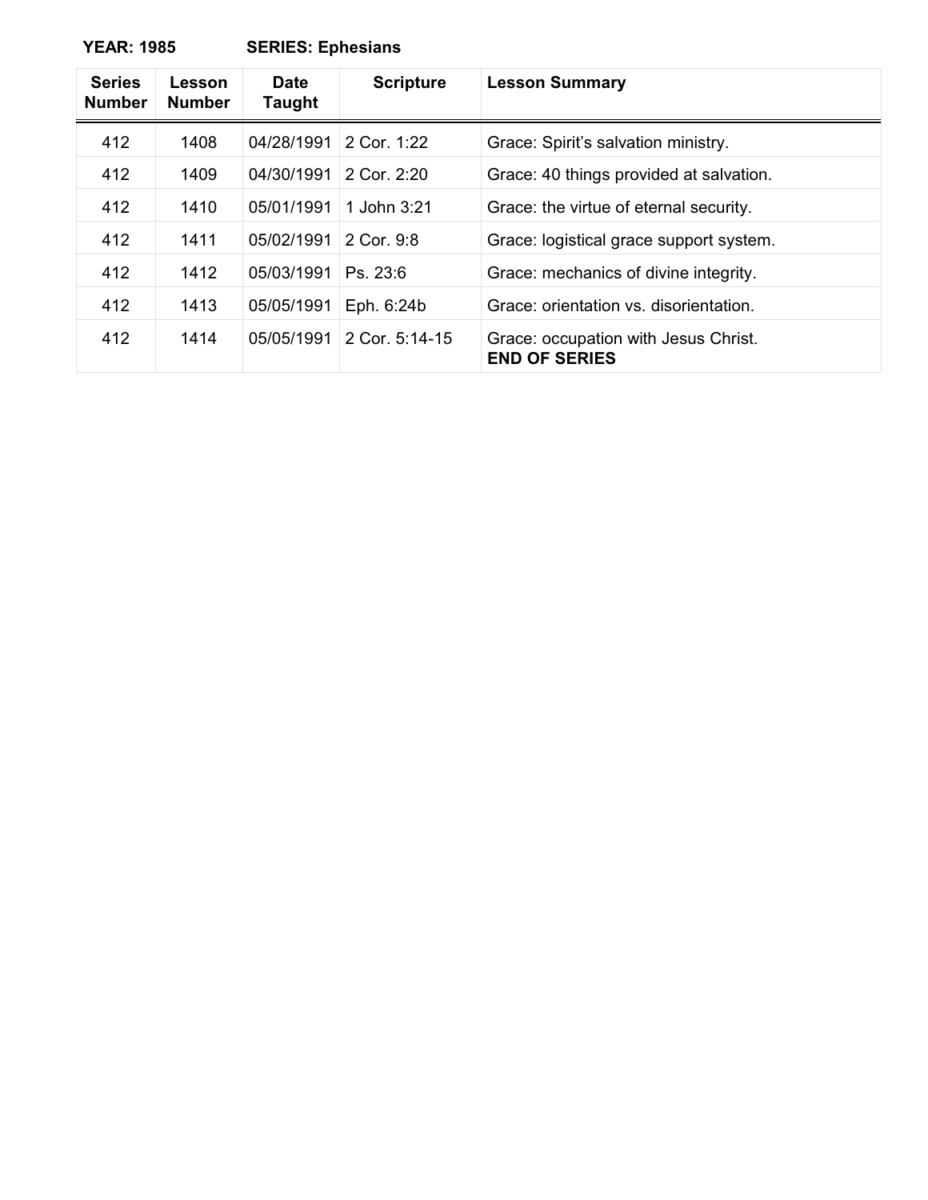**YEAR: 1985** **SERIES: Ephesians**

| Series Number | Lesson Number | Date Taught | Scripture | Lesson Summary |
|---|---|---|---|---|
| 412 | 1408 | 04/28/1991 | 2 Cor. 1:22 | Grace: Spirit's salvation ministry. |
| 412 | 1409 | 04/30/1991 | 2 Cor. 2:20 | Grace: 40 things provided at salvation. |
| 412 | 1410 | 05/01/1991 | 1 John 3:21 | Grace: the virtue of eternal security. |
| 412 | 1411 | 05/02/1991 | 2 Cor. 9:8 | Grace: logistical grace support system. |
| 412 | 1412 | 05/03/1991 | Ps. 23:6 | Grace: mechanics of divine integrity. |
| 412 | 1413 | 05/05/1991 | Eph. 6:24b | Grace: orientation vs. disorientation. |
| 412 | 1414 | 05/05/1991 | 2 Cor. 5:14-15 | Grace: occupation with Jesus Christ. **END OF SERIES** |